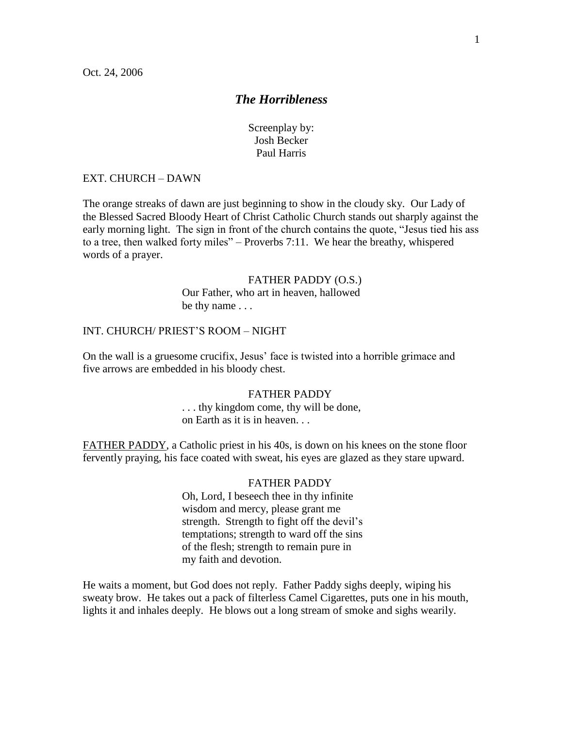Oct. 24, 2006

# *The Horribleness*

Screenplay by:
Josh Becker
Paul Harris

EXT. CHURCH – DAWN

The orange streaks of dawn are just beginning to show in the cloudy sky. Our Lady of the Blessed Sacred Bloody Heart of Christ Catholic Church stands out sharply against the early morning light. The sign in front of the church contains the quote, "Jesus tied his ass to a tree, then walked forty miles" – Proverbs 7:11. We hear the breathy, whispered words of a prayer.

FATHER PADDY (O.S.)
Our Father, who art in heaven, hallowed be thy name . . .

INT. CHURCH/ PRIEST'S ROOM – NIGHT

On the wall is a gruesome crucifix, Jesus' face is twisted into a horrible grimace and five arrows are embedded in his bloody chest.

FATHER PADDY
. . . thy kingdom come, thy will be done, on Earth as it is in heaven. . .

FATHER PADDY, a Catholic priest in his 40s, is down on his knees on the stone floor fervently praying, his face coated with sweat, his eyes are glazed as they stare upward.

FATHER PADDY
Oh, Lord, I beseech thee in thy infinite wisdom and mercy, please grant me strength. Strength to fight off the devil's temptations; strength to ward off the sins of the flesh; strength to remain pure in my faith and devotion.

He waits a moment, but God does not reply. Father Paddy sighs deeply, wiping his sweaty brow. He takes out a pack of filterless Camel Cigarettes, puts one in his mouth, lights it and inhales deeply. He blows out a long stream of smoke and sighs wearily.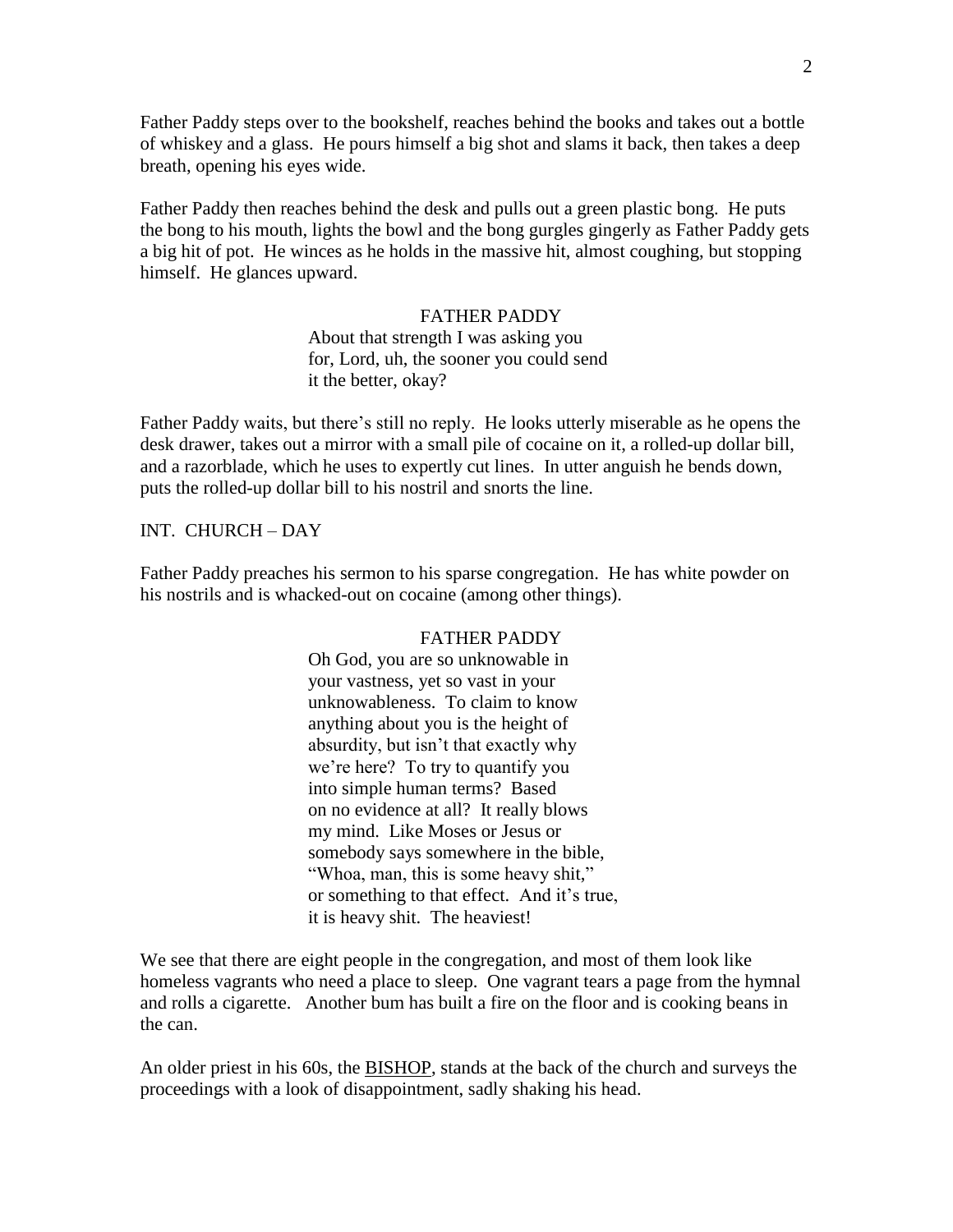Father Paddy steps over to the bookshelf, reaches behind the books and takes out a bottle of whiskey and a glass. He pours himself a big shot and slams it back, then takes a deep breath, opening his eyes wide.

Father Paddy then reaches behind the desk and pulls out a green plastic bong. He puts the bong to his mouth, lights the bowl and the bong gurgles gingerly as Father Paddy gets a big hit of pot. He winces as he holds in the massive hit, almost coughing, but stopping himself. He glances upward.

FATHER PADDY

About that strength I was asking you for, Lord, uh, the sooner you could send it the better, okay?

Father Paddy waits, but there's still no reply. He looks utterly miserable as he opens the desk drawer, takes out a mirror with a small pile of cocaine on it, a rolled-up dollar bill, and a razorblade, which he uses to expertly cut lines. In utter anguish he bends down, puts the rolled-up dollar bill to his nostril and snorts the line.

INT. CHURCH – DAY

Father Paddy preaches his sermon to his sparse congregation. He has white powder on his nostrils and is whacked-out on cocaine (among other things).

FATHER PADDY

Oh God, you are so unknowable in your vastness, yet so vast in your unknowableness. To claim to know anything about you is the height of absurdity, but isn't that exactly why we're here? To try to quantify you into simple human terms? Based on no evidence at all? It really blows my mind. Like Moses or Jesus or somebody says somewhere in the bible, "Whoa, man, this is some heavy shit," or something to that effect. And it's true, it is heavy shit. The heaviest!

We see that there are eight people in the congregation, and most of them look like homeless vagrants who need a place to sleep. One vagrant tears a page from the hymnal and rolls a cigarette. Another bum has built a fire on the floor and is cooking beans in the can.

An older priest in his 60s, the BISHOP, stands at the back of the church and surveys the proceedings with a look of disappointment, sadly shaking his head.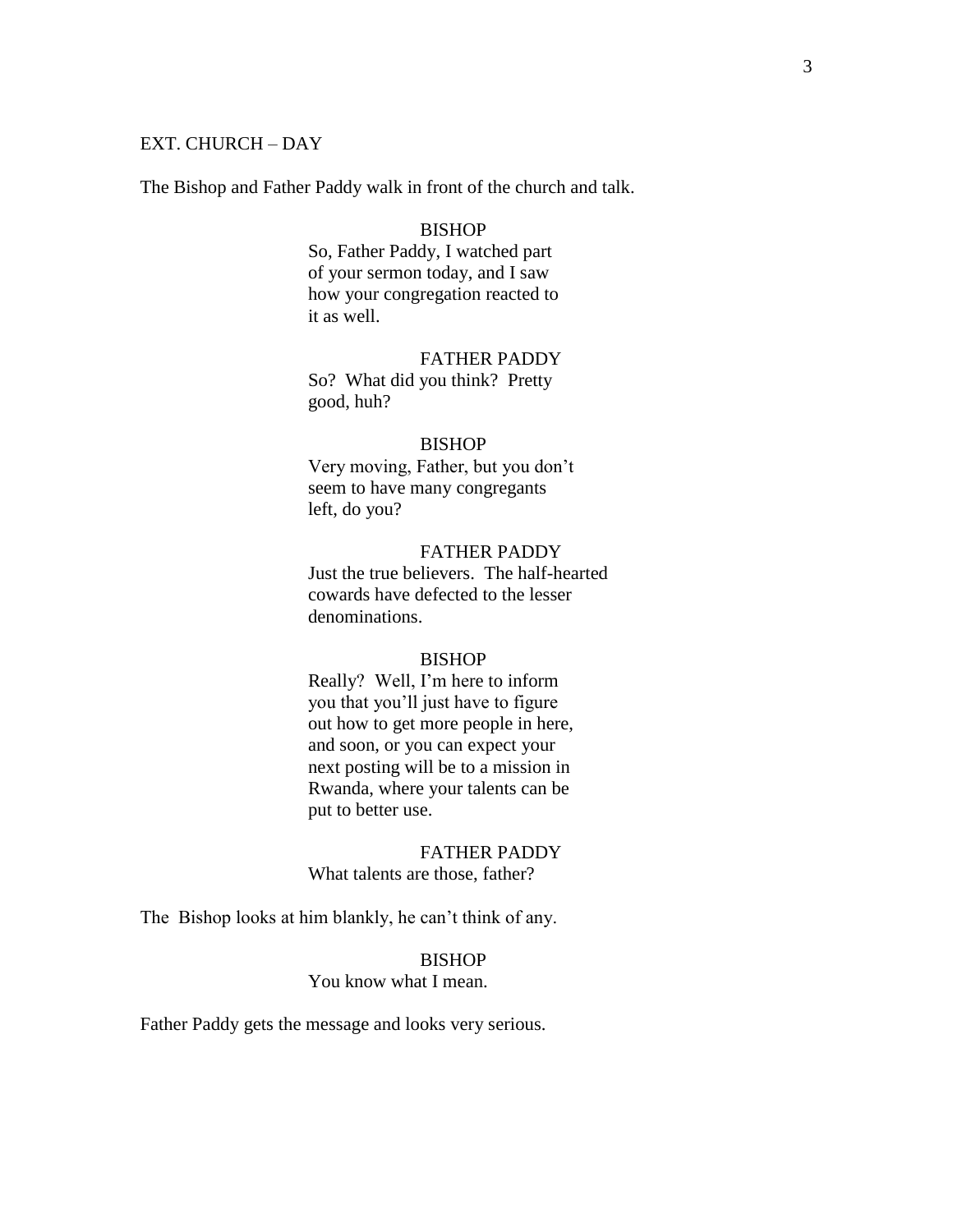EXT. CHURCH – DAY

The Bishop and Father Paddy walk in front of the church and talk.

BISHOP
So, Father Paddy, I watched part of your sermon today, and I saw how your congregation reacted to it as well.

FATHER PADDY
So? What did you think? Pretty good, huh?

BISHOP
Very moving, Father, but you don't seem to have many congregants left, do you?

FATHER PADDY
Just the true believers. The half-hearted cowards have defected to the lesser denominations.

BISHOP
Really? Well, I'm here to inform you that you'll just have to figure out how to get more people in here, and soon, or you can expect your next posting will be to a mission in Rwanda, where your talents can be put to better use.

FATHER PADDY
What talents are those, father?

The Bishop looks at him blankly, he can't think of any.

BISHOP
You know what I mean.

Father Paddy gets the message and looks very serious.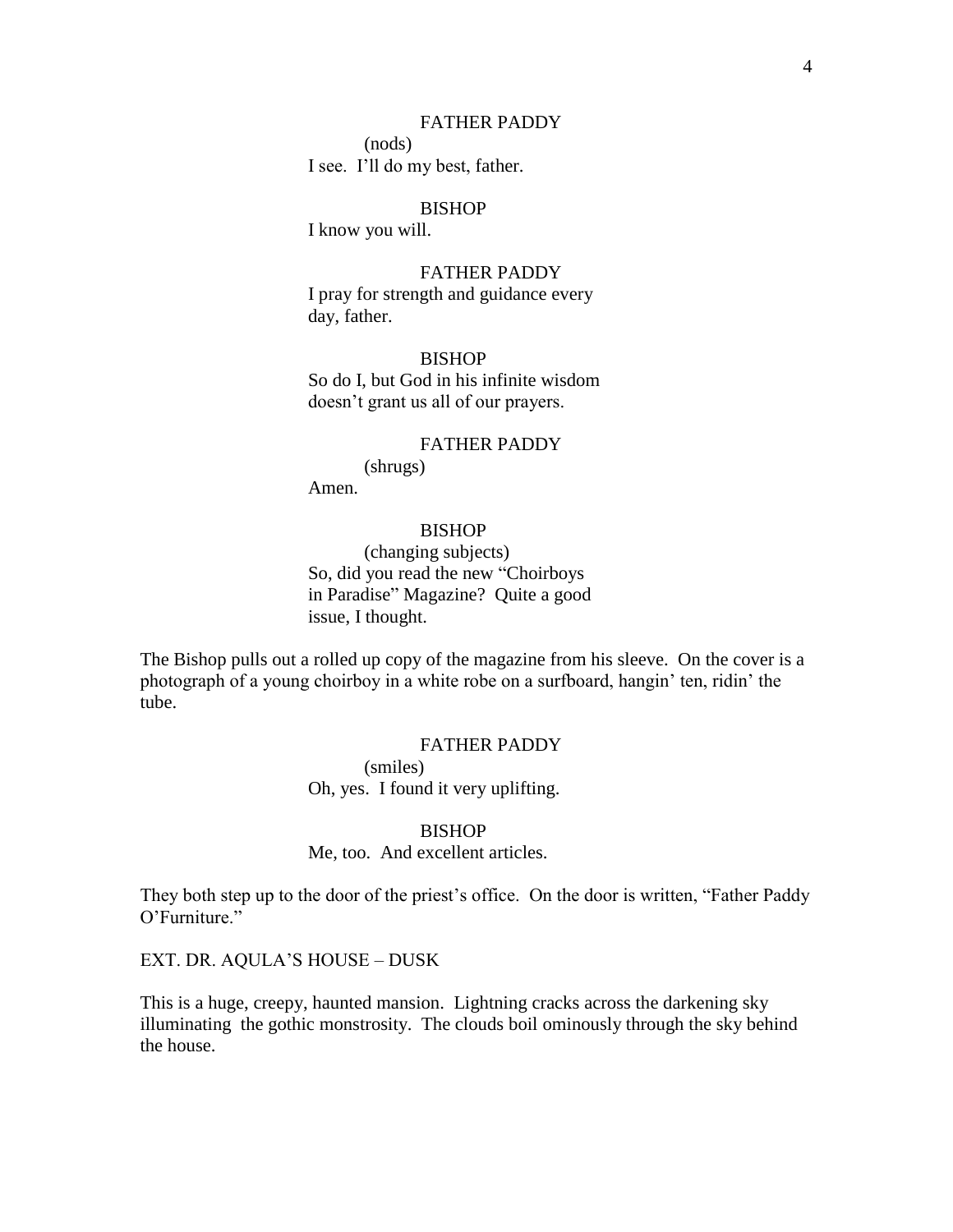FATHER PADDY

(nods)

I see. I'll do my best, father.

BISHOP

I know you will.

FATHER PADDY

I pray for strength and guidance every day, father.

BISHOP

So do I, but God in his infinite wisdom doesn't grant us all of our prayers.

FATHER PADDY

(shrugs)

Amen.

BISHOP

(changing subjects)

So, did you read the new "Choirboys in Paradise" Magazine? Quite a good issue, I thought.

The Bishop pulls out a rolled up copy of the magazine from his sleeve. On the cover is a photograph of a young choirboy in a white robe on a surfboard, hangin' ten, ridin' the tube.

FATHER PADDY

(smiles)

Oh, yes. I found it very uplifting.

BISHOP

Me, too. And excellent articles.

They both step up to the door of the priest's office. On the door is written, "Father Paddy O'Furniture."

EXT. DR. AQULA'S HOUSE – DUSK

This is a huge, creepy, haunted mansion. Lightning cracks across the darkening sky illuminating the gothic monstrosity. The clouds boil ominously through the sky behind the house.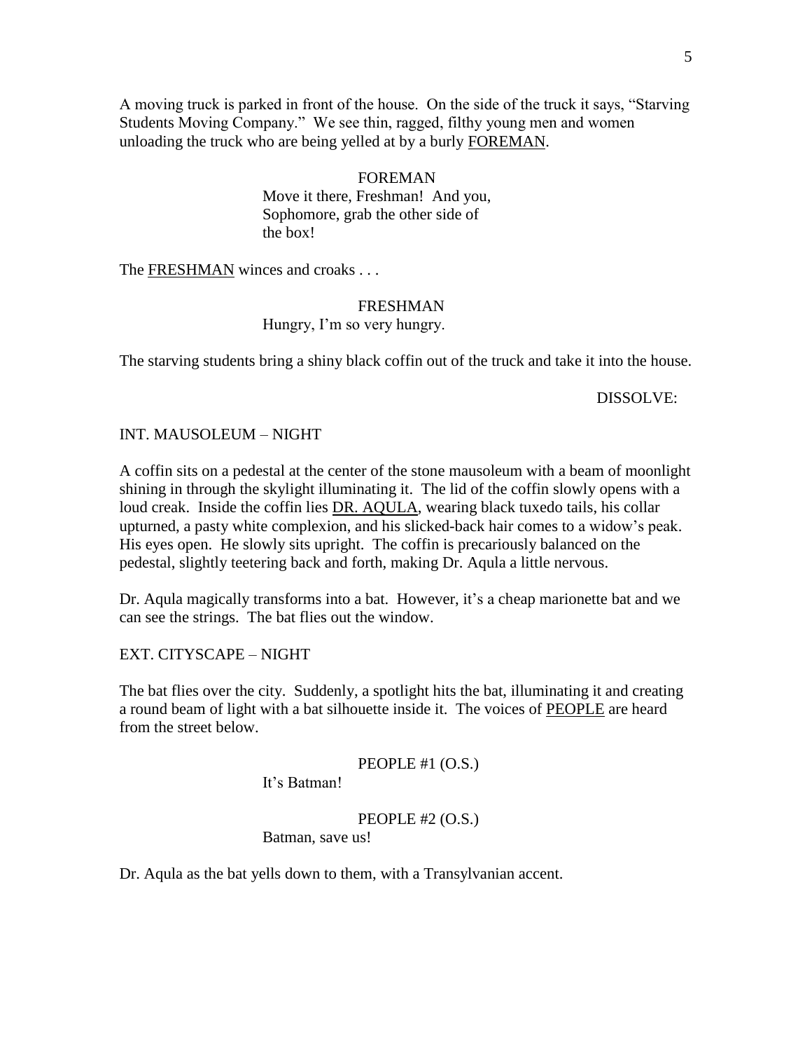A moving truck is parked in front of the house. On the side of the truck it says, "Starving Students Moving Company." We see thin, ragged, filthy young men and women unloading the truck who are being yelled at by a burly FOREMAN.

FOREMAN
Move it there, Freshman! And you, Sophomore, grab the other side of the box!

The FRESHMAN winces and croaks . . .

FRESHMAN
Hungry, I'm so very hungry.

The starving students bring a shiny black coffin out of the truck and take it into the house.

DISSOLVE:

INT. MAUSOLEUM – NIGHT

A coffin sits on a pedestal at the center of the stone mausoleum with a beam of moonlight shining in through the skylight illuminating it. The lid of the coffin slowly opens with a loud creak. Inside the coffin lies DR. AQULA, wearing black tuxedo tails, his collar upturned, a pasty white complexion, and his slicked-back hair comes to a widow's peak. His eyes open. He slowly sits upright. The coffin is precariously balanced on the pedestal, slightly teetering back and forth, making Dr. Aqula a little nervous.

Dr. Aqula magically transforms into a bat. However, it's a cheap marionette bat and we can see the strings. The bat flies out the window.

EXT. CITYSCAPE – NIGHT

The bat flies over the city. Suddenly, a spotlight hits the bat, illuminating it and creating a round beam of light with a bat silhouette inside it. The voices of PEOPLE are heard from the street below.

PEOPLE #1 (O.S.)
It's Batman!

PEOPLE #2 (O.S.)
Batman, save us!

Dr. Aqula as the bat yells down to them, with a Transylvanian accent.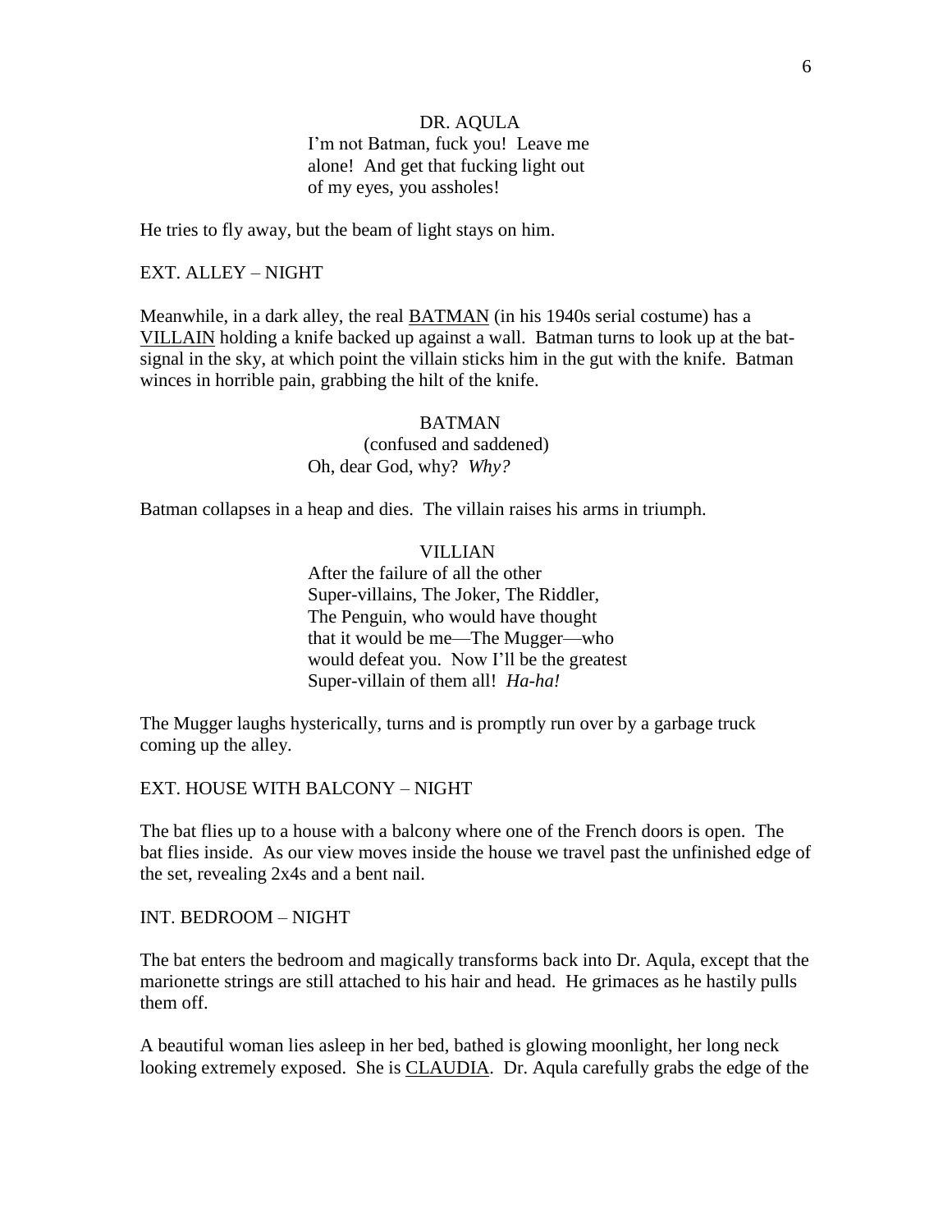DR. AQULA

I'm not Batman, fuck you! Leave me alone! And get that fucking light out of my eyes, you assholes!

He tries to fly away, but the beam of light stays on him.

EXT. ALLEY – NIGHT

Meanwhile, in a dark alley, the real BATMAN (in his 1940s serial costume) has a VILLAIN holding a knife backed up against a wall. Batman turns to look up at the bat-signal in the sky, at which point the villain sticks him in the gut with the knife. Batman winces in horrible pain, grabbing the hilt of the knife.

BATMAN

(confused and saddened)

Oh, dear God, why? *Why?*

Batman collapses in a heap and dies. The villain raises his arms in triumph.

VILLIAN

After the failure of all the other Super-villains, The Joker, The Riddler, The Penguin, who would have thought that it would be me—The Mugger—who would defeat you. Now I'll be the greatest Super-villain of them all! *Ha-ha!*

The Mugger laughs hysterically, turns and is promptly run over by a garbage truck coming up the alley.

EXT. HOUSE WITH BALCONY – NIGHT

The bat flies up to a house with a balcony where one of the French doors is open. The bat flies inside. As our view moves inside the house we travel past the unfinished edge of the set, revealing 2x4s and a bent nail.

INT. BEDROOM – NIGHT

The bat enters the bedroom and magically transforms back into Dr. Aqula, except that the marionette strings are still attached to his hair and head. He grimaces as he hastily pulls them off.

A beautiful woman lies asleep in her bed, bathed is glowing moonlight, her long neck looking extremely exposed. She is CLAUDIA. Dr. Aqula carefully grabs the edge of the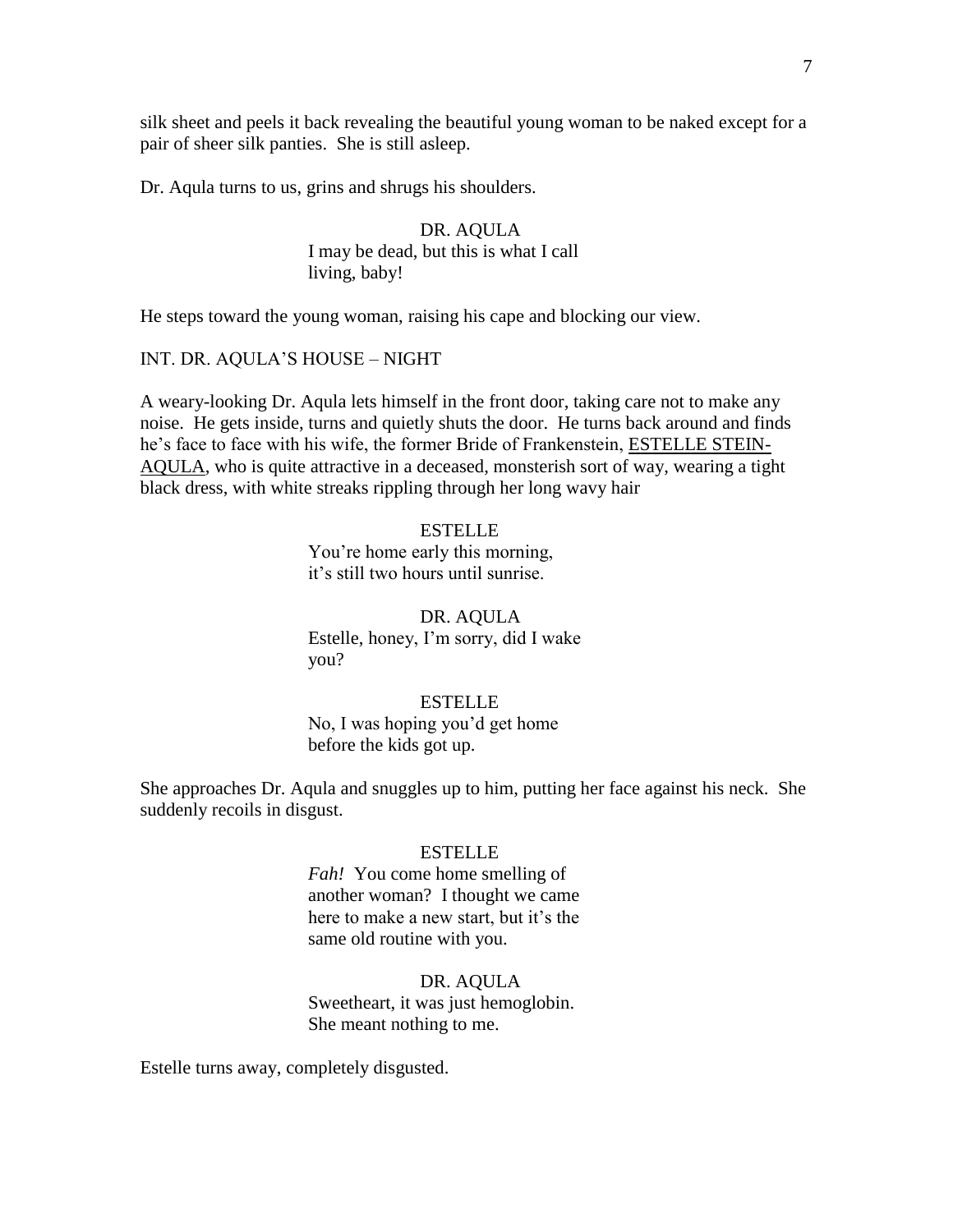silk sheet and peels it back revealing the beautiful young woman to be naked except for a pair of sheer silk panties. She is still asleep.

Dr. Aqula turns to us, grins and shrugs his shoulders.

DR. AQULA
I may be dead, but this is what I call living, baby!

He steps toward the young woman, raising his cape and blocking our view.

INT. DR. AQULA'S HOUSE – NIGHT

A weary-looking Dr. Aqula lets himself in the front door, taking care not to make any noise. He gets inside, turns and quietly shuts the door. He turns back around and finds he's face to face with his wife, the former Bride of Frankenstein, <u>ESTELLE STEIN-AQULA</u>, who is quite attractive in a deceased, monsterish sort of way, wearing a tight black dress, with white streaks rippling through her long wavy hair

ESTELLE
You're home early this morning, it's still two hours until sunrise.

DR. AQULA
Estelle, honey, I'm sorry, did I wake you?

ESTELLE
No, I was hoping you'd get home before the kids got up.

She approaches Dr. Aqula and snuggles up to him, putting her face against his neck. She suddenly recoils in disgust.

ESTELLE
*Fah!* You come home smelling of another woman? I thought we came here to make a new start, but it's the same old routine with you.

DR. AQULA
Sweetheart, it was just hemoglobin. She meant nothing to me.

Estelle turns away, completely disgusted.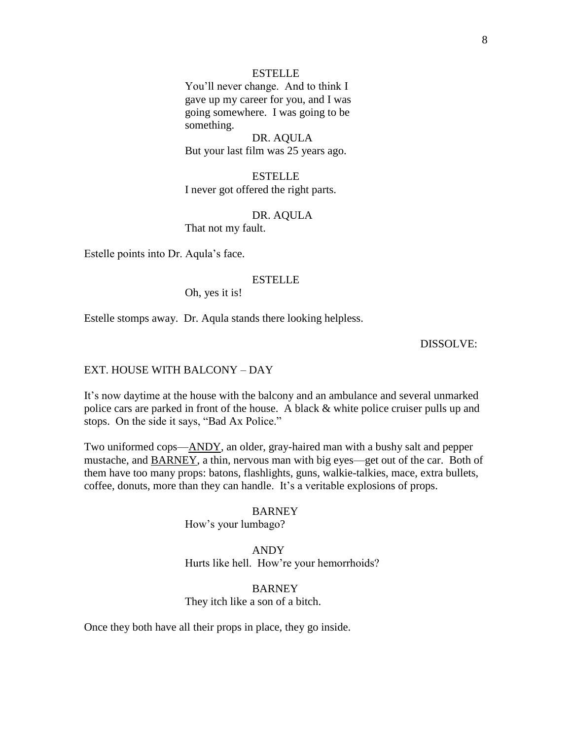ESTELLE

You'll never change. And to think I gave up my career for you, and I was going somewhere. I was going to be something.

DR. AQULA

But your last film was 25 years ago.

ESTELLE

I never got offered the right parts.

DR. AQULA

That not my fault.

Estelle points into Dr. Aqula's face.

ESTELLE

Oh, yes it is!

Estelle stomps away. Dr. Aqula stands there looking helpless.

DISSOLVE:

EXT. HOUSE WITH BALCONY – DAY

It's now daytime at the house with the balcony and an ambulance and several unmarked police cars are parked in front of the house. A black & white police cruiser pulls up and stops. On the side it says, "Bad Ax Police."

Two uniformed cops—ANDY, an older, gray-haired man with a bushy salt and pepper mustache, and BARNEY, a thin, nervous man with big eyes—get out of the car. Both of them have too many props: batons, flashlights, guns, walkie-talkies, mace, extra bullets, coffee, donuts, more than they can handle. It's a veritable explosions of props.

BARNEY

How's your lumbago?

ANDY

Hurts like hell. How're your hemorrhoids?

BARNEY

They itch like a son of a bitch.

Once they both have all their props in place, they go inside.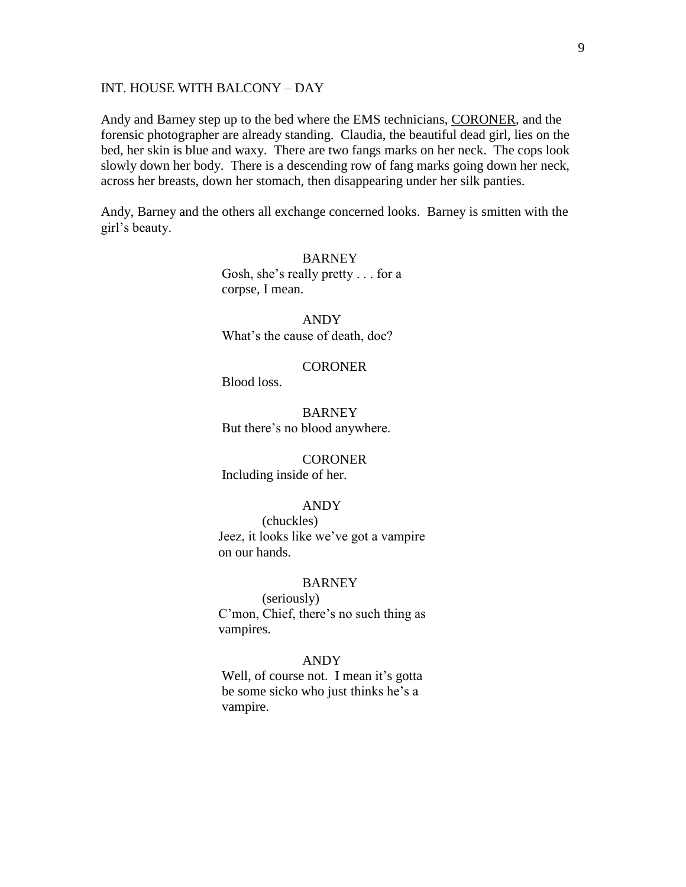INT. HOUSE WITH BALCONY – DAY

Andy and Barney step up to the bed where the EMS technicians, CORONER, and the forensic photographer are already standing. Claudia, the beautiful dead girl, lies on the bed, her skin is blue and waxy. There are two fangs marks on her neck. The cops look slowly down her body. There is a descending row of fang marks going down her neck, across her breasts, down her stomach, then disappearing under her silk panties.

Andy, Barney and the others all exchange concerned looks. Barney is smitten with the girl's beauty.

BARNEY
Gosh, she's really pretty . . . for a corpse, I mean.

ANDY
What's the cause of death, doc?

CORONER
Blood loss.

BARNEY
But there's no blood anywhere.

CORONER
Including inside of her.

ANDY
(chuckles)
Jeez, it looks like we've got a vampire on our hands.

BARNEY
(seriously)
C'mon, Chief, there's no such thing as vampires.

ANDY
Well, of course not. I mean it's gotta be some sicko who just thinks he's a vampire.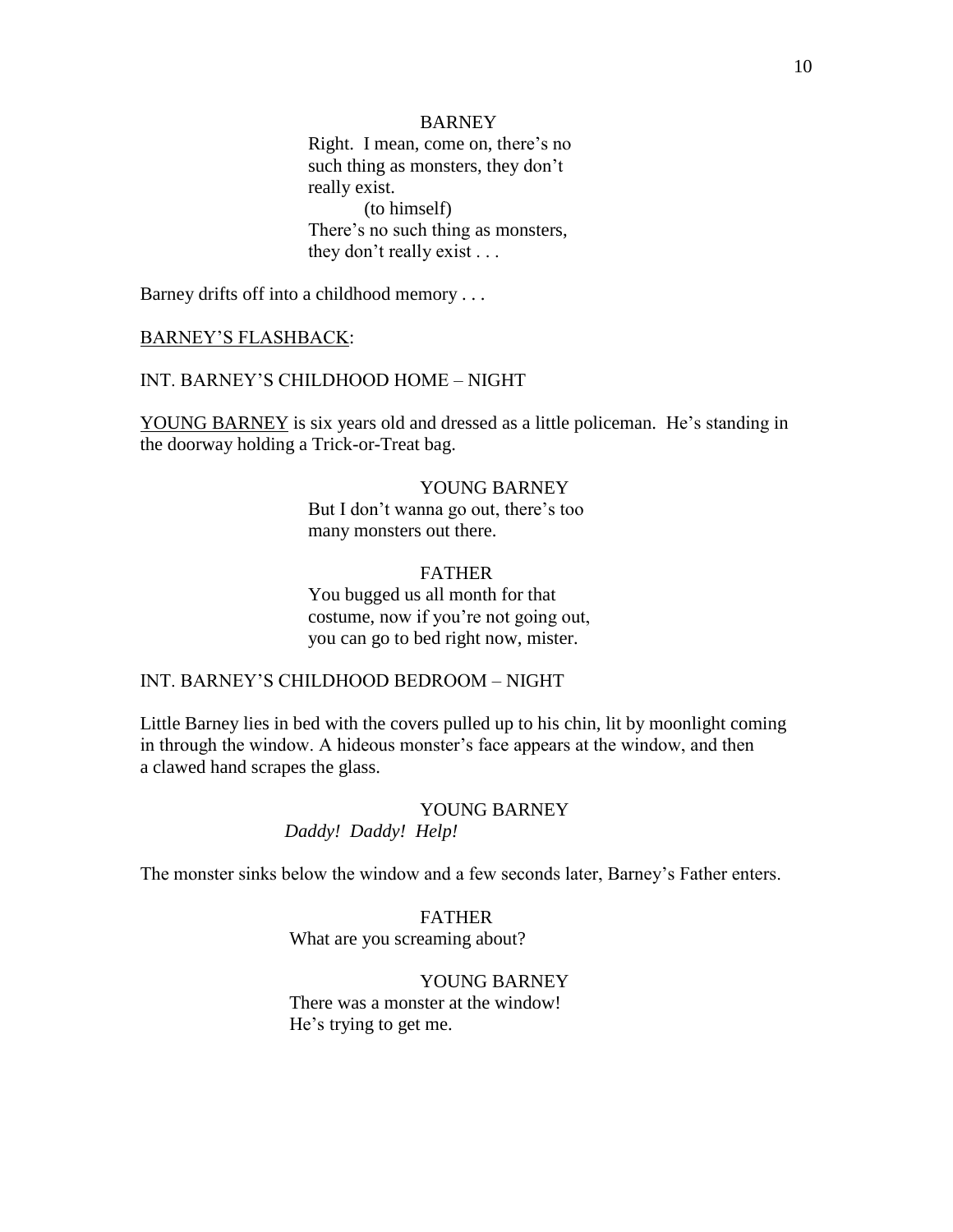BARNEY

Right. I mean, come on, there's no such thing as monsters, they don't really exist.

(to himself)

There's no such thing as monsters, they don't really exist . . .

Barney drifts off into a childhood memory . . .

<u>BARNEY'S FLASHBACK</u>:

INT. BARNEY'S CHILDHOOD HOME – NIGHT

<u>YOUNG BARNEY</u> is six years old and dressed as a little policeman. He's standing in the doorway holding a Trick-or-Treat bag.

YOUNG BARNEY

But I don't wanna go out, there's too many monsters out there.

FATHER

You bugged us all month for that costume, now if you're not going out, you can go to bed right now, mister.

INT. BARNEY'S CHILDHOOD BEDROOM – NIGHT

Little Barney lies in bed with the covers pulled up to his chin, lit by moonlight coming in through the window. A hideous monster's face appears at the window, and then a clawed hand scrapes the glass.

YOUNG BARNEY

*Daddy! Daddy! Help!*

The monster sinks below the window and a few seconds later, Barney's Father enters.

FATHER

What are you screaming about?

YOUNG BARNEY

There was a monster at the window! He's trying to get me.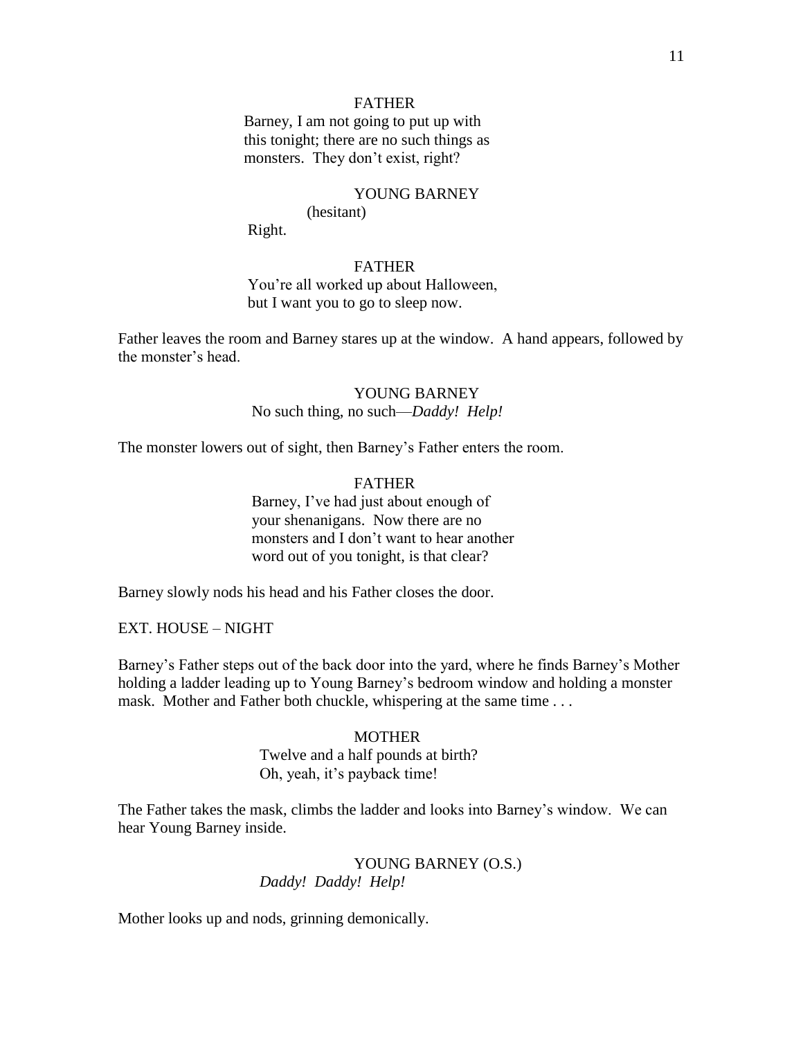FATHER

Barney, I am not going to put up with this tonight; there are no such things as monsters. They don't exist, right?

YOUNG BARNEY

(hesitant)

Right.

FATHER

You're all worked up about Halloween, but I want you to go to sleep now.

Father leaves the room and Barney stares up at the window. A hand appears, followed by the monster's head.

YOUNG BARNEY

No such thing, no such—*Daddy! Help!*

The monster lowers out of sight, then Barney's Father enters the room.

FATHER

Barney, I've had just about enough of your shenanigans. Now there are no monsters and I don't want to hear another word out of you tonight, is that clear?

Barney slowly nods his head and his Father closes the door.

EXT. HOUSE – NIGHT

Barney's Father steps out of the back door into the yard, where he finds Barney's Mother holding a ladder leading up to Young Barney's bedroom window and holding a monster mask. Mother and Father both chuckle, whispering at the same time . . .

MOTHER

Twelve and a half pounds at birth? Oh, yeah, it's payback time!

The Father takes the mask, climbs the ladder and looks into Barney's window. We can hear Young Barney inside.

YOUNG BARNEY (O.S.)

*Daddy! Daddy! Help!*

Mother looks up and nods, grinning demonically.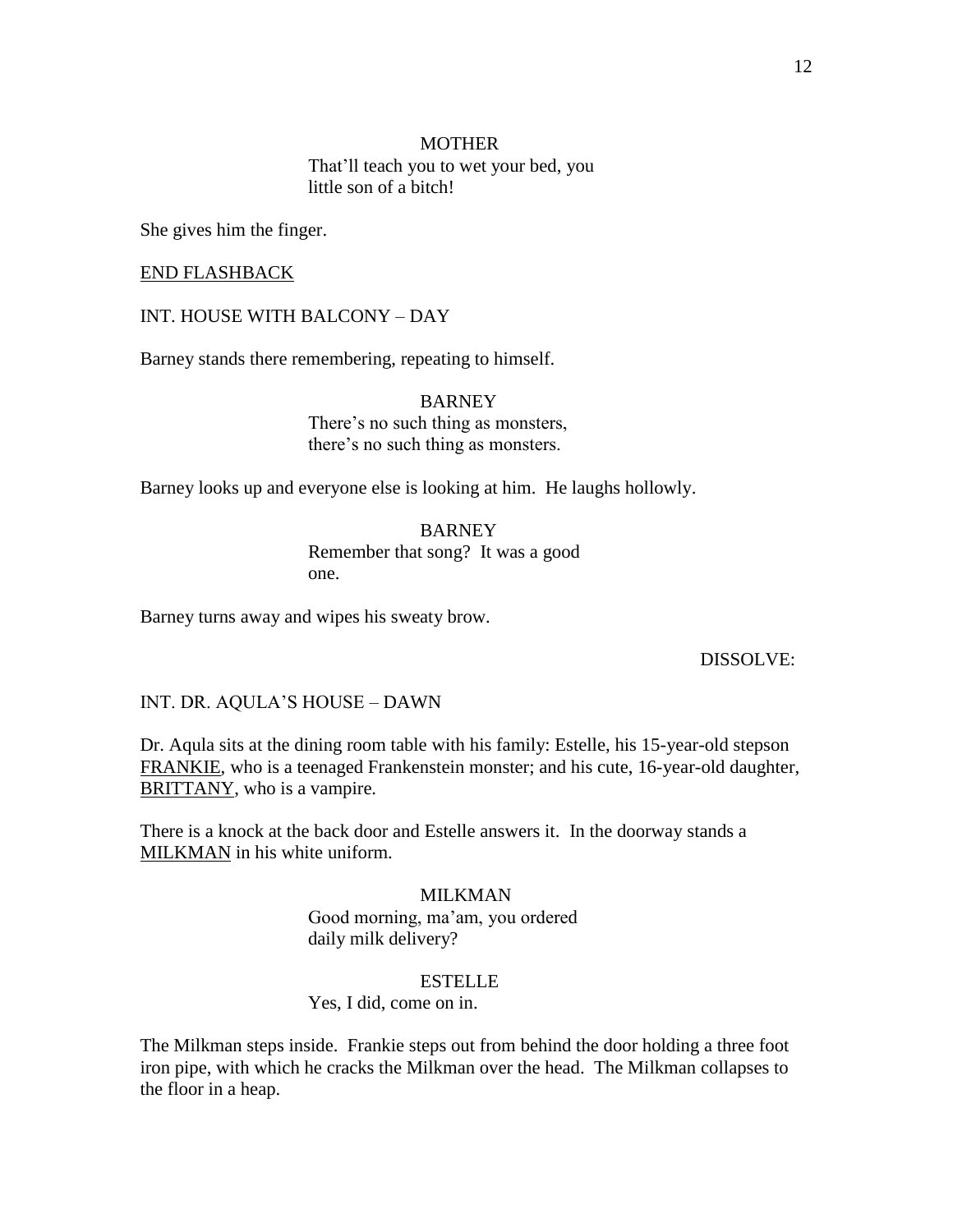MOTHER

That'll teach you to wet your bed, you little son of a bitch!

She gives him the finger.

<u>END FLASHBACK</u>

INT. HOUSE WITH BALCONY – DAY

Barney stands there remembering, repeating to himself.

BARNEY

There's no such thing as monsters, there's no such thing as monsters.

Barney looks up and everyone else is looking at him. He laughs hollowly.

BARNEY

Remember that song? It was a good one.

Barney turns away and wipes his sweaty brow.

DISSOLVE:

INT. DR. AQULA'S HOUSE – DAWN

Dr. Aqula sits at the dining room table with his family: Estelle, his 15-year-old stepson <u>FRANKIE</u>, who is a teenaged Frankenstein monster; and his cute, 16-year-old daughter, <u>BRITTANY</u>, who is a vampire.

There is a knock at the back door and Estelle answers it. In the doorway stands a <u>MILKMAN</u> in his white uniform.

MILKMAN

Good morning, ma'am, you ordered daily milk delivery?

ESTELLE

Yes, I did, come on in.

The Milkman steps inside. Frankie steps out from behind the door holding a three foot iron pipe, with which he cracks the Milkman over the head. The Milkman collapses to the floor in a heap.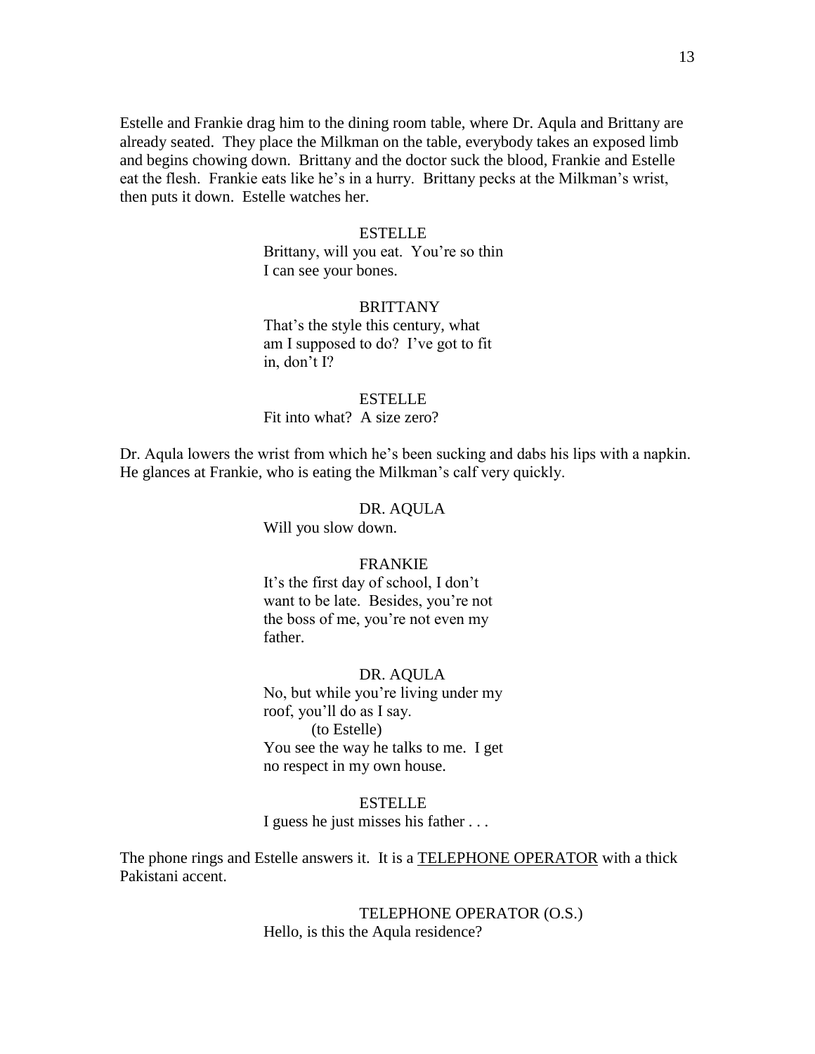Estelle and Frankie drag him to the dining room table, where Dr. Aqula and Brittany are already seated. They place the Milkman on the table, everybody takes an exposed limb and begins chowing down. Brittany and the doctor suck the blood, Frankie and Estelle eat the flesh. Frankie eats like he's in a hurry. Brittany pecks at the Milkman's wrist, then puts it down. Estelle watches her.

ESTELLE
Brittany, will you eat. You're so thin I can see your bones.

BRITTANY
That's the style this century, what am I supposed to do? I've got to fit in, don't I?

ESTELLE
Fit into what? A size zero?

Dr. Aqula lowers the wrist from which he's been sucking and dabs his lips with a napkin. He glances at Frankie, who is eating the Milkman's calf very quickly.

DR. AQULA
Will you slow down.

FRANKIE
It's the first day of school, I don't want to be late. Besides, you're not the boss of me, you're not even my father.

DR. AQULA
No, but while you're living under my roof, you'll do as I say.
(to Estelle)
You see the way he talks to me. I get no respect in my own house.

ESTELLE
I guess he just misses his father . . .

The phone rings and Estelle answers it. It is a <u>TELEPHONE OPERATOR</u> with a thick Pakistani accent.

TELEPHONE OPERATOR (O.S.)
Hello, is this the Aqula residence?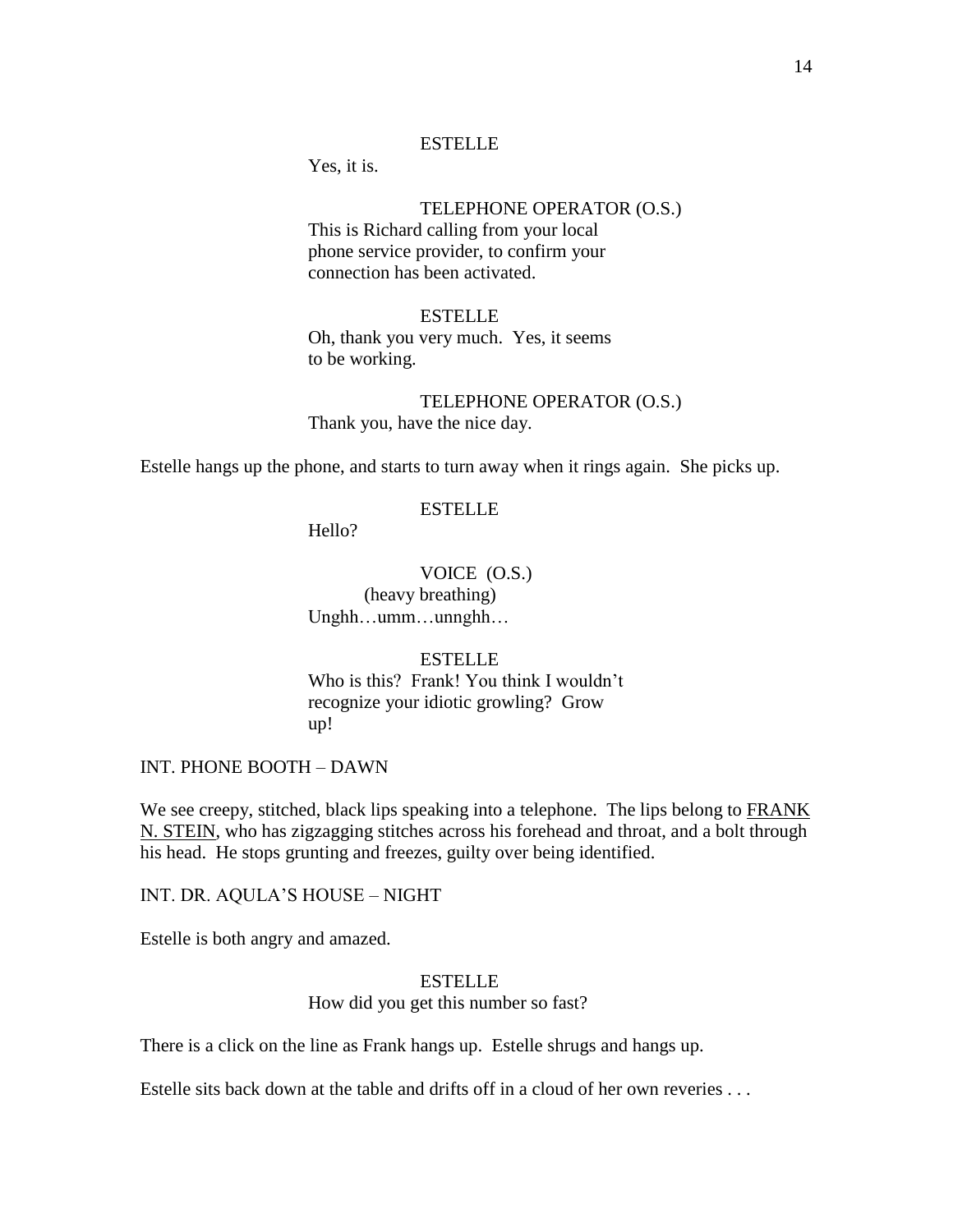ESTELLE

Yes, it is.

TELEPHONE OPERATOR (O.S.)

This is Richard calling from your local phone service provider, to confirm your connection has been activated.

ESTELLE

Oh, thank you very much. Yes, it seems to be working.

TELEPHONE OPERATOR (O.S.)

Thank you, have the nice day.

Estelle hangs up the phone, and starts to turn away when it rings again. She picks up.

ESTELLE

Hello?

VOICE (O.S.)

(heavy breathing)

Unghh…umm…unnghh…

ESTELLE

Who is this? Frank! You think I wouldn't recognize your idiotic growling? Grow up!

INT. PHONE BOOTH – DAWN

We see creepy, stitched, black lips speaking into a telephone. The lips belong to FRANK N. STEIN, who has zigzagging stitches across his forehead and throat, and a bolt through his head. He stops grunting and freezes, guilty over being identified.

INT. DR. AQULA'S HOUSE – NIGHT

Estelle is both angry and amazed.

ESTELLE

How did you get this number so fast?

There is a click on the line as Frank hangs up. Estelle shrugs and hangs up.

Estelle sits back down at the table and drifts off in a cloud of her own reveries . . .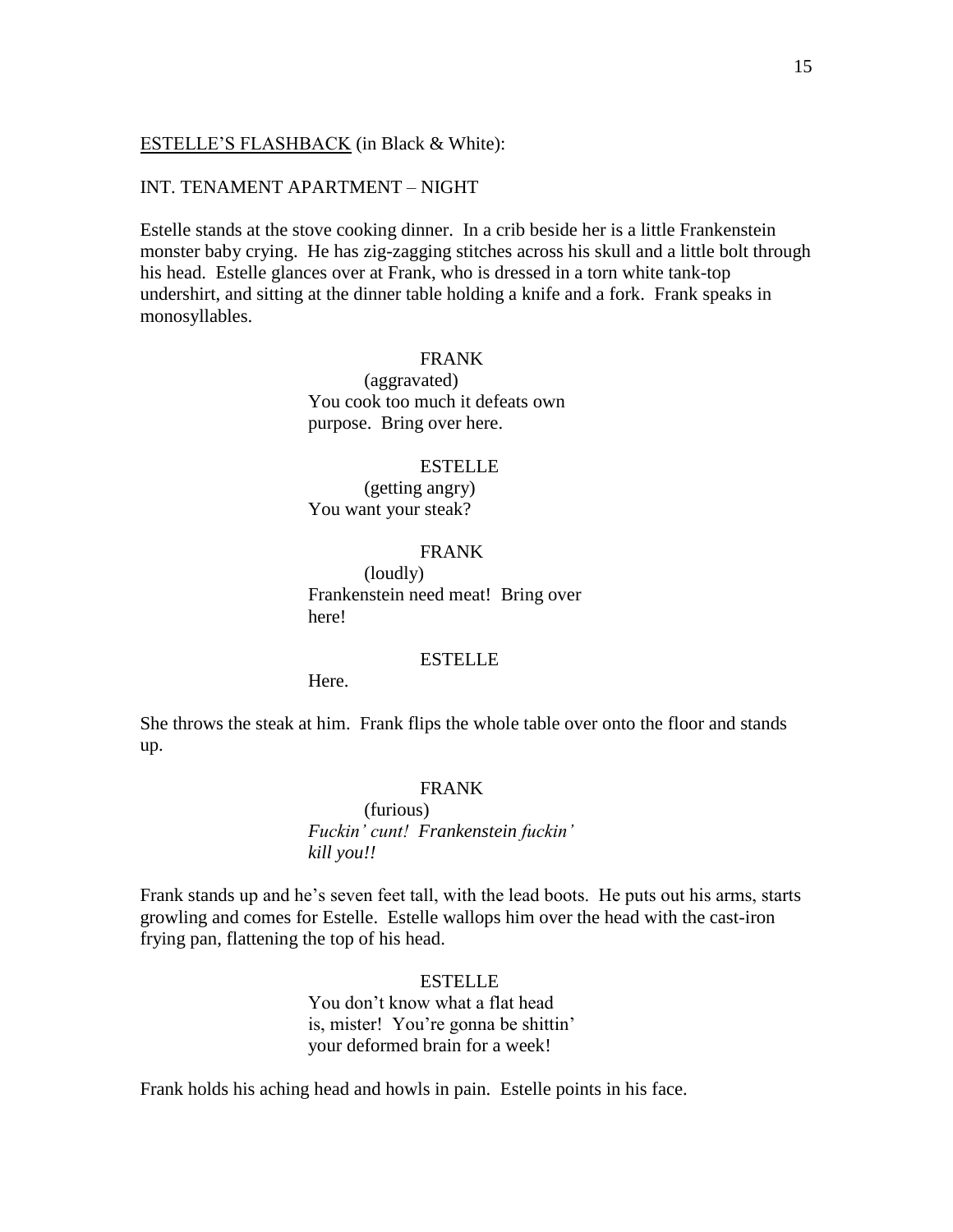<u>ESTELLE'S FLASHBACK</u> (in Black & White):

INT. TENAMENT APARTMENT – NIGHT

Estelle stands at the stove cooking dinner. In a crib beside her is a little Frankenstein monster baby crying. He has zig-zagging stitches across his skull and a little bolt through his head. Estelle glances over at Frank, who is dressed in a torn white tank-top undershirt, and sitting at the dinner table holding a knife and a fork. Frank speaks in monosyllables.

FRANK
(aggravated)
You cook too much it defeats own purpose. Bring over here.

ESTELLE
(getting angry)
You want your steak?

FRANK
(loudly)
Frankenstein need meat! Bring over here!

ESTELLE
Here.

She throws the steak at him. Frank flips the whole table over onto the floor and stands up.

FRANK
(furious)
*Fuckin' cunt! Frankenstein fuckin' kill you!!*

Frank stands up and he's seven feet tall, with the lead boots. He puts out his arms, starts growling and comes for Estelle. Estelle wallops him over the head with the cast-iron frying pan, flattening the top of his head.

ESTELLE
You don't know what a flat head is, mister! You're gonna be shittin' your deformed brain for a week!

Frank holds his aching head and howls in pain. Estelle points in his face.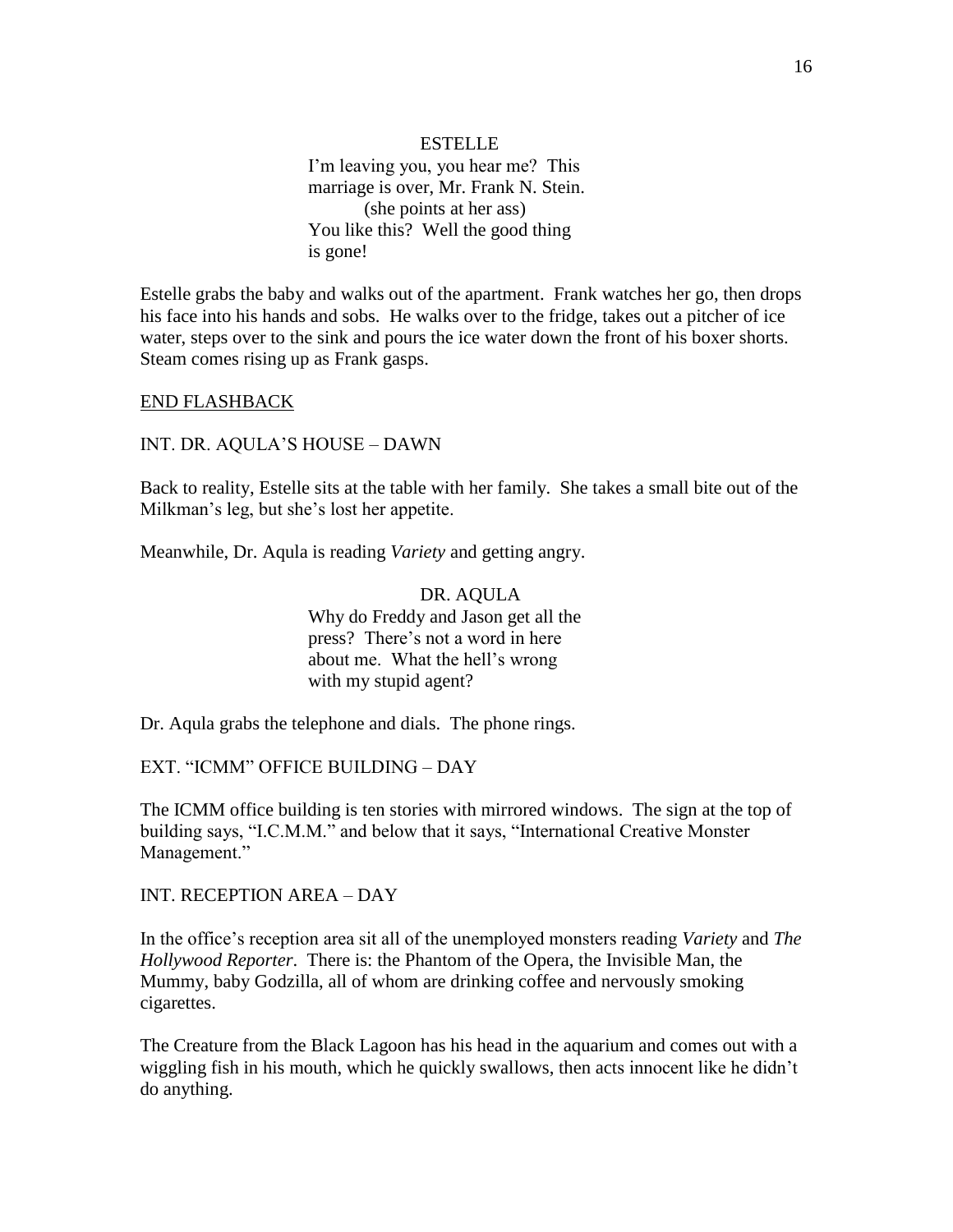ESTELLE

I'm leaving you, you hear me? This marriage is over, Mr. Frank N. Stein.

(she points at her ass)

You like this? Well the good thing is gone!

Estelle grabs the baby and walks out of the apartment. Frank watches her go, then drops his face into his hands and sobs. He walks over to the fridge, takes out a pitcher of ice water, steps over to the sink and pours the ice water down the front of his boxer shorts. Steam comes rising up as Frank gasps.

<u>END FLASHBACK</u>

INT. DR. AQULA'S HOUSE – DAWN

Back to reality, Estelle sits at the table with her family. She takes a small bite out of the Milkman's leg, but she's lost her appetite.

Meanwhile, Dr. Aqula is reading *Variety* and getting angry.

DR. AQULA

Why do Freddy and Jason get all the press? There's not a word in here about me. What the hell's wrong with my stupid agent?

Dr. Aqula grabs the telephone and dials. The phone rings.

EXT. "ICMM" OFFICE BUILDING – DAY

The ICMM office building is ten stories with mirrored windows. The sign at the top of building says, "I.C.M.M." and below that it says, "International Creative Monster Management."

INT. RECEPTION AREA – DAY

In the office's reception area sit all of the unemployed monsters reading *Variety* and *The Hollywood Reporter*. There is: the Phantom of the Opera, the Invisible Man, the Mummy, baby Godzilla, all of whom are drinking coffee and nervously smoking cigarettes.

The Creature from the Black Lagoon has his head in the aquarium and comes out with a wiggling fish in his mouth, which he quickly swallows, then acts innocent like he didn't do anything.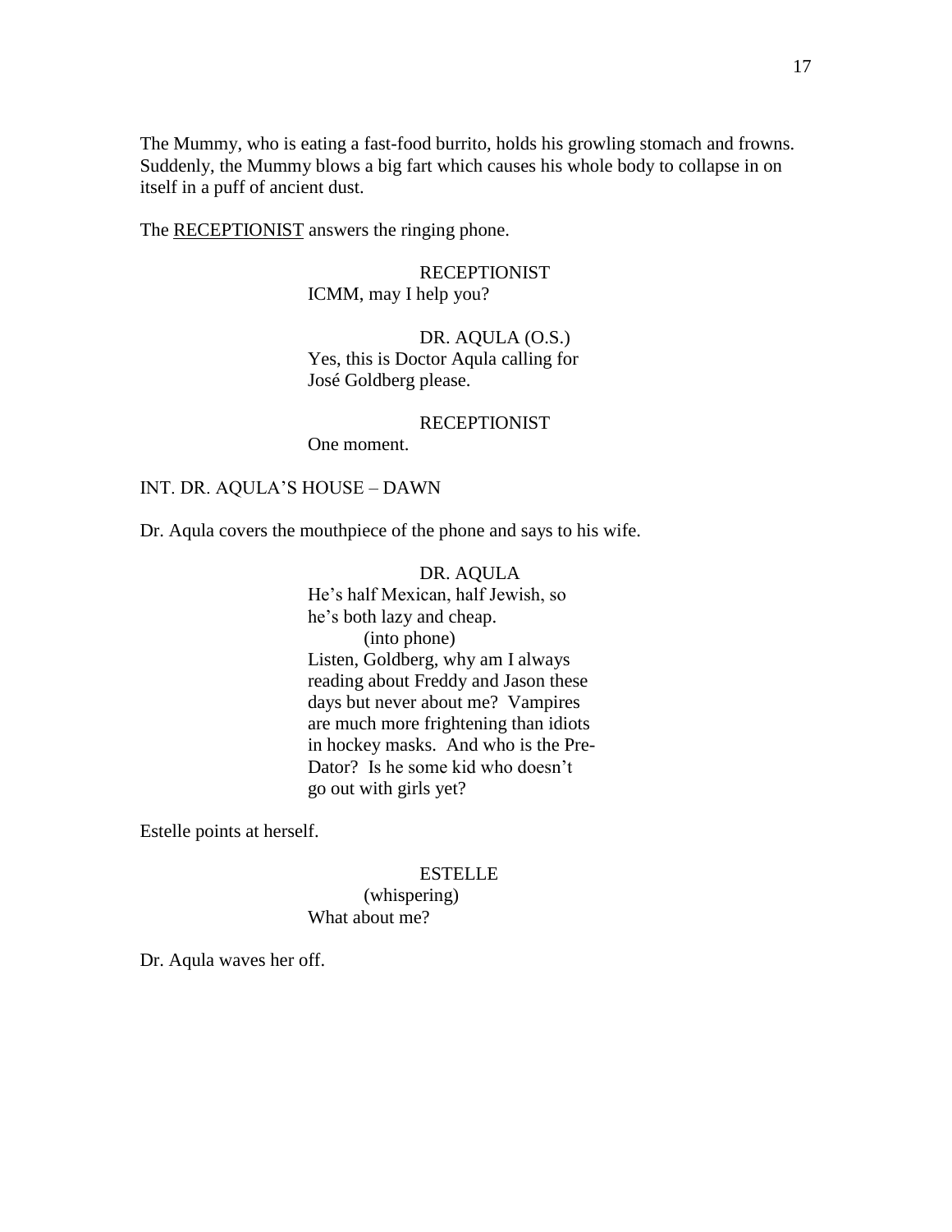The Mummy, who is eating a fast-food burrito, holds his growling stomach and frowns. Suddenly, the Mummy blows a big fart which causes his whole body to collapse in on itself in a puff of ancient dust.

The <u>RECEPTIONIST</u> answers the ringing phone.

RECEPTIONIST
ICMM, may I help you?

DR. AQULA (O.S.)
Yes, this is Doctor Aqula calling for José Goldberg please.

RECEPTIONIST
One moment.

INT. DR. AQULA'S HOUSE – DAWN

Dr. Aqula covers the mouthpiece of the phone and says to his wife.

DR. AQULA
He's half Mexican, half Jewish, so he's both lazy and cheap.
(into phone)
Listen, Goldberg, why am I always reading about Freddy and Jason these days but never about me? Vampires are much more frightening than idiots in hockey masks. And who is the Pre-Dator? Is he some kid who doesn't go out with girls yet?

Estelle points at herself.

ESTELLE
(whispering)
What about me?

Dr. Aqula waves her off.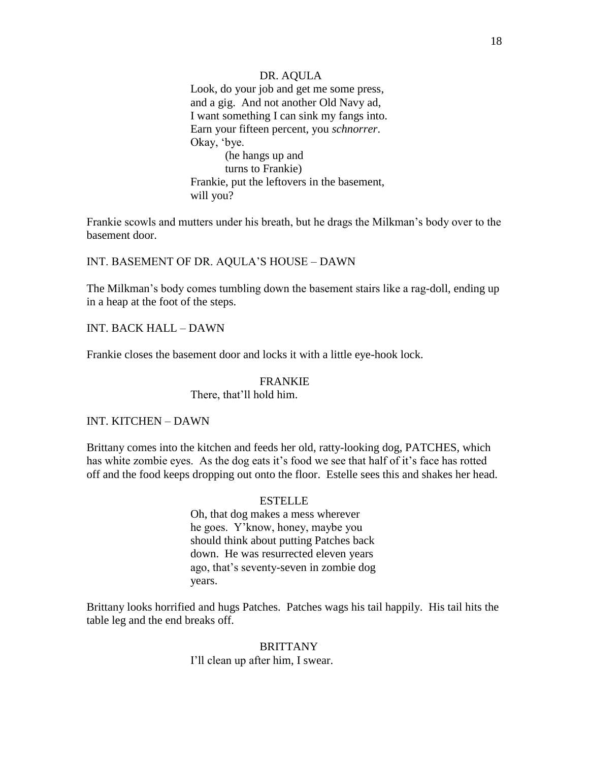DR. AQULA

Look, do your job and get me some press, and a gig. And not another Old Navy ad, I want something I can sink my fangs into. Earn your fifteen percent, you *schnorrer*. Okay, 'bye.

(he hangs up and turns to Frankie)

Frankie, put the leftovers in the basement, will you?

Frankie scowls and mutters under his breath, but he drags the Milkman's body over to the basement door.

INT. BASEMENT OF DR. AQULA'S HOUSE – DAWN

The Milkman's body comes tumbling down the basement stairs like a rag-doll, ending up in a heap at the foot of the steps.

INT. BACK HALL – DAWN

Frankie closes the basement door and locks it with a little eye-hook lock.

FRANKIE

There, that'll hold him.

INT. KITCHEN – DAWN

Brittany comes into the kitchen and feeds her old, ratty-looking dog, PATCHES, which has white zombie eyes. As the dog eats it's food we see that half of it's face has rotted off and the food keeps dropping out onto the floor. Estelle sees this and shakes her head.

ESTELLE

Oh, that dog makes a mess wherever he goes. Y'know, honey, maybe you should think about putting Patches back down. He was resurrected eleven years ago, that's seventy-seven in zombie dog years.

Brittany looks horrified and hugs Patches. Patches wags his tail happily. His tail hits the table leg and the end breaks off.

BRITTANY

I'll clean up after him, I swear.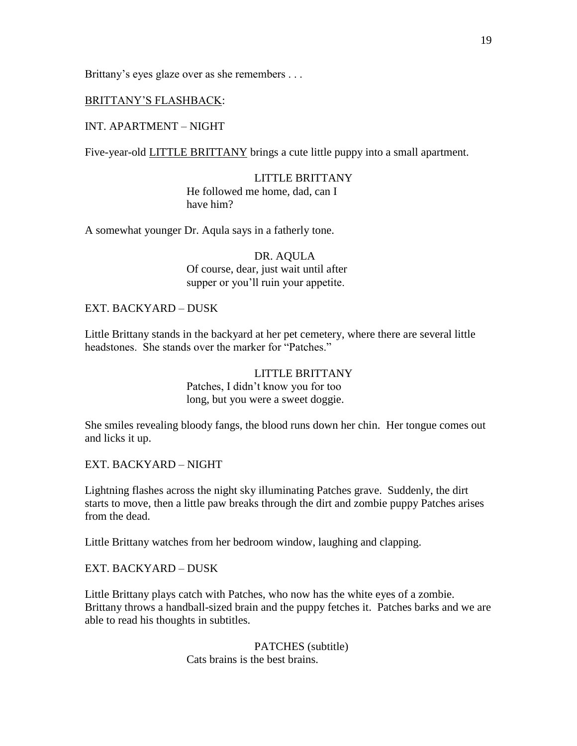Brittany's eyes glaze over as she remembers . . .

<u>BRITTANY'S FLASHBACK</u>:

INT. APARTMENT – NIGHT

Five-year-old <u>LITTLE BRITTANY</u> brings a cute little puppy into a small apartment.

LITTLE BRITTANY
He followed me home, dad, can I have him?

A somewhat younger Dr. Aqula says in a fatherly tone.

DR. AQULA
Of course, dear, just wait until after supper or you'll ruin your appetite.

EXT. BACKYARD – DUSK

Little Brittany stands in the backyard at her pet cemetery, where there are several little headstones. She stands over the marker for "Patches."

LITTLE BRITTANY
Patches, I didn't know you for too long, but you were a sweet doggie.

She smiles revealing bloody fangs, the blood runs down her chin. Her tongue comes out and licks it up.

EXT. BACKYARD – NIGHT

Lightning flashes across the night sky illuminating Patches grave. Suddenly, the dirt starts to move, then a little paw breaks through the dirt and zombie puppy Patches arises from the dead.

Little Brittany watches from her bedroom window, laughing and clapping.

EXT. BACKYARD – DUSK

Little Brittany plays catch with Patches, who now has the white eyes of a zombie. Brittany throws a handball-sized brain and the puppy fetches it. Patches barks and we are able to read his thoughts in subtitles.

PATCHES (subtitle)
Cats brains is the best brains.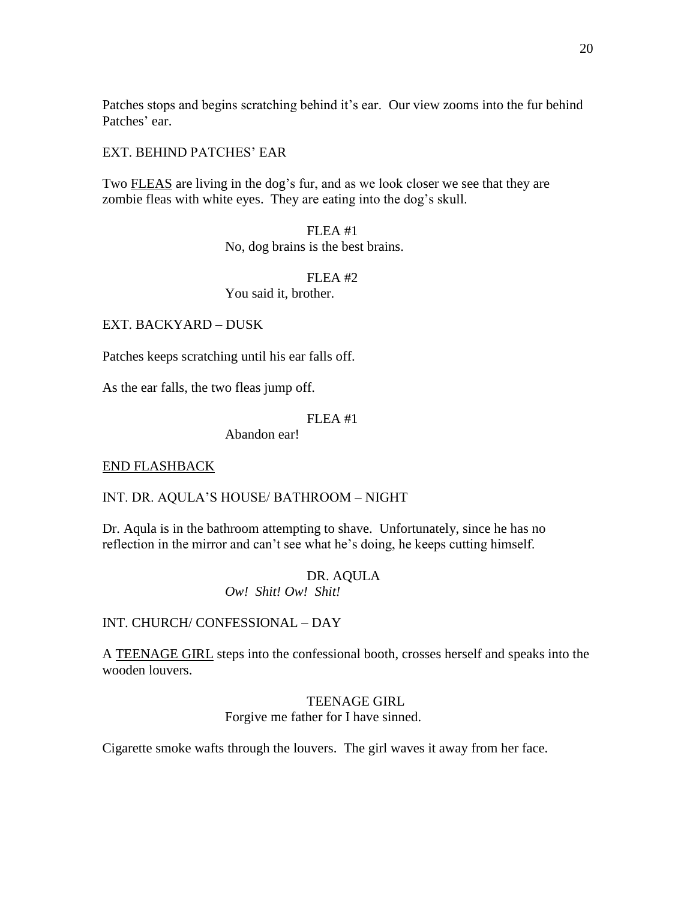Patches stops and begins scratching behind it's ear. Our view zooms into the fur behind Patches' ear.

EXT. BEHIND PATCHES' EAR

Two <u>FLEAS</u> are living in the dog's fur, and as we look closer we see that they are zombie fleas with white eyes. They are eating into the dog's skull.

FLEA #1
No, dog brains is the best brains.

FLEA #2
You said it, brother.

EXT. BACKYARD – DUSK

Patches keeps scratching until his ear falls off.

As the ear falls, the two fleas jump off.

FLEA #1
Abandon ear!

<u>END FLASHBACK</u>

INT. DR. AQULA'S HOUSE/ BATHROOM – NIGHT

Dr. Aqula is in the bathroom attempting to shave. Unfortunately, since he has no reflection in the mirror and can't see what he's doing, he keeps cutting himself.

DR. AQULA
*Ow! Shit! Ow! Shit!*

INT. CHURCH/ CONFESSIONAL – DAY

A <u>TEENAGE GIRL</u> steps into the confessional booth, crosses herself and speaks into the wooden louvers.

TEENAGE GIRL
Forgive me father for I have sinned.

Cigarette smoke wafts through the louvers. The girl waves it away from her face.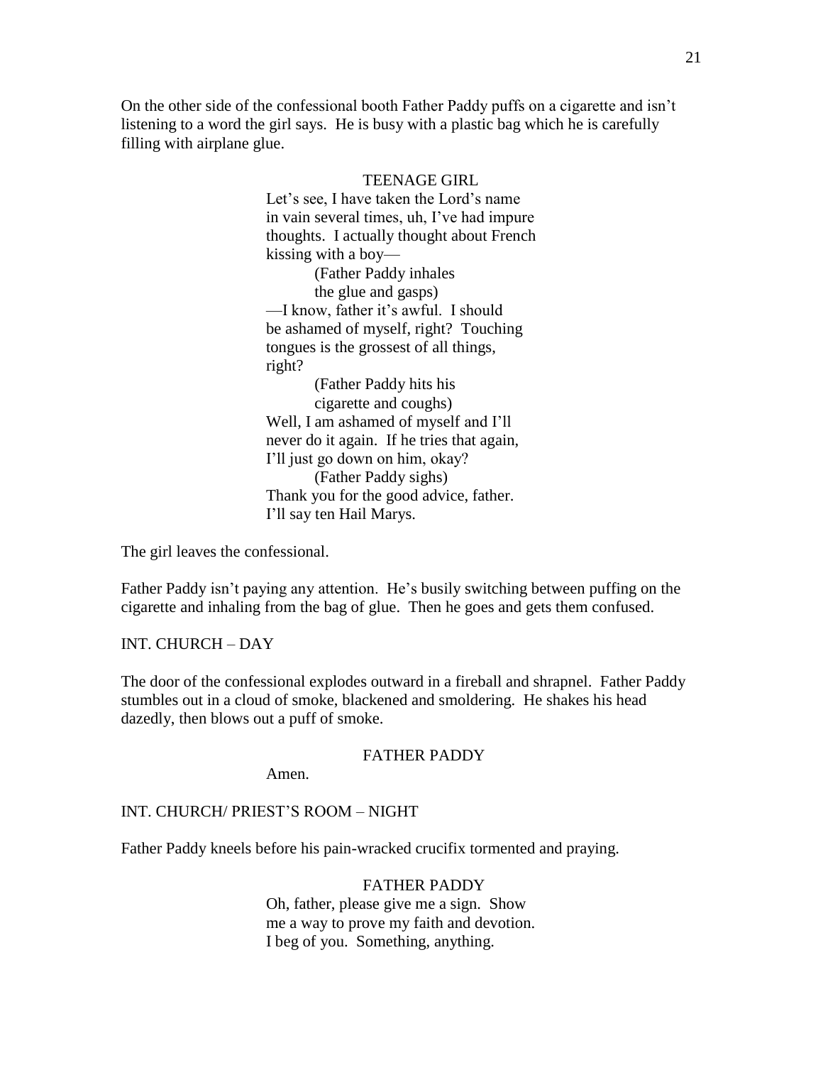On the other side of the confessional booth Father Paddy puffs on a cigarette and isn't listening to a word the girl says. He is busy with a plastic bag which he is carefully filling with airplane glue.

TEENAGE GIRL

Let's see, I have taken the Lord's name in vain several times, uh, I've had impure thoughts. I actually thought about French kissing with a boy—

(Father Paddy inhales the glue and gasps)

—I know, father it's awful. I should be ashamed of myself, right? Touching tongues is the grossest of all things, right?

(Father Paddy hits his cigarette and coughs)

Well, I am ashamed of myself and I'll never do it again. If he tries that again, I'll just go down on him, okay?

(Father Paddy sighs)

Thank you for the good advice, father. I'll say ten Hail Marys.

The girl leaves the confessional.

Father Paddy isn't paying any attention. He's busily switching between puffing on the cigarette and inhaling from the bag of glue. Then he goes and gets them confused.

INT. CHURCH – DAY

The door of the confessional explodes outward in a fireball and shrapnel. Father Paddy stumbles out in a cloud of smoke, blackened and smoldering. He shakes his head dazedly, then blows out a puff of smoke.

FATHER PADDY

Amen.

INT. CHURCH/ PRIEST'S ROOM – NIGHT

Father Paddy kneels before his pain-wracked crucifix tormented and praying.

FATHER PADDY

Oh, father, please give me a sign. Show me a way to prove my faith and devotion. I beg of you. Something, anything.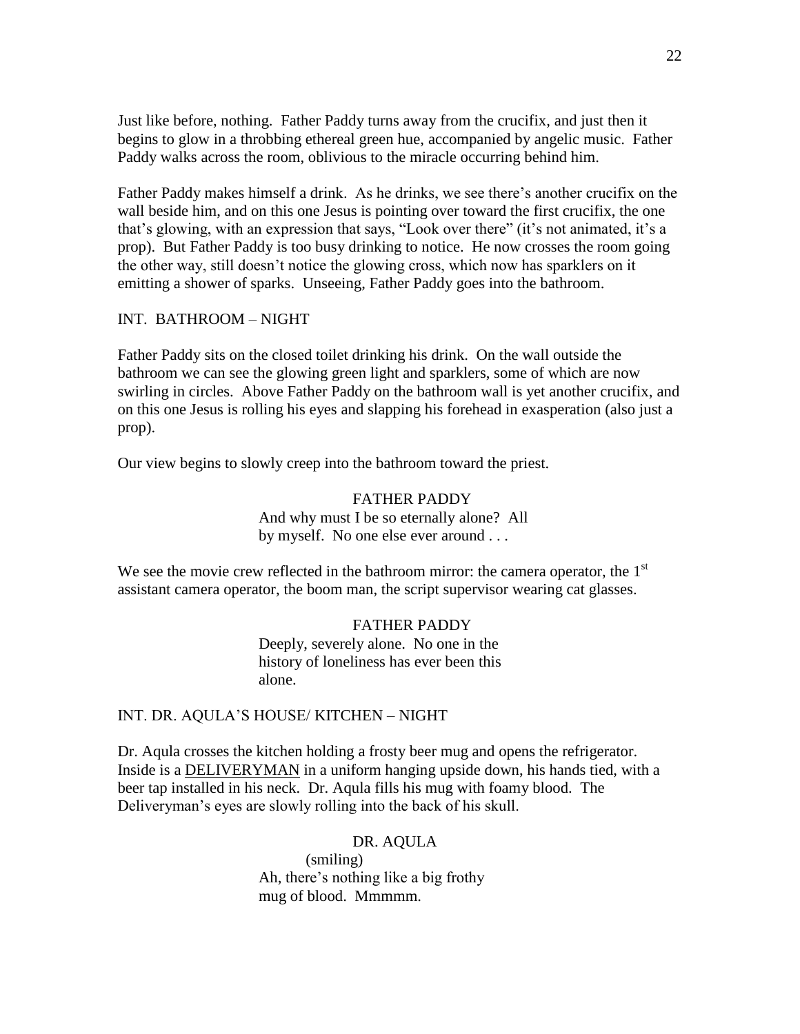Just like before, nothing. Father Paddy turns away from the crucifix, and just then it begins to glow in a throbbing ethereal green hue, accompanied by angelic music. Father Paddy walks across the room, oblivious to the miracle occurring behind him.

Father Paddy makes himself a drink. As he drinks, we see there's another crucifix on the wall beside him, and on this one Jesus is pointing over toward the first crucifix, the one that's glowing, with an expression that says, "Look over there" (it's not animated, it's a prop). But Father Paddy is too busy drinking to notice. He now crosses the room going the other way, still doesn't notice the glowing cross, which now has sparklers on it emitting a shower of sparks. Unseeing, Father Paddy goes into the bathroom.

INT. BATHROOM – NIGHT

Father Paddy sits on the closed toilet drinking his drink. On the wall outside the bathroom we can see the glowing green light and sparklers, some of which are now swirling in circles. Above Father Paddy on the bathroom wall is yet another crucifix, and on this one Jesus is rolling his eyes and slapping his forehead in exasperation (also just a prop).

Our view begins to slowly creep into the bathroom toward the priest.

FATHER PADDY

And why must I be so eternally alone? All by myself. No one else ever around . . .

We see the movie crew reflected in the bathroom mirror: the camera operator, the 1st assistant camera operator, the boom man, the script supervisor wearing cat glasses.

FATHER PADDY

Deeply, severely alone. No one in the history of loneliness has ever been this alone.

INT. DR. AQULA'S HOUSE/ KITCHEN – NIGHT

Dr. Aqula crosses the kitchen holding a frosty beer mug and opens the refrigerator. Inside is a DELIVERYMAN in a uniform hanging upside down, his hands tied, with a beer tap installed in his neck. Dr. Aqula fills his mug with foamy blood. The Deliveryman's eyes are slowly rolling into the back of his skull.

DR. AQULA

(smiling)

Ah, there's nothing like a big frothy mug of blood. Mmmmm.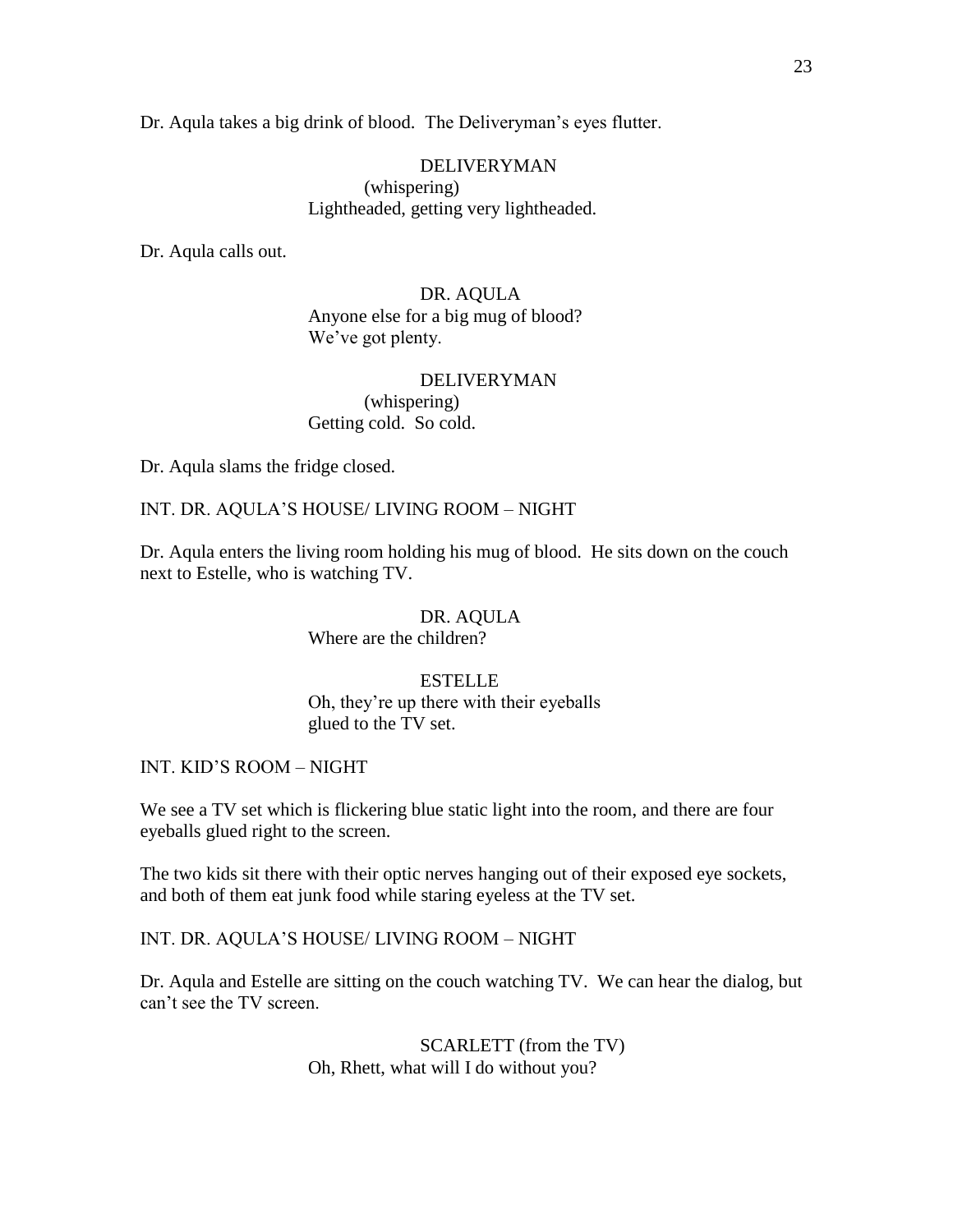Dr. Aqula takes a big drink of blood. The Deliveryman's eyes flutter.

DELIVERYMAN
(whispering)
Lightheaded, getting very lightheaded.

Dr. Aqula calls out.

DR. AQULA
Anyone else for a big mug of blood?
We've got plenty.

DELIVERYMAN
(whispering)
Getting cold. So cold.

Dr. Aqula slams the fridge closed.

INT. DR. AQULA'S HOUSE/ LIVING ROOM – NIGHT

Dr. Aqula enters the living room holding his mug of blood. He sits down on the couch next to Estelle, who is watching TV.

DR. AQULA
Where are the children?

ESTELLE
Oh, they're up there with their eyeballs
glued to the TV set.

INT. KID'S ROOM – NIGHT

We see a TV set which is flickering blue static light into the room, and there are four eyeballs glued right to the screen.

The two kids sit there with their optic nerves hanging out of their exposed eye sockets, and both of them eat junk food while staring eyeless at the TV set.

INT. DR. AQULA'S HOUSE/ LIVING ROOM – NIGHT

Dr. Aqula and Estelle are sitting on the couch watching TV. We can hear the dialog, but can't see the TV screen.

SCARLETT (from the TV)
Oh, Rhett, what will I do without you?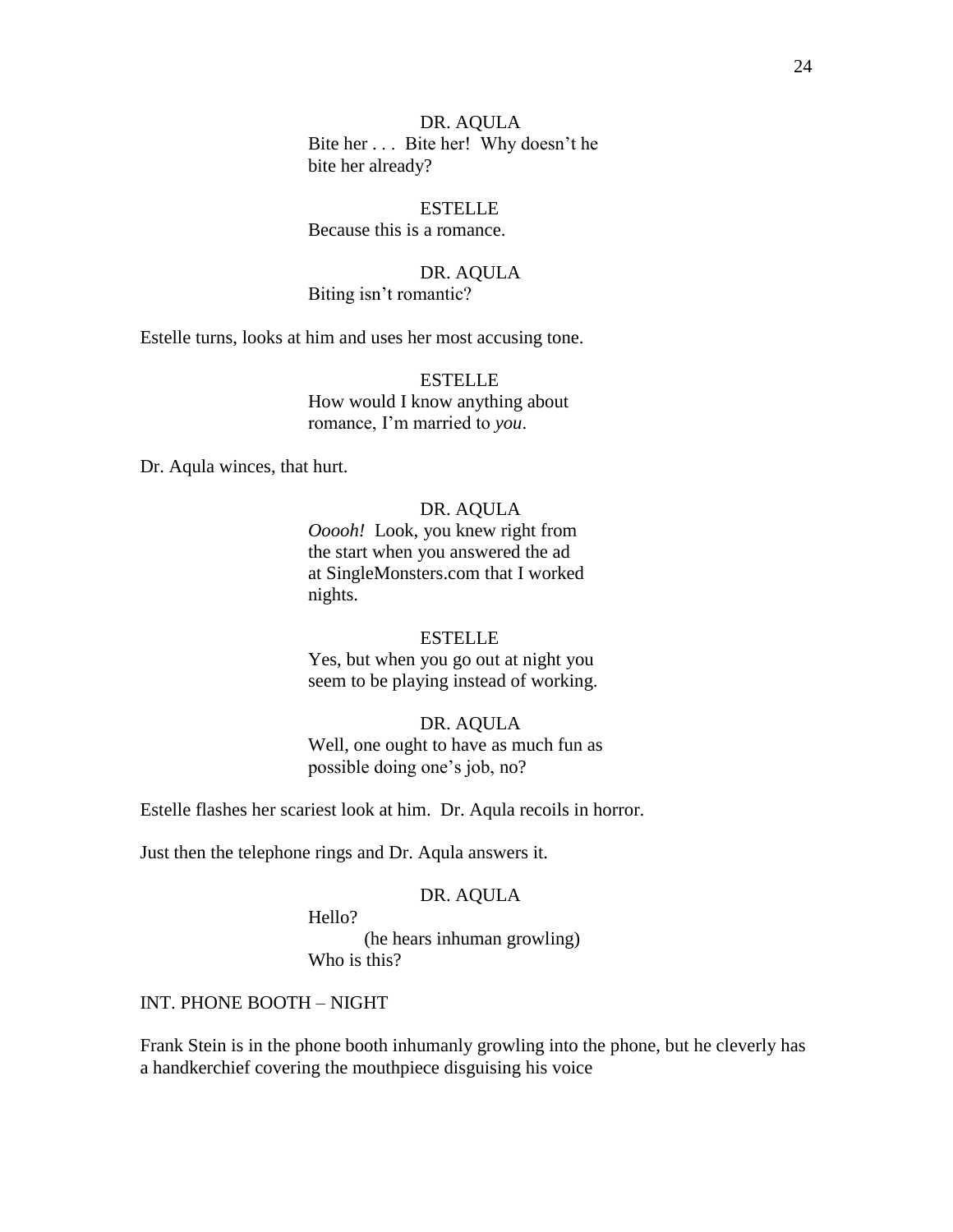DR. AQULA

Bite her . . . Bite her! Why doesn't he bite her already?

ESTELLE

Because this is a romance.

DR. AQULA

Biting isn't romantic?

Estelle turns, looks at him and uses her most accusing tone.

ESTELLE

How would I know anything about romance, I'm married to *you*.

Dr. Aqula winces, that hurt.

DR. AQULA

*Ooooh!* Look, you knew right from the start when you answered the ad at SingleMonsters.com that I worked nights.

ESTELLE

Yes, but when you go out at night you seem to be playing instead of working.

DR. AQULA

Well, one ought to have as much fun as possible doing one's job, no?

Estelle flashes her scariest look at him. Dr. Aqula recoils in horror.

Just then the telephone rings and Dr. Aqula answers it.

DR. AQULA

Hello?

(he hears inhuman growling)

Who is this?

INT. PHONE BOOTH – NIGHT

Frank Stein is in the phone booth inhumanly growling into the phone, but he cleverly has a handkerchief covering the mouthpiece disguising his voice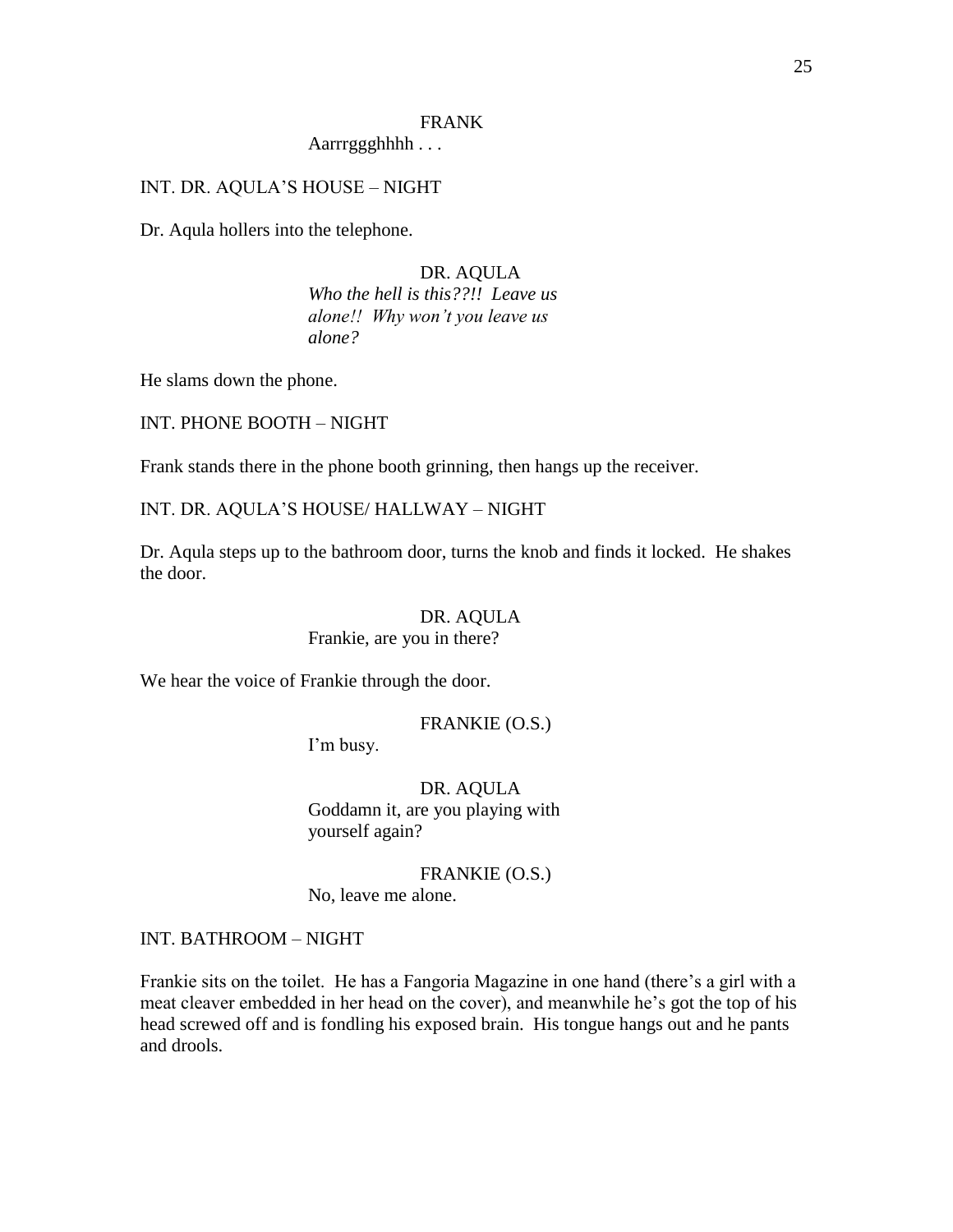FRANK

Aarrrggghhhh . . .

INT. DR. AQULA'S HOUSE – NIGHT

Dr. Aqula hollers into the telephone.

DR. AQULA

*Who the hell is this??!! Leave us alone!! Why won't you leave us alone?*

He slams down the phone.

INT. PHONE BOOTH – NIGHT

Frank stands there in the phone booth grinning, then hangs up the receiver.

INT. DR. AQULA'S HOUSE/ HALLWAY – NIGHT

Dr. Aqula steps up to the bathroom door, turns the knob and finds it locked. He shakes the door.

DR. AQULA

Frankie, are you in there?

We hear the voice of Frankie through the door.

FRANKIE (O.S.)

I'm busy.

DR. AQULA

Goddamn it, are you playing with yourself again?

FRANKIE (O.S.)

No, leave me alone.

INT. BATHROOM – NIGHT

Frankie sits on the toilet. He has a Fangoria Magazine in one hand (there's a girl with a meat cleaver embedded in her head on the cover), and meanwhile he's got the top of his head screwed off and is fondling his exposed brain. His tongue hangs out and he pants and drools.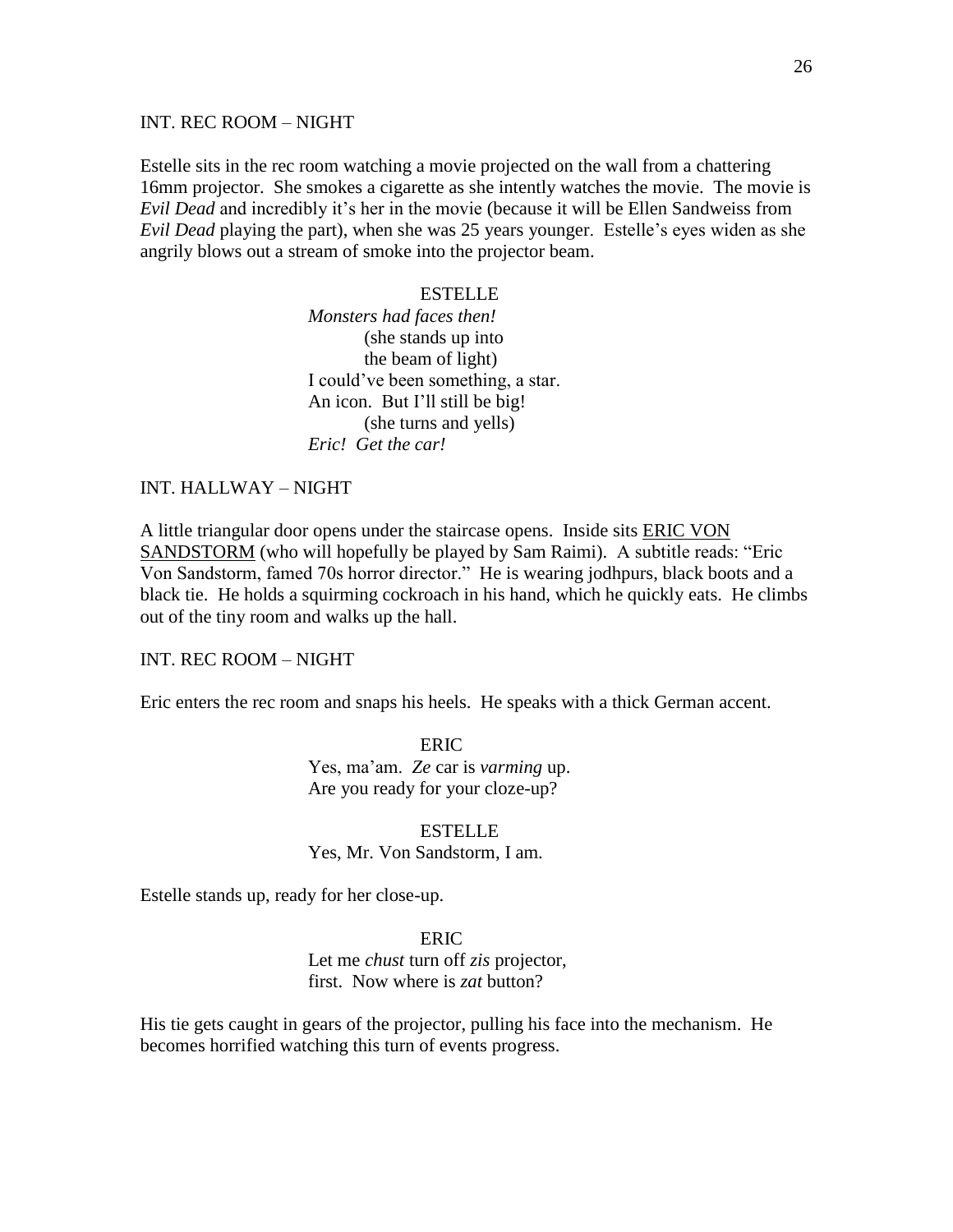INT. REC ROOM – NIGHT

Estelle sits in the rec room watching a movie projected on the wall from a chattering 16mm projector. She smokes a cigarette as she intently watches the movie. The movie is *Evil Dead* and incredibly it's her in the movie (because it will be Ellen Sandweiss from *Evil Dead* playing the part), when she was 25 years younger. Estelle's eyes widen as she angrily blows out a stream of smoke into the projector beam.

ESTELLE
*Monsters had faces then!*
(she stands up into the beam of light)
I could've been something, a star. An icon. But I'll still be big!
(she turns and yells)
*Eric! Get the car!*

INT. HALLWAY – NIGHT

A little triangular door opens under the staircase opens. Inside sits ERIC VON SANDSTORM (who will hopefully be played by Sam Raimi). A subtitle reads: "Eric Von Sandstorm, famed 70s horror director." He is wearing jodhpurs, black boots and a black tie. He holds a squirming cockroach in his hand, which he quickly eats. He climbs out of the tiny room and walks up the hall.

INT. REC ROOM – NIGHT

Eric enters the rec room and snaps his heels. He speaks with a thick German accent.

ERIC
Yes, ma'am. *Ze* car is *varming* up. Are you ready for your cloze-up?

ESTELLE
Yes, Mr. Von Sandstorm, I am.

Estelle stands up, ready for her close-up.

ERIC
Let me *chust* turn off *zis* projector, first. Now where is *zat* button?

His tie gets caught in gears of the projector, pulling his face into the mechanism. He becomes horrified watching this turn of events progress.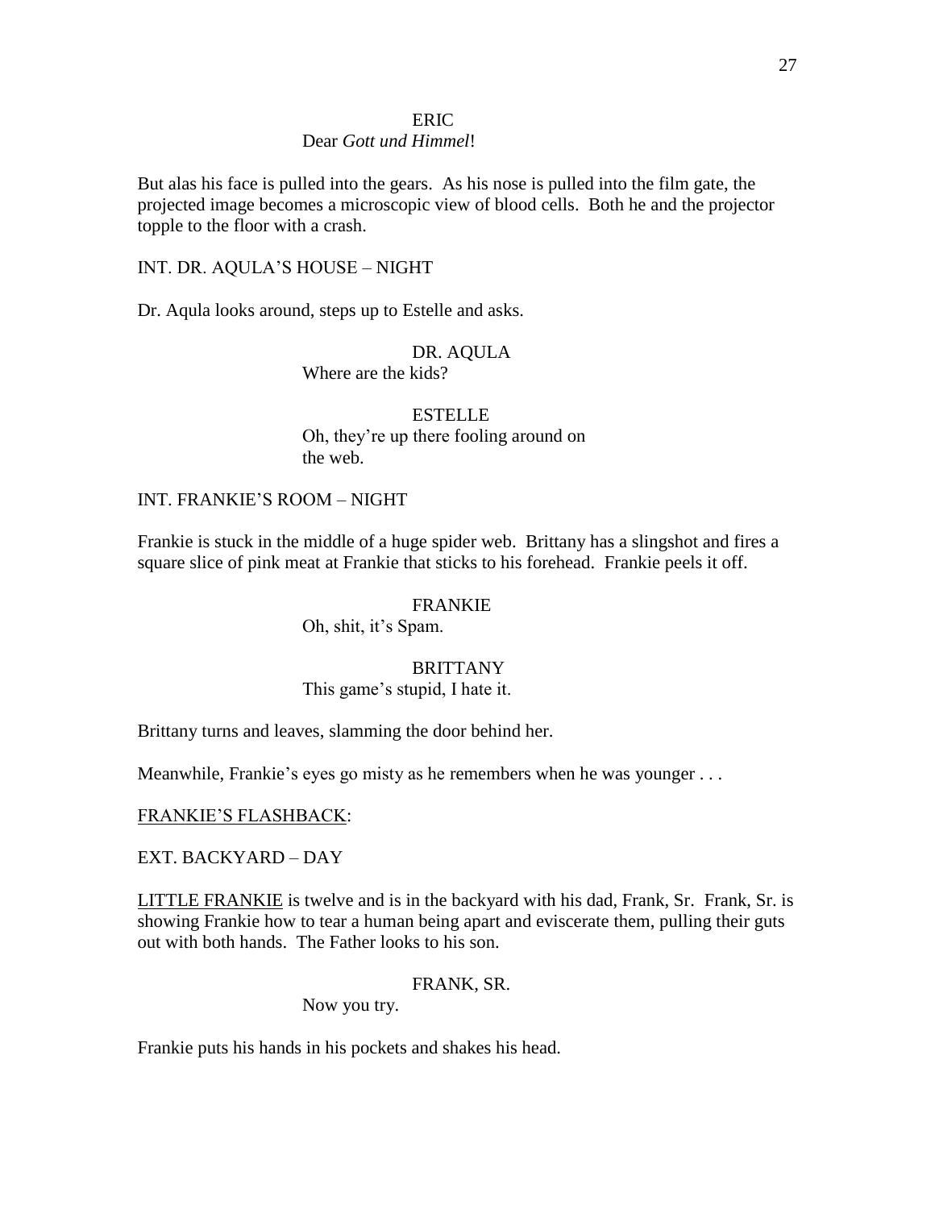ERIC

Dear *Gott und Himmel*!

But alas his face is pulled into the gears. As his nose is pulled into the film gate, the projected image becomes a microscopic view of blood cells. Both he and the projector topple to the floor with a crash.

INT. DR. AQULA'S HOUSE – NIGHT

Dr. Aqula looks around, steps up to Estelle and asks.

DR. AQULA

Where are the kids?

ESTELLE

Oh, they're up there fooling around on the web.

INT. FRANKIE'S ROOM – NIGHT

Frankie is stuck in the middle of a huge spider web. Brittany has a slingshot and fires a square slice of pink meat at Frankie that sticks to his forehead. Frankie peels it off.

FRANKIE

Oh, shit, it's Spam.

BRITTANY

This game's stupid, I hate it.

Brittany turns and leaves, slamming the door behind her.

Meanwhile, Frankie's eyes go misty as he remembers when he was younger . . .

<u>FRANKIE'S FLASHBACK</u>:

EXT. BACKYARD – DAY

<u>LITTLE FRANKIE</u> is twelve and is in the backyard with his dad, Frank, Sr. Frank, Sr. is showing Frankie how to tear a human being apart and eviscerate them, pulling their guts out with both hands. The Father looks to his son.

FRANK, SR.

Now you try.

Frankie puts his hands in his pockets and shakes his head.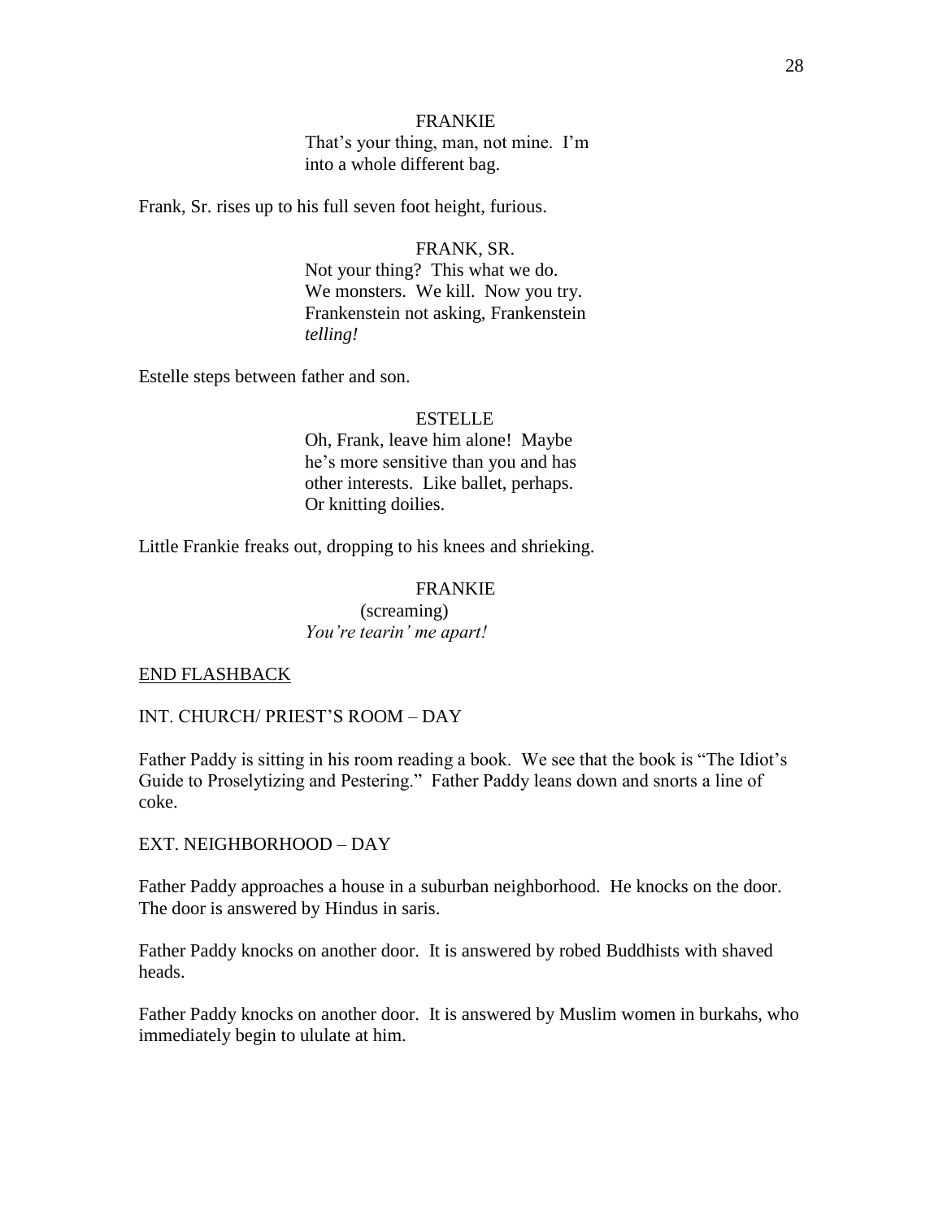FRANKIE

That's your thing, man, not mine. I'm into a whole different bag.

Frank, Sr. rises up to his full seven foot height, furious.

FRANK, SR.

Not your thing? This what we do. We monsters. We kill. Now you try. Frankenstein not asking, Frankenstein *telling!*

Estelle steps between father and son.

ESTELLE

Oh, Frank, leave him alone! Maybe he's more sensitive than you and has other interests. Like ballet, perhaps. Or knitting doilies.

Little Frankie freaks out, dropping to his knees and shrieking.

FRANKIE

(screaming)

*You're tearin' me apart!*

END FLASHBACK

INT. CHURCH/ PRIEST'S ROOM – DAY

Father Paddy is sitting in his room reading a book. We see that the book is "The Idiot's Guide to Proselytizing and Pestering." Father Paddy leans down and snorts a line of coke.

EXT. NEIGHBORHOOD – DAY

Father Paddy approaches a house in a suburban neighborhood. He knocks on the door. The door is answered by Hindus in saris.

Father Paddy knocks on another door. It is answered by robed Buddhists with shaved heads.

Father Paddy knocks on another door. It is answered by Muslim women in burkahs, who immediately begin to ululate at him.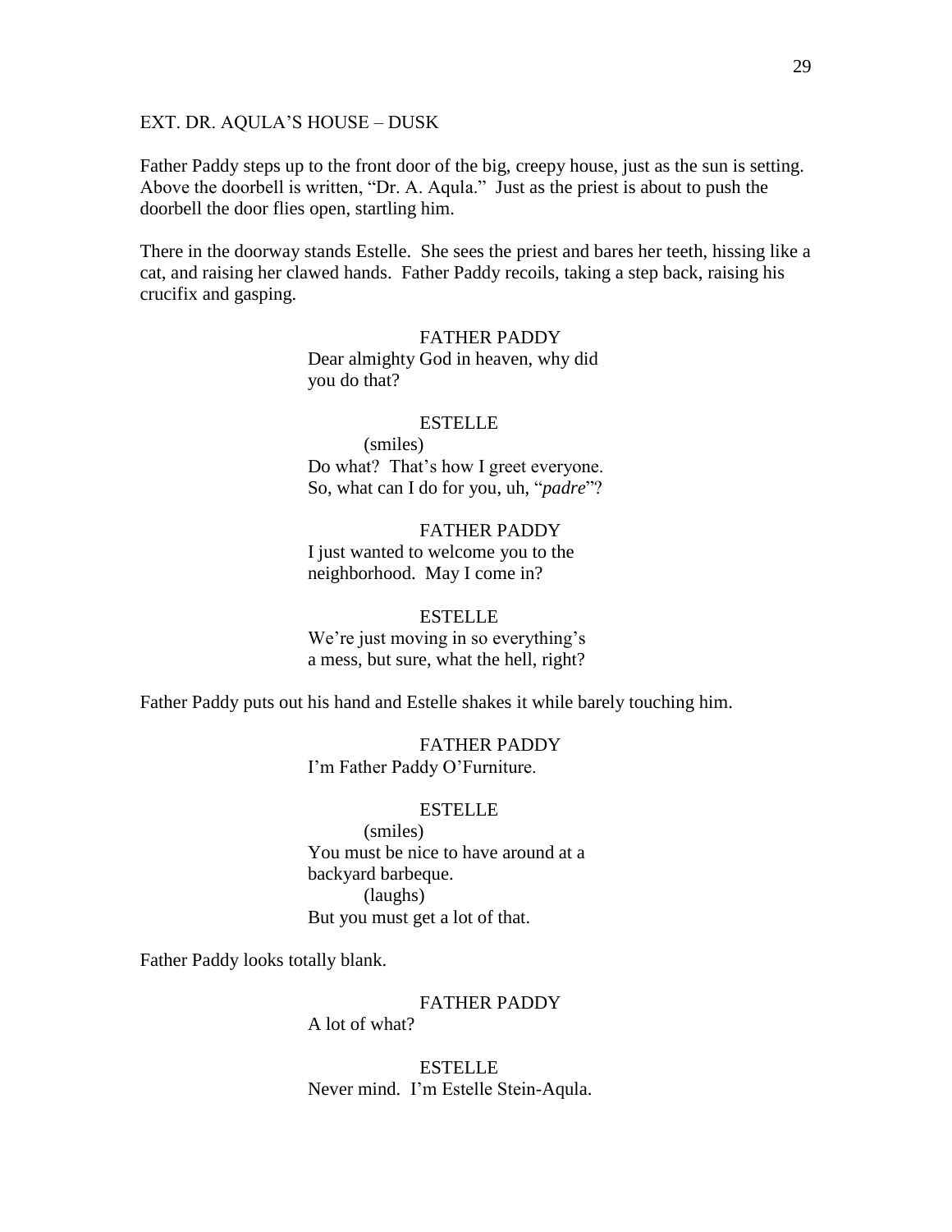EXT. DR. AQULA'S HOUSE – DUSK

Father Paddy steps up to the front door of the big, creepy house, just as the sun is setting. Above the doorbell is written, "Dr. A. Aqula." Just as the priest is about to push the doorbell the door flies open, startling him.

There in the doorway stands Estelle. She sees the priest and bares her teeth, hissing like a cat, and raising her clawed hands. Father Paddy recoils, taking a step back, raising his crucifix and gasping.

FATHER PADDY
Dear almighty God in heaven, why did you do that?

ESTELLE
(smiles)
Do what? That's how I greet everyone. So, what can I do for you, uh, "*padre*"?

FATHER PADDY
I just wanted to welcome you to the neighborhood. May I come in?

ESTELLE
We're just moving in so everything's a mess, but sure, what the hell, right?

Father Paddy puts out his hand and Estelle shakes it while barely touching him.

FATHER PADDY
I'm Father Paddy O'Furniture.

ESTELLE
(smiles)
You must be nice to have around at a backyard barbeque.
(laughs)
But you must get a lot of that.

Father Paddy looks totally blank.

FATHER PADDY
A lot of what?

ESTELLE
Never mind. I'm Estelle Stein-Aqula.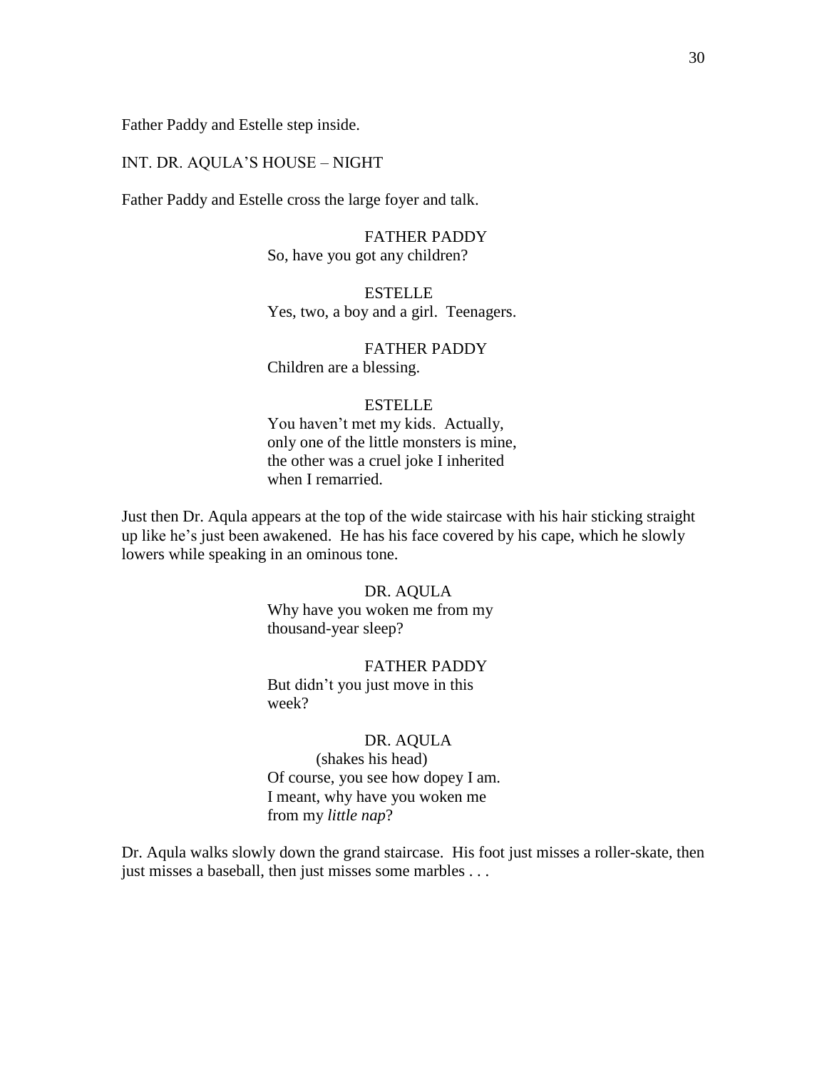Father Paddy and Estelle step inside.

INT. DR. AQULA'S HOUSE – NIGHT

Father Paddy and Estelle cross the large foyer and talk.

FATHER PADDY
So, have you got any children?

ESTELLE
Yes, two, a boy and a girl. Teenagers.

FATHER PADDY
Children are a blessing.

ESTELLE
You haven't met my kids. Actually, only one of the little monsters is mine, the other was a cruel joke I inherited when I remarried.

Just then Dr. Aqula appears at the top of the wide staircase with his hair sticking straight up like he's just been awakened. He has his face covered by his cape, which he slowly lowers while speaking in an ominous tone.

DR. AQULA
Why have you woken me from my thousand-year sleep?

FATHER PADDY
But didn't you just move in this week?

DR. AQULA
(shakes his head)
Of course, you see how dopey I am. I meant, why have you woken me from my *little nap*?

Dr. Aqula walks slowly down the grand staircase. His foot just misses a roller-skate, then just misses a baseball, then just misses some marbles . . .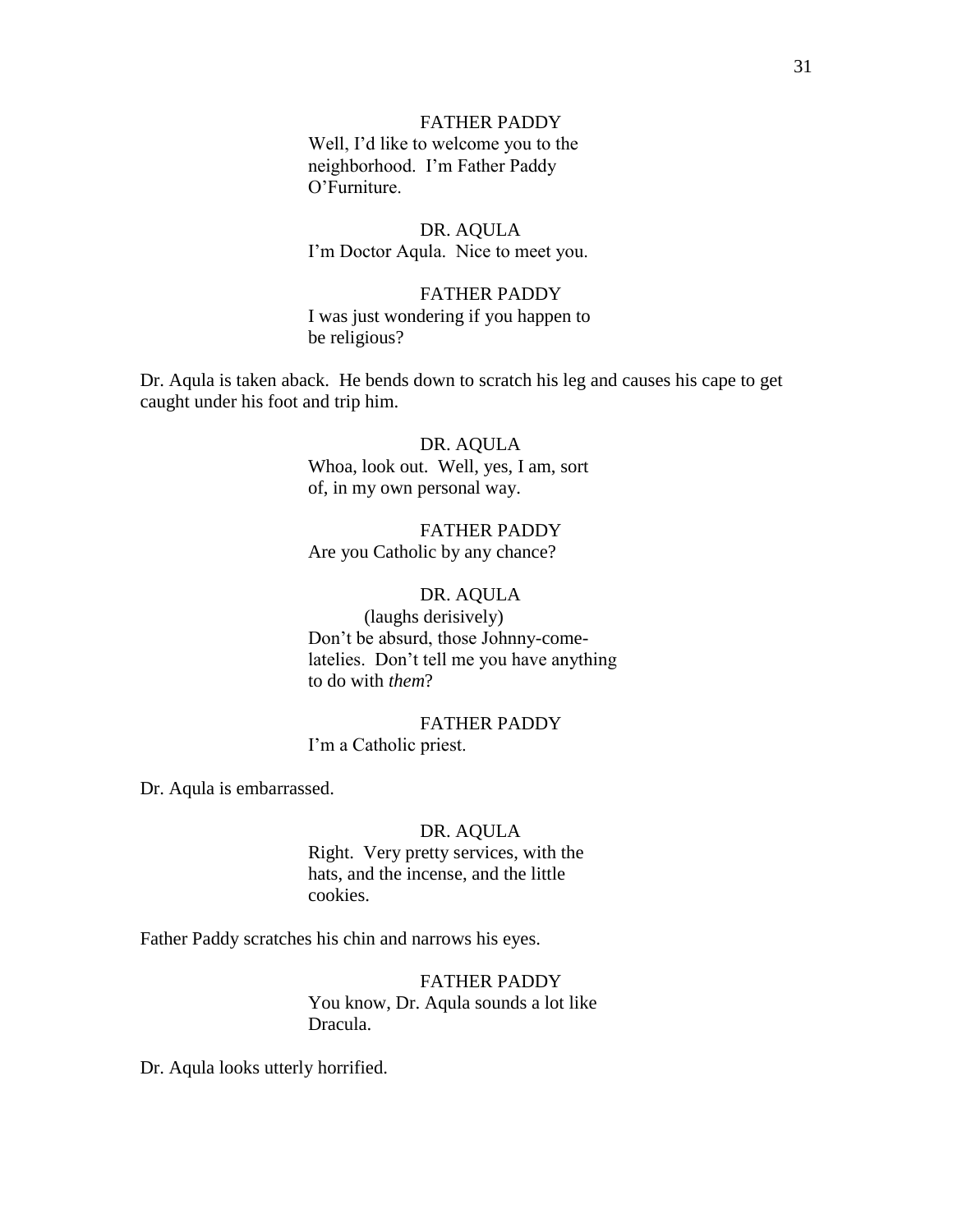FATHER PADDY

Well, I'd like to welcome you to the neighborhood. I'm Father Paddy O'Furniture.

DR. AQULA

I'm Doctor Aqula. Nice to meet you.

FATHER PADDY

I was just wondering if you happen to be religious?

Dr. Aqula is taken aback. He bends down to scratch his leg and causes his cape to get caught under his foot and trip him.

DR. AQULA

Whoa, look out. Well, yes, I am, sort of, in my own personal way.

FATHER PADDY

Are you Catholic by any chance?

DR. AQULA

(laughs derisively)

Don't be absurd, those Johnny-come-latelies. Don't tell me you have anything to do with *them*?

FATHER PADDY

I'm a Catholic priest.

Dr. Aqula is embarrassed.

DR. AQULA

Right. Very pretty services, with the hats, and the incense, and the little cookies.

Father Paddy scratches his chin and narrows his eyes.

FATHER PADDY

You know, Dr. Aqula sounds a lot like Dracula.

Dr. Aqula looks utterly horrified.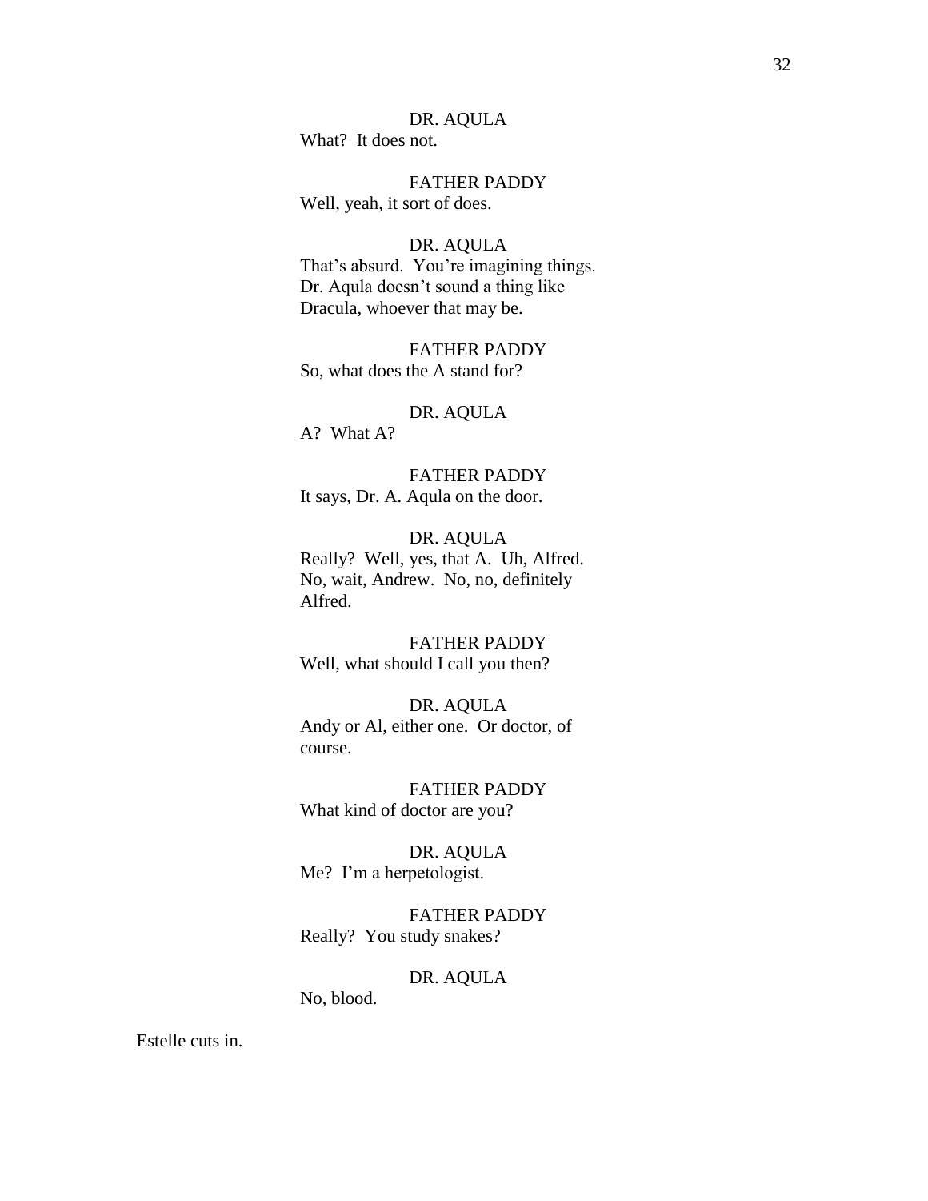DR. AQULA

What? It does not.

FATHER PADDY

Well, yeah, it sort of does.

DR. AQULA

That's absurd. You're imagining things. Dr. Aqula doesn't sound a thing like Dracula, whoever that may be.

FATHER PADDY

So, what does the A stand for?

DR. AQULA

A? What A?

FATHER PADDY

It says, Dr. A. Aqula on the door.

DR. AQULA

Really? Well, yes, that A. Uh, Alfred. No, wait, Andrew. No, no, definitely Alfred.

FATHER PADDY

Well, what should I call you then?

DR. AQULA

Andy or Al, either one. Or doctor, of course.

FATHER PADDY

What kind of doctor are you?

DR. AQULA

Me? I'm a herpetologist.

FATHER PADDY

Really? You study snakes?

DR. AQULA

No, blood.

Estelle cuts in.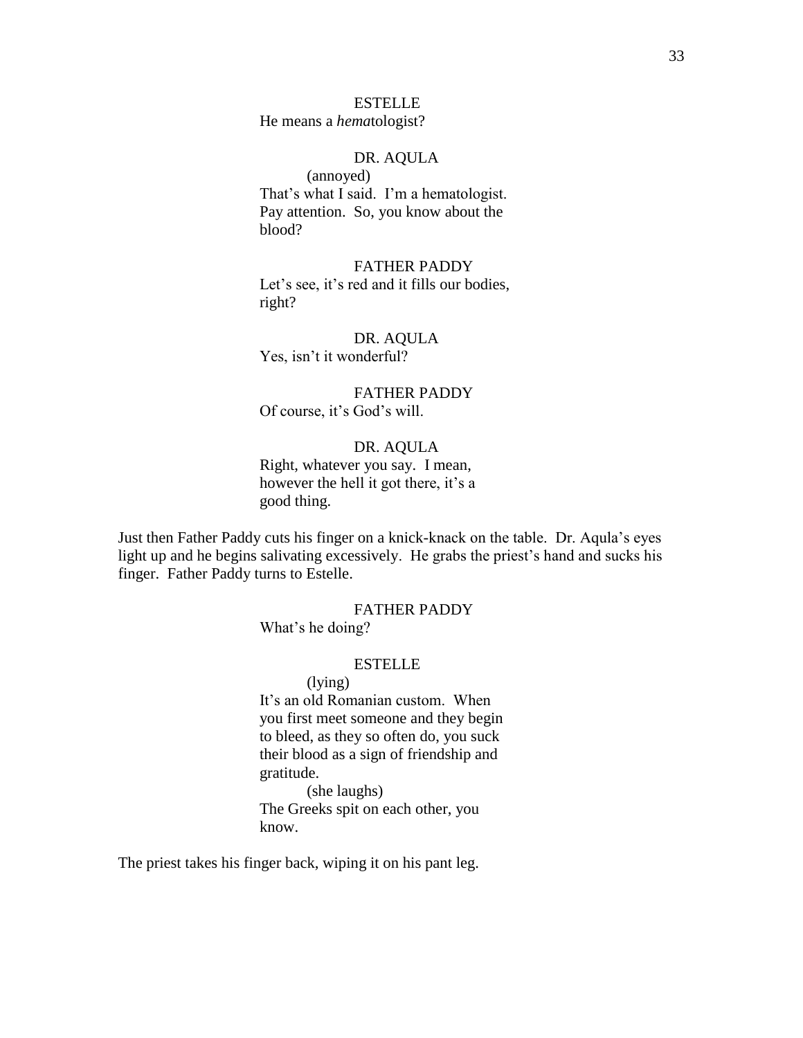ESTELLE

He means a *hema*tologist?

DR. AQULA

(annoyed)

That's what I said. I'm a hematologist. Pay attention. So, you know about the blood?

FATHER PADDY

Let's see, it's red and it fills our bodies, right?

DR. AQULA

Yes, isn't it wonderful?

FATHER PADDY

Of course, it's God's will.

DR. AQULA

Right, whatever you say. I mean, however the hell it got there, it's a good thing.

Just then Father Paddy cuts his finger on a knick-knack on the table. Dr. Aqula's eyes light up and he begins salivating excessively. He grabs the priest's hand and sucks his finger. Father Paddy turns to Estelle.

FATHER PADDY

What's he doing?

ESTELLE

(lying)

It's an old Romanian custom. When you first meet someone and they begin to bleed, as they so often do, you suck their blood as a sign of friendship and gratitude.

(she laughs)

The Greeks spit on each other, you know.

The priest takes his finger back, wiping it on his pant leg.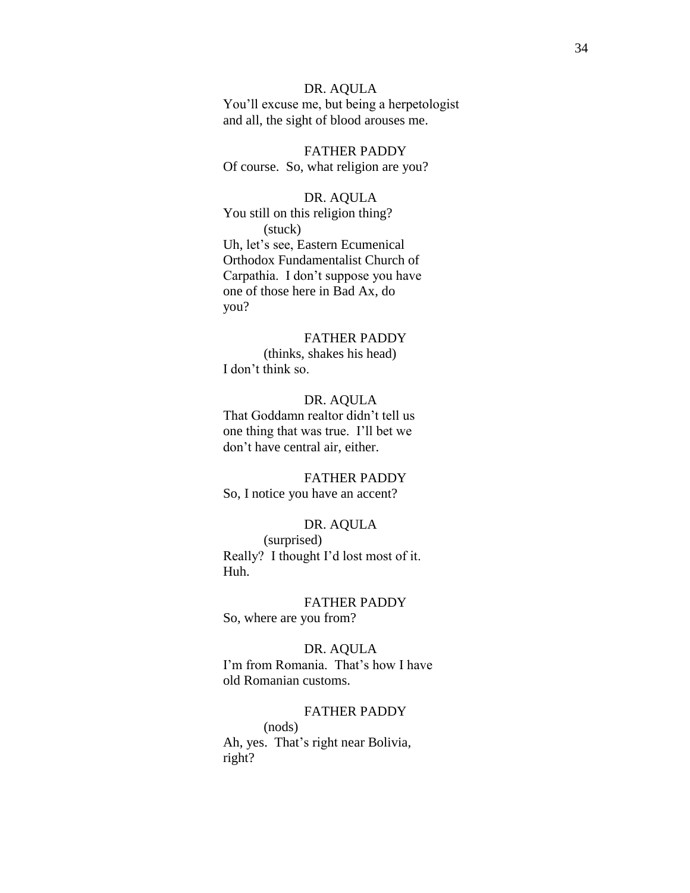DR. AQULA
You'll excuse me, but being a herpetologist and all, the sight of blood arouses me.

FATHER PADDY
Of course. So, what religion are you?

DR. AQULA
You still on this religion thing?
(stuck)
Uh, let's see, Eastern Ecumenical Orthodox Fundamentalist Church of Carpathia. I don't suppose you have one of those here in Bad Ax, do you?

FATHER PADDY
(thinks, shakes his head)
I don't think so.

DR. AQULA
That Goddamn realtor didn't tell us one thing that was true. I'll bet we don't have central air, either.

FATHER PADDY
So, I notice you have an accent?

DR. AQULA
(surprised)
Really? I thought I'd lost most of it. Huh.

FATHER PADDY
So, where are you from?

DR. AQULA
I'm from Romania. That's how I have old Romanian customs.

FATHER PADDY
(nods)
Ah, yes. That's right near Bolivia, right?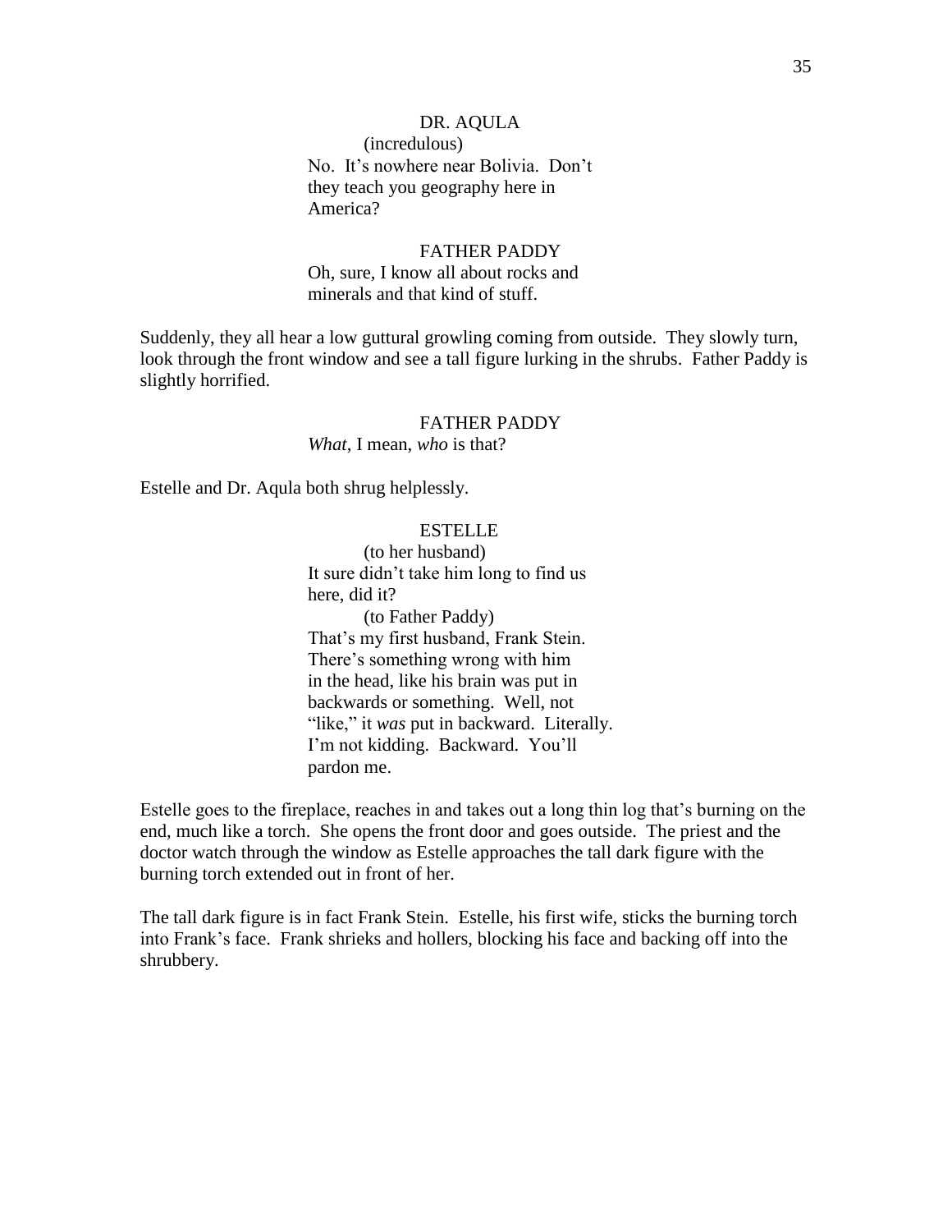DR. AQULA
(incredulous)
No. It's nowhere near Bolivia. Don't they teach you geography here in America?

FATHER PADDY
Oh, sure, I know all about rocks and minerals and that kind of stuff.

Suddenly, they all hear a low guttural growling coming from outside. They slowly turn, look through the front window and see a tall figure lurking in the shrubs. Father Paddy is slightly horrified.

FATHER PADDY
*What*, I mean, *who* is that?

Estelle and Dr. Aqula both shrug helplessly.

ESTELLE
(to her husband)
It sure didn't take him long to find us here, did it?
(to Father Paddy)
That's my first husband, Frank Stein. There's something wrong with him in the head, like his brain was put in backwards or something. Well, not "like," it *was* put in backward. Literally. I'm not kidding. Backward. You'll pardon me.

Estelle goes to the fireplace, reaches in and takes out a long thin log that's burning on the end, much like a torch. She opens the front door and goes outside. The priest and the doctor watch through the window as Estelle approaches the tall dark figure with the burning torch extended out in front of her.

The tall dark figure is in fact Frank Stein. Estelle, his first wife, sticks the burning torch into Frank's face. Frank shrieks and hollers, blocking his face and backing off into the shrubbery.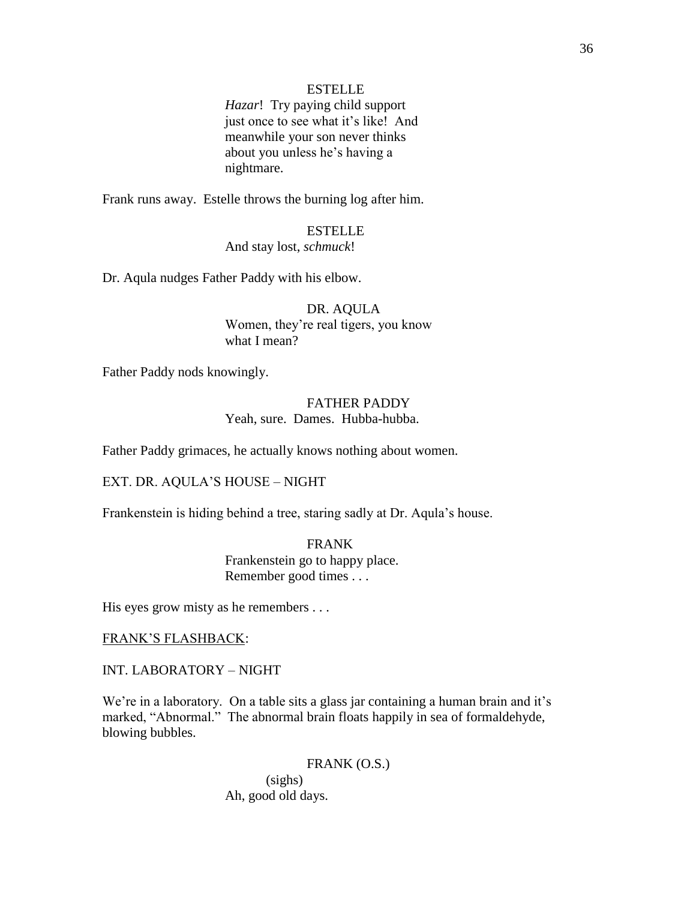ESTELLE

*Hazar*! Try paying child support just once to see what it's like! And meanwhile your son never thinks about you unless he's having a nightmare.

Frank runs away. Estelle throws the burning log after him.

ESTELLE

And stay lost, *schmuck*!

Dr. Aqula nudges Father Paddy with his elbow.

DR. AQULA

Women, they're real tigers, you know what I mean?

Father Paddy nods knowingly.

FATHER PADDY

Yeah, sure. Dames. Hubba-hubba.

Father Paddy grimaces, he actually knows nothing about women.

EXT. DR. AQULA'S HOUSE – NIGHT

Frankenstein is hiding behind a tree, staring sadly at Dr. Aqula's house.

FRANK

Frankenstein go to happy place. Remember good times . . .

His eyes grow misty as he remembers . . .

<u>FRANK'S FLASHBACK</u>:

INT. LABORATORY – NIGHT

We're in a laboratory. On a table sits a glass jar containing a human brain and it's marked, "Abnormal." The abnormal brain floats happily in sea of formaldehyde, blowing bubbles.

FRANK (O.S.)

(sighs)

Ah, good old days.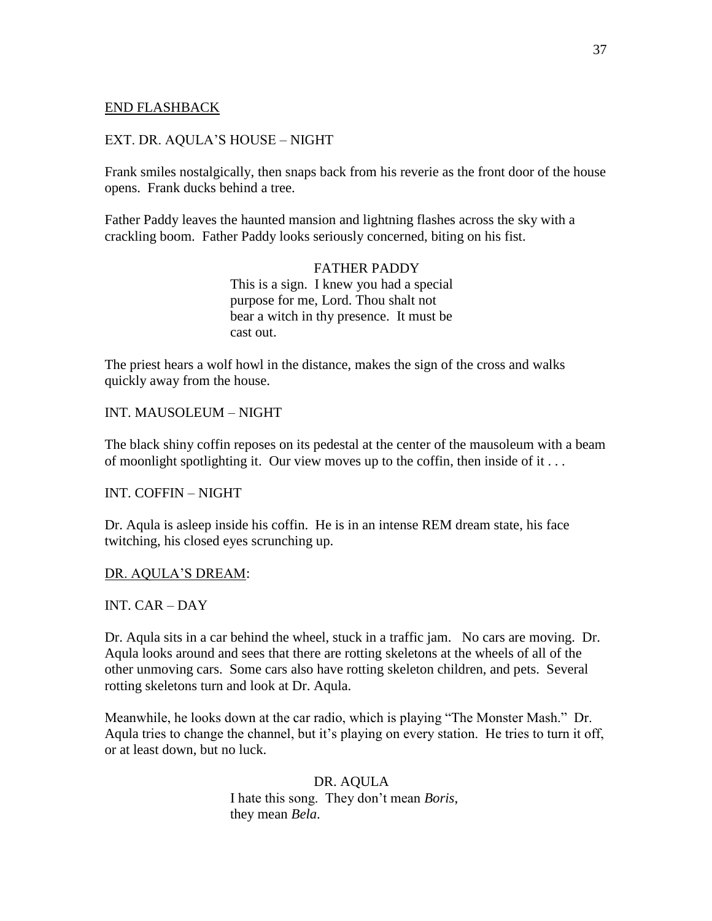<u>END FLASHBACK</u>

EXT. DR. AQULA'S HOUSE – NIGHT

Frank smiles nostalgically, then snaps back from his reverie as the front door of the house opens. Frank ducks behind a tree.

Father Paddy leaves the haunted mansion and lightning flashes across the sky with a crackling boom. Father Paddy looks seriously concerned, biting on his fist.

FATHER PADDY
This is a sign. I knew you had a special purpose for me, Lord. Thou shalt not bear a witch in thy presence. It must be cast out.

The priest hears a wolf howl in the distance, makes the sign of the cross and walks quickly away from the house.

INT. MAUSOLEUM – NIGHT

The black shiny coffin reposes on its pedestal at the center of the mausoleum with a beam of moonlight spotlighting it. Our view moves up to the coffin, then inside of it . . .

INT. COFFIN – NIGHT

Dr. Aqula is asleep inside his coffin. He is in an intense REM dream state, his face twitching, his closed eyes scrunching up.

<u>DR. AQULA'S DREAM</u>:

INT. CAR – DAY

Dr. Aqula sits in a car behind the wheel, stuck in a traffic jam. No cars are moving. Dr. Aqula looks around and sees that there are rotting skeletons at the wheels of all of the other unmoving cars. Some cars also have rotting skeleton children, and pets. Several rotting skeletons turn and look at Dr. Aqula.

Meanwhile, he looks down at the car radio, which is playing "The Monster Mash." Dr. Aqula tries to change the channel, but it's playing on every station. He tries to turn it off, or at least down, but no luck.

DR. AQULA
I hate this song. They don't mean *Boris*, they mean *Bela*.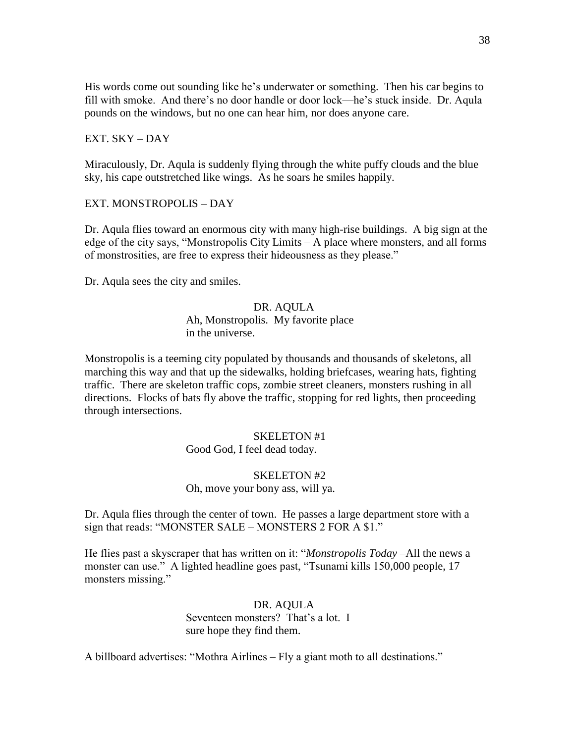His words come out sounding like he's underwater or something. Then his car begins to fill with smoke. And there's no door handle or door lock—he's stuck inside. Dr. Aqula pounds on the windows, but no one can hear him, nor does anyone care.

EXT. SKY – DAY

Miraculously, Dr. Aqula is suddenly flying through the white puffy clouds and the blue sky, his cape outstretched like wings. As he soars he smiles happily.

EXT. MONSTROPOLIS – DAY

Dr. Aqula flies toward an enormous city with many high-rise buildings. A big sign at the edge of the city says, "Monstropolis City Limits – A place where monsters, and all forms of monstrosities, are free to express their hideousness as they please."

Dr. Aqula sees the city and smiles.

DR. AQULA
Ah, Monstropolis. My favorite place in the universe.

Monstropolis is a teeming city populated by thousands and thousands of skeletons, all marching this way and that up the sidewalks, holding briefcases, wearing hats, fighting traffic. There are skeleton traffic cops, zombie street cleaners, monsters rushing in all directions. Flocks of bats fly above the traffic, stopping for red lights, then proceeding through intersections.

SKELETON #1
Good God, I feel dead today.

SKELETON #2
Oh, move your bony ass, will ya.

Dr. Aqula flies through the center of town. He passes a large department store with a sign that reads: "MONSTER SALE – MONSTERS 2 FOR A $1."

He flies past a skyscraper that has written on it: "*Monstropolis Today* –All the news a monster can use." A lighted headline goes past, "Tsunami kills 150,000 people, 17 monsters missing."

DR. AQULA
Seventeen monsters? That's a lot. I sure hope they find them.

A billboard advertises: "Mothra Airlines – Fly a giant moth to all destinations."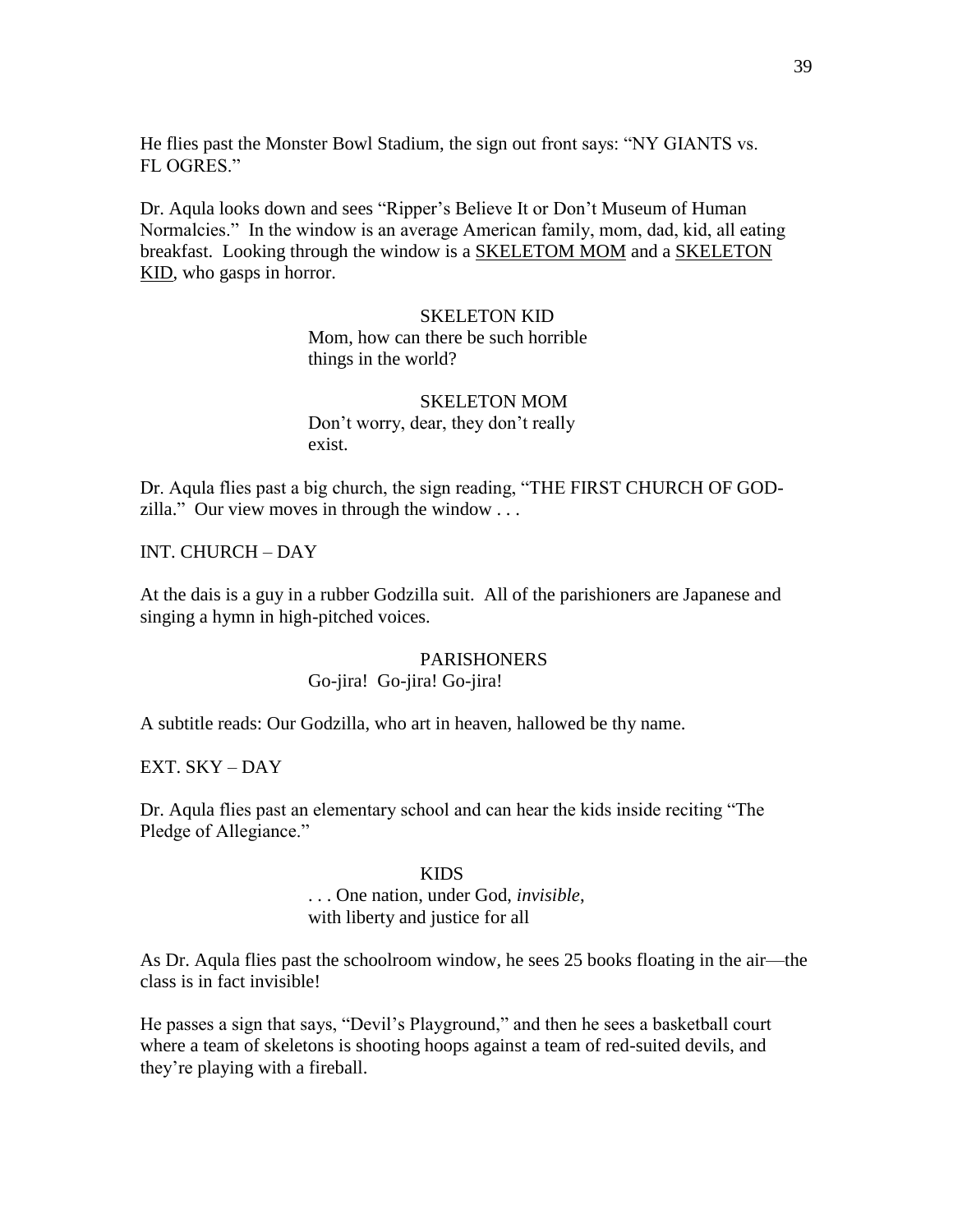He flies past the Monster Bowl Stadium, the sign out front says: "NY GIANTS vs. FL OGRES."

Dr. Aqula looks down and sees "Ripper's Believe It or Don't Museum of Human Normalcies." In the window is an average American family, mom, dad, kid, all eating breakfast. Looking through the window is a <u>SKELETOM MOM</u> and a <u>SKELETON KID</u>, who gasps in horror.

SKELETON KID
Mom, how can there be such horrible things in the world?

SKELETON MOM
Don't worry, dear, they don't really exist.

Dr. Aqula flies past a big church, the sign reading, "THE FIRST CHURCH OF GOD-zilla." Our view moves in through the window . . .

INT. CHURCH – DAY

At the dais is a guy in a rubber Godzilla suit. All of the parishioners are Japanese and singing a hymn in high-pitched voices.

PARISHONERS
Go-jira! Go-jira! Go-jira!

A subtitle reads: Our Godzilla, who art in heaven, hallowed be thy name.

EXT. SKY – DAY

Dr. Aqula flies past an elementary school and can hear the kids inside reciting "The Pledge of Allegiance."

KIDS
. . . One nation, under God, *invisible*, with liberty and justice for all

As Dr. Aqula flies past the schoolroom window, he sees 25 books floating in the air—the class is in fact invisible!

He passes a sign that says, "Devil's Playground," and then he sees a basketball court where a team of skeletons is shooting hoops against a team of red-suited devils, and they're playing with a fireball.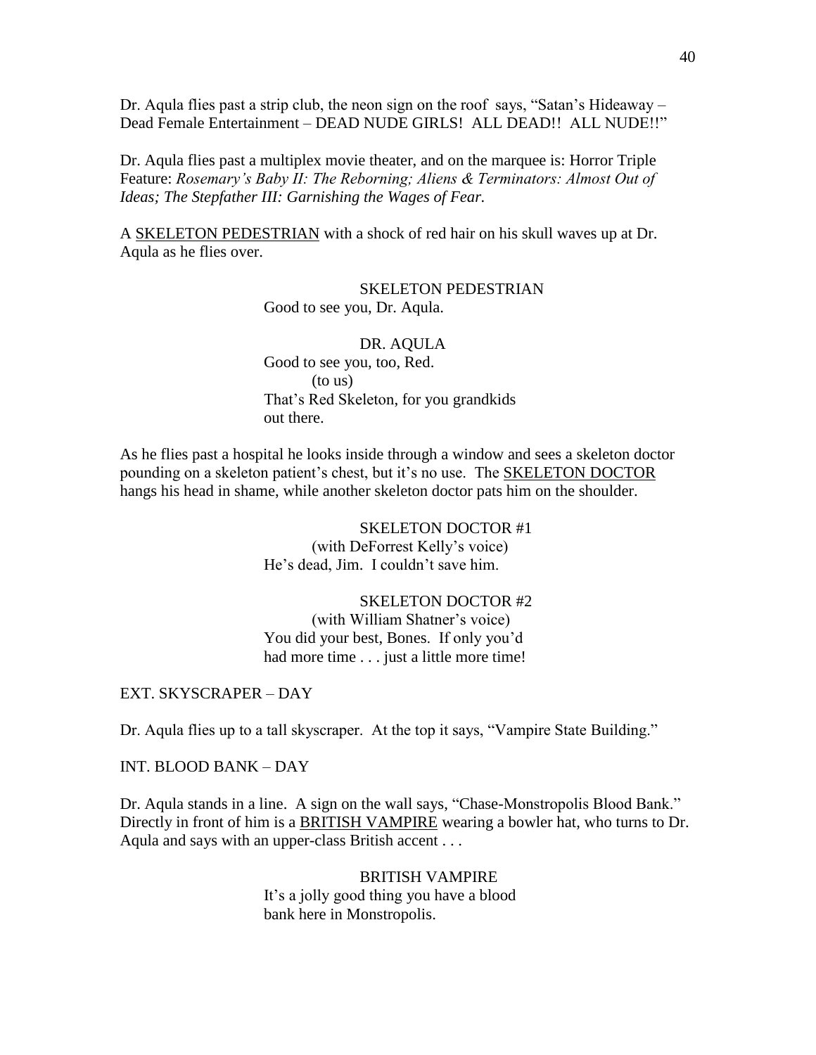Dr. Aqula flies past a strip club, the neon sign on the roof says, "Satan's Hideaway – Dead Female Entertainment – DEAD NUDE GIRLS! ALL DEAD!! ALL NUDE!!"

Dr. Aqula flies past a multiplex movie theater, and on the marquee is: Horror Triple Feature: *Rosemary's Baby II: The Reborning; Aliens & Terminators: Almost Out of Ideas; The Stepfather III: Garnishing the Wages of Fear.*

A <u>SKELETON PEDESTRIAN</u> with a shock of red hair on his skull waves up at Dr. Aqula as he flies over.

SKELETON PEDESTRIAN
Good to see you, Dr. Aqula.

DR. AQULA
Good to see you, too, Red.
(to us)
That's Red Skeleton, for you grandkids out there.

As he flies past a hospital he looks inside through a window and sees a skeleton doctor pounding on a skeleton patient's chest, but it's no use. The <u>SKELETON DOCTOR</u> hangs his head in shame, while another skeleton doctor pats him on the shoulder.

SKELETON DOCTOR #1
(with DeForrest Kelly's voice)
He's dead, Jim. I couldn't save him.

SKELETON DOCTOR #2
(with William Shatner's voice)
You did your best, Bones. If only you'd had more time . . . just a little more time!

EXT. SKYSCRAPER – DAY

Dr. Aqula flies up to a tall skyscraper. At the top it says, "Vampire State Building."

INT. BLOOD BANK – DAY

Dr. Aqula stands in a line. A sign on the wall says, "Chase-Monstropolis Blood Bank." Directly in front of him is a <u>BRITISH VAMPIRE</u> wearing a bowler hat, who turns to Dr. Aqula and says with an upper-class British accent . . .

BRITISH VAMPIRE
It's a jolly good thing you have a blood bank here in Monstropolis.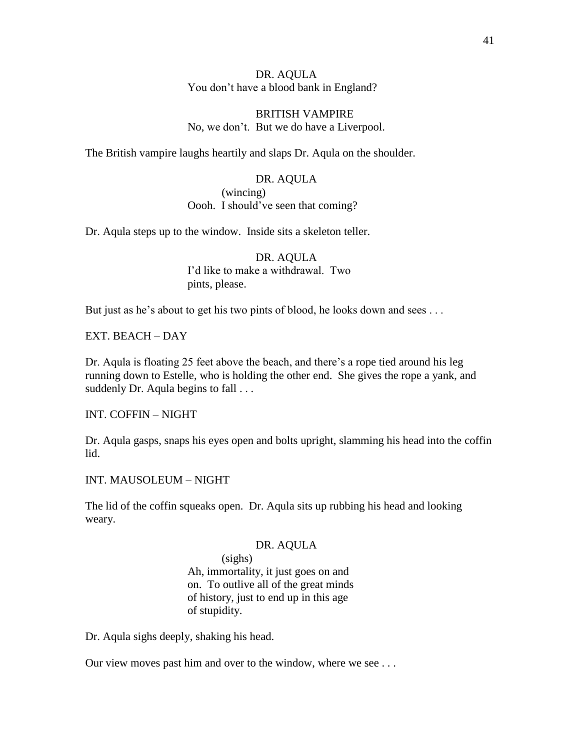DR. AQULA
You don't have a blood bank in England?

BRITISH VAMPIRE
No, we don't. But we do have a Liverpool.

The British vampire laughs heartily and slaps Dr. Aqula on the shoulder.

DR. AQULA
(wincing)
Oooh. I should've seen that coming?

Dr. Aqula steps up to the window. Inside sits a skeleton teller.

DR. AQULA
I'd like to make a withdrawal. Two pints, please.

But just as he's about to get his two pints of blood, he looks down and sees . . .

EXT. BEACH – DAY

Dr. Aqula is floating 25 feet above the beach, and there's a rope tied around his leg running down to Estelle, who is holding the other end. She gives the rope a yank, and suddenly Dr. Aqula begins to fall . . .

INT. COFFIN – NIGHT

Dr. Aqula gasps, snaps his eyes open and bolts upright, slamming his head into the coffin lid.

INT. MAUSOLEUM – NIGHT

The lid of the coffin squeaks open. Dr. Aqula sits up rubbing his head and looking weary.

DR. AQULA
(sighs)
Ah, immortality, it just goes on and on. To outlive all of the great minds of history, just to end up in this age of stupidity.

Dr. Aqula sighs deeply, shaking his head.

Our view moves past him and over to the window, where we see . . .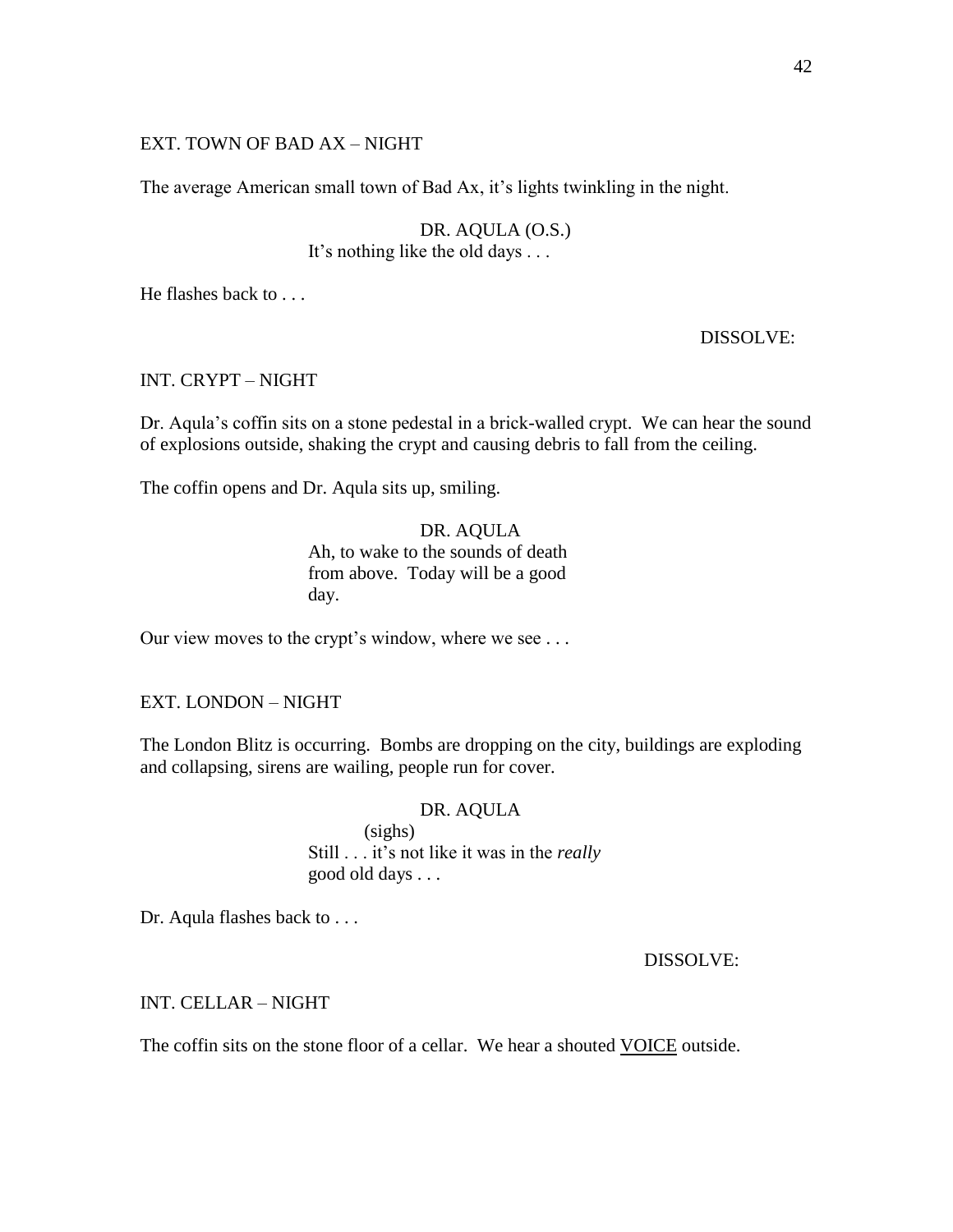EXT. TOWN OF BAD AX – NIGHT

The average American small town of Bad Ax, it's lights twinkling in the night.

DR. AQULA (O.S.)
It's nothing like the old days . . .

He flashes back to . . .

DISSOLVE:

INT. CRYPT – NIGHT

Dr. Aqula's coffin sits on a stone pedestal in a brick-walled crypt. We can hear the sound of explosions outside, shaking the crypt and causing debris to fall from the ceiling.

The coffin opens and Dr. Aqula sits up, smiling.

DR. AQULA
Ah, to wake to the sounds of death from above. Today will be a good day.

Our view moves to the crypt's window, where we see . . .

EXT. LONDON – NIGHT

The London Blitz is occurring. Bombs are dropping on the city, buildings are exploding and collapsing, sirens are wailing, people run for cover.

DR. AQULA
(sighs)
Still . . . it's not like it was in the *really* good old days . . .

Dr. Aqula flashes back to . . .

DISSOLVE:

INT. CELLAR – NIGHT

The coffin sits on the stone floor of a cellar. We hear a shouted <u>VOICE</u> outside.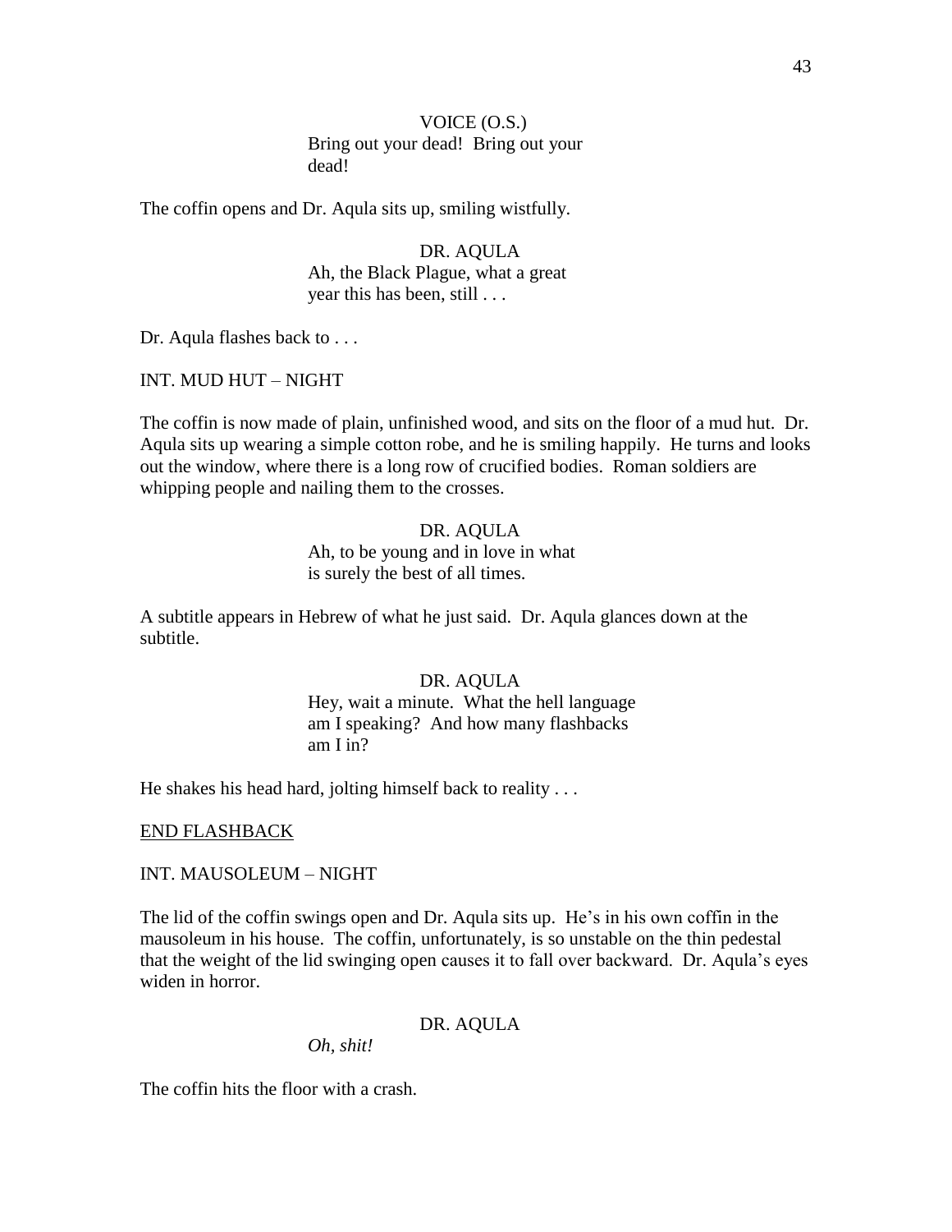VOICE (O.S.)
Bring out your dead! Bring out your dead!

The coffin opens and Dr. Aqula sits up, smiling wistfully.

DR. AQULA
Ah, the Black Plague, what a great year this has been, still . . .

Dr. Aqula flashes back to . . .

INT. MUD HUT – NIGHT

The coffin is now made of plain, unfinished wood, and sits on the floor of a mud hut. Dr. Aqula sits up wearing a simple cotton robe, and he is smiling happily. He turns and looks out the window, where there is a long row of crucified bodies. Roman soldiers are whipping people and nailing them to the crosses.

DR. AQULA
Ah, to be young and in love in what is surely the best of all times.

A subtitle appears in Hebrew of what he just said. Dr. Aqula glances down at the subtitle.

DR. AQULA
Hey, wait a minute. What the hell language am I speaking? And how many flashbacks am I in?

He shakes his head hard, jolting himself back to reality . . .

END FLASHBACK

INT. MAUSOLEUM – NIGHT

The lid of the coffin swings open and Dr. Aqula sits up. He's in his own coffin in the mausoleum in his house. The coffin, unfortunately, is so unstable on the thin pedestal that the weight of the lid swinging open causes it to fall over backward. Dr. Aqula's eyes widen in horror.

DR. AQULA
*Oh, shit!*

The coffin hits the floor with a crash.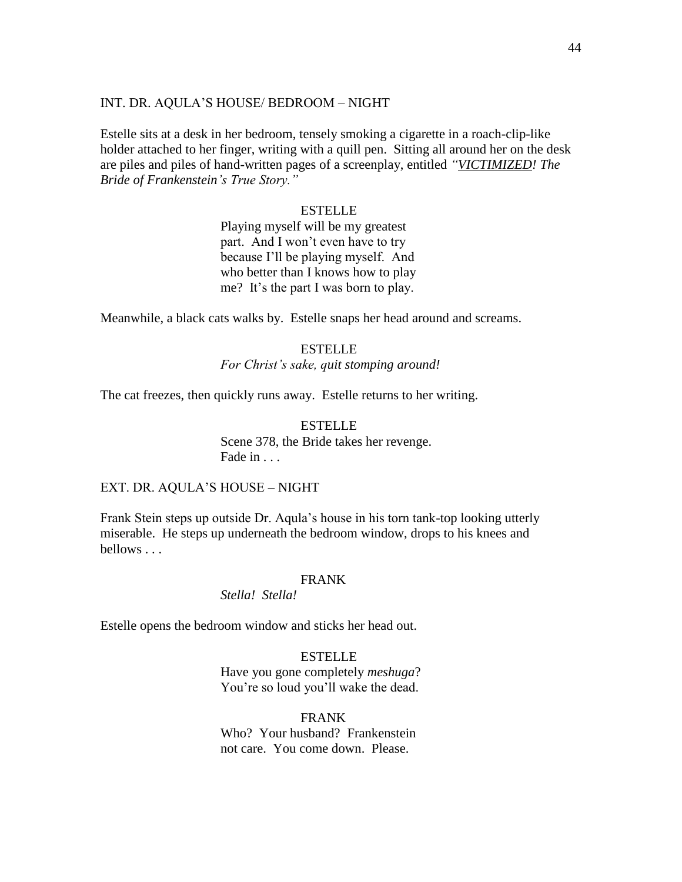INT. DR. AQULA'S HOUSE/ BEDROOM – NIGHT

Estelle sits at a desk in her bedroom, tensely smoking a cigarette in a roach-clip-like holder attached to her finger, writing with a quill pen. Sitting all around her on the desk are piles and piles of hand-written pages of a screenplay, entitled *"__VICTIMIZED__! The Bride of Frankenstein's True Story."*

ESTELLE

Playing myself will be my greatest part. And I won't even have to try because I'll be playing myself. And who better than I knows how to play me? It's the part I was born to play.

Meanwhile, a black cats walks by. Estelle snaps her head around and screams.

ESTELLE

*For Christ's sake, quit stomping around!*

The cat freezes, then quickly runs away. Estelle returns to her writing.

ESTELLE

Scene 378, the Bride takes her revenge. Fade in . . .

EXT. DR. AQULA'S HOUSE – NIGHT

Frank Stein steps up outside Dr. Aqula's house in his torn tank-top looking utterly miserable. He steps up underneath the bedroom window, drops to his knees and bellows . . .

FRANK

*Stella! Stella!*

Estelle opens the bedroom window and sticks her head out.

ESTELLE

Have you gone completely *meshuga*? You're so loud you'll wake the dead.

FRANK

Who? Your husband? Frankenstein not care. You come down. Please.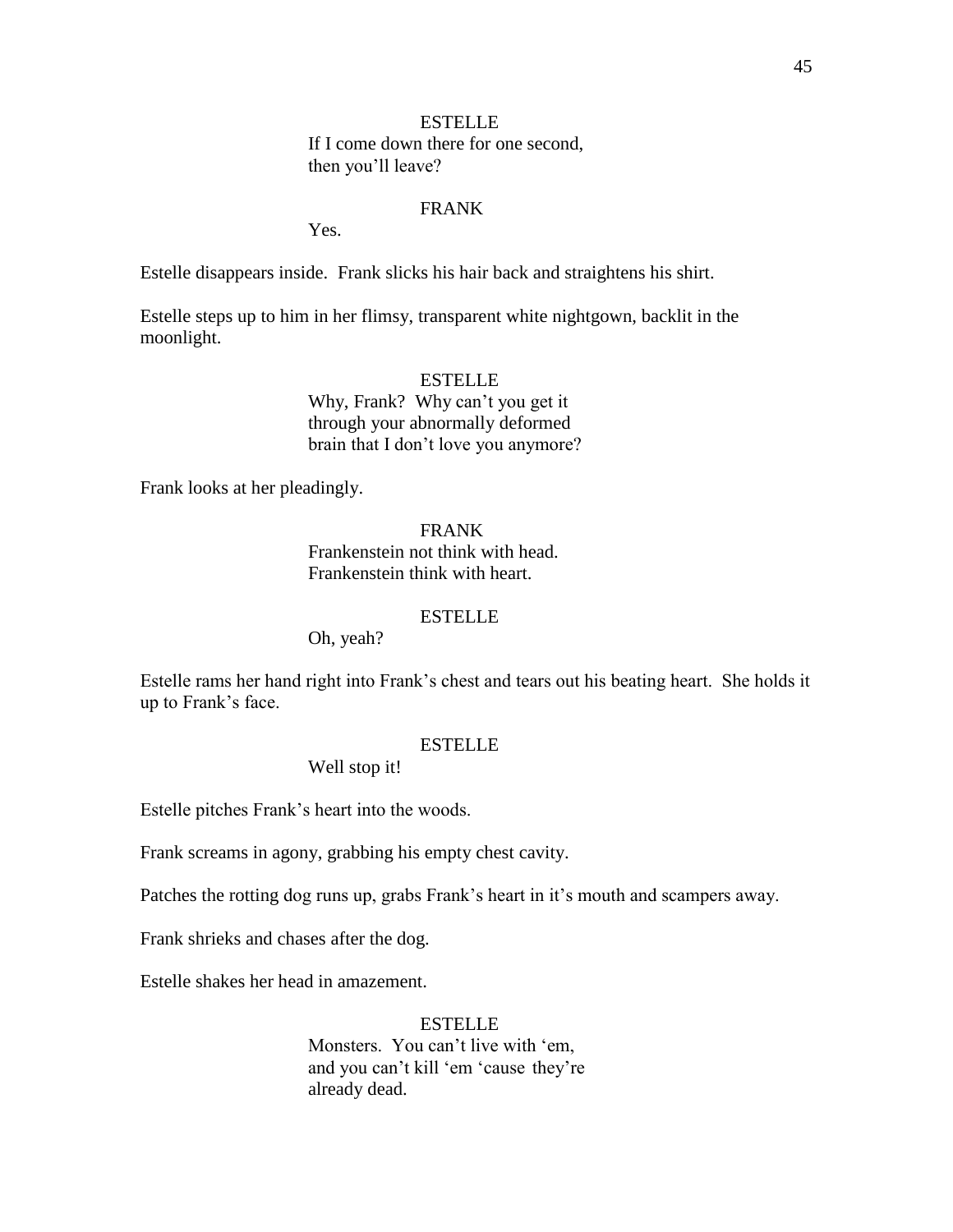ESTELLE
If I come down there for one second,
then you'll leave?

FRANK
Yes.

Estelle disappears inside. Frank slicks his hair back and straightens his shirt.

Estelle steps up to him in her flimsy, transparent white nightgown, backlit in the moonlight.

ESTELLE
Why, Frank? Why can't you get it
through your abnormally deformed
brain that I don't love you anymore?

Frank looks at her pleadingly.

FRANK
Frankenstein not think with head.
Frankenstein think with heart.

ESTELLE
Oh, yeah?

Estelle rams her hand right into Frank's chest and tears out his beating heart. She holds it up to Frank's face.

ESTELLE
Well stop it!

Estelle pitches Frank's heart into the woods.

Frank screams in agony, grabbing his empty chest cavity.

Patches the rotting dog runs up, grabs Frank's heart in it's mouth and scampers away.

Frank shrieks and chases after the dog.

Estelle shakes her head in amazement.

ESTELLE
Monsters. You can't live with 'em,
and you can't kill 'em 'cause they're
already dead.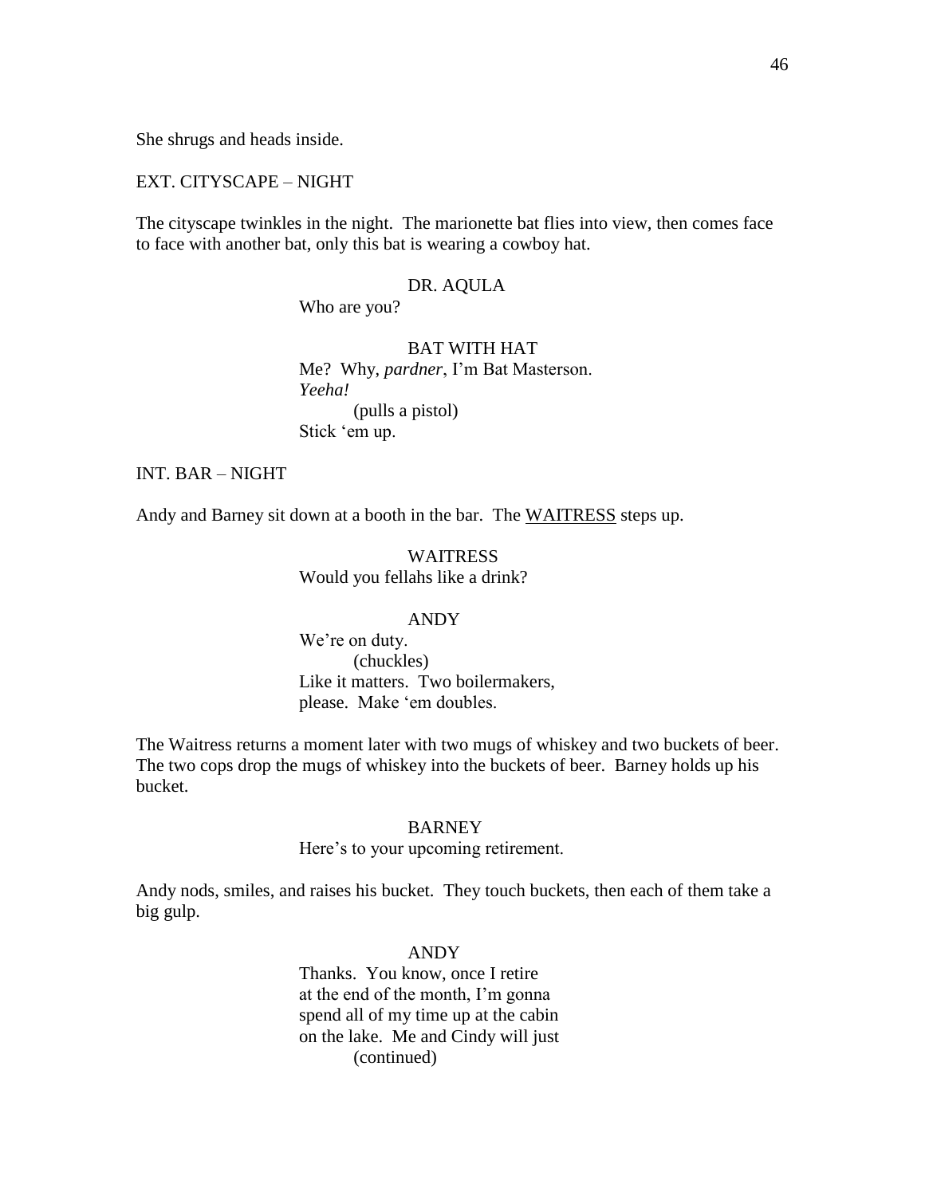She shrugs and heads inside.

EXT. CITYSCAPE – NIGHT

The cityscape twinkles in the night. The marionette bat flies into view, then comes face to face with another bat, only this bat is wearing a cowboy hat.

DR. AQULA
Who are you?

BAT WITH HAT
Me? Why, *pardner*, I'm Bat Masterson.
*Yeeha!*
(pulls a pistol)
Stick 'em up.

INT. BAR – NIGHT

Andy and Barney sit down at a booth in the bar. The <u>WAITRESS</u> steps up.

WAITRESS
Would you fellahs like a drink?

ANDY
We're on duty.
(chuckles)
Like it matters. Two boilermakers,
please. Make 'em doubles.

The Waitress returns a moment later with two mugs of whiskey and two buckets of beer. The two cops drop the mugs of whiskey into the buckets of beer. Barney holds up his bucket.

BARNEY
Here's to your upcoming retirement.

Andy nods, smiles, and raises his bucket. They touch buckets, then each of them take a big gulp.

ANDY
Thanks. You know, once I retire
at the end of the month, I'm gonna
spend all of my time up at the cabin
on the lake. Me and Cindy will just
(continued)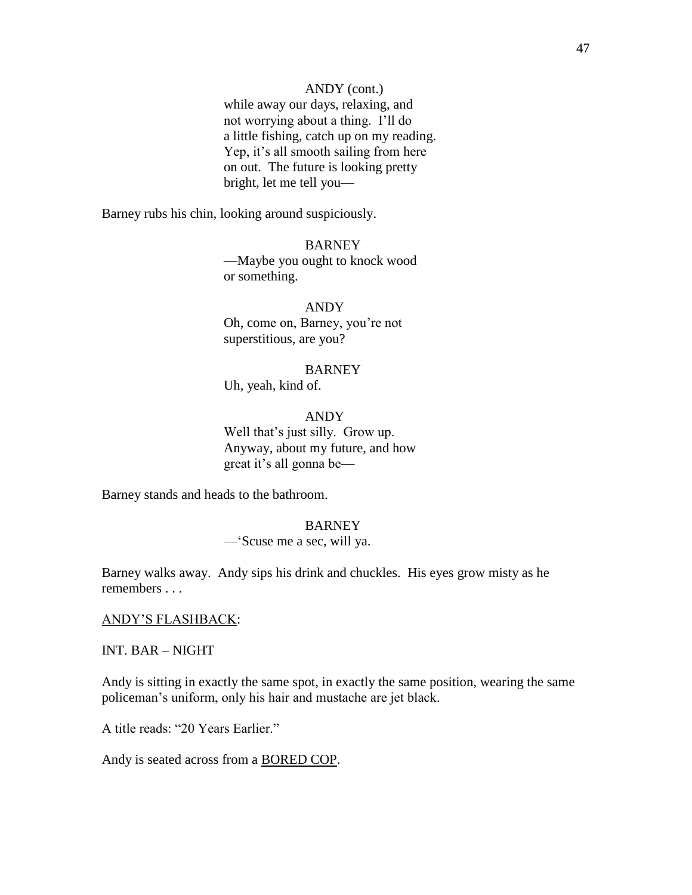ANDY (cont.)
while away our days, relaxing, and
not worrying about a thing. I'll do
a little fishing, catch up on my reading.
Yep, it's all smooth sailing from here
on out. The future is looking pretty
bright, let me tell you—

Barney rubs his chin, looking around suspiciously.

BARNEY
—Maybe you ought to knock wood
or something.

ANDY
Oh, come on, Barney, you're not
superstitious, are you?

BARNEY
Uh, yeah, kind of.

ANDY
Well that's just silly. Grow up.
Anyway, about my future, and how
great it's all gonna be—

Barney stands and heads to the bathroom.

BARNEY
—'Scuse me a sec, will ya.

Barney walks away. Andy sips his drink and chuckles. His eyes grow misty as he remembers . . .

<u>ANDY'S FLASHBACK</u>:

INT. BAR – NIGHT

Andy is sitting in exactly the same spot, in exactly the same position, wearing the same policeman's uniform, only his hair and mustache are jet black.

A title reads: "20 Years Earlier."

Andy is seated across from a <u>BORED COP</u>.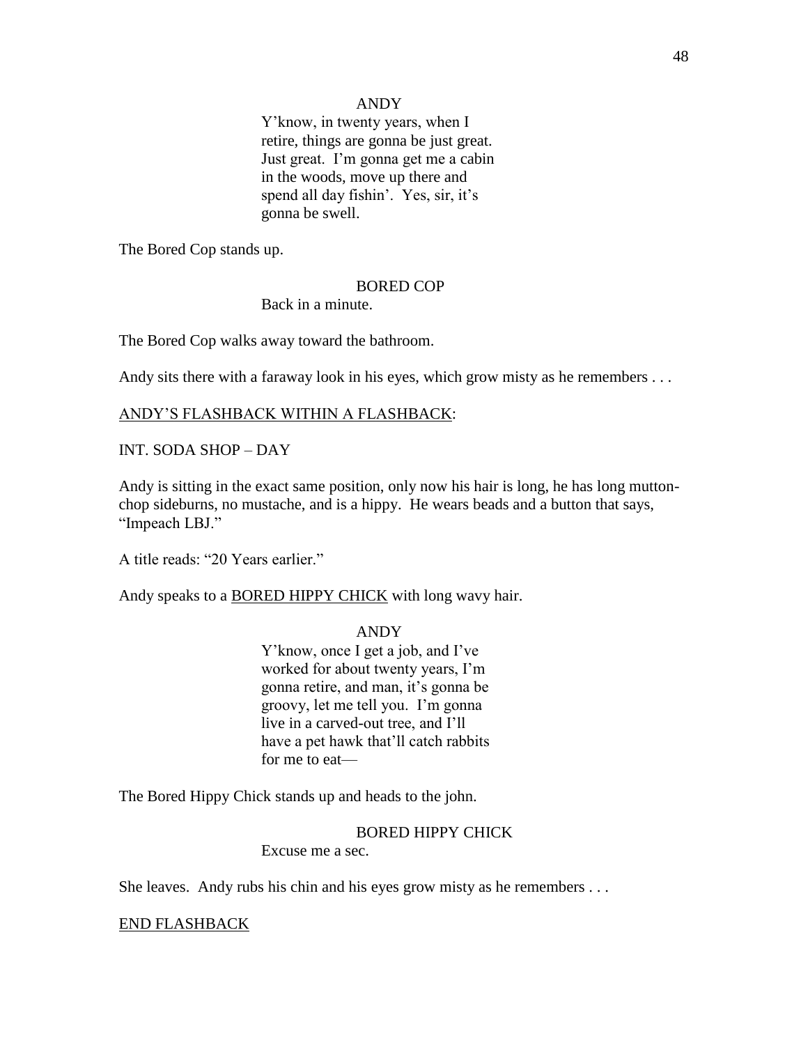ANDY

Y'know, in twenty years, when I retire, things are gonna be just great. Just great. I'm gonna get me a cabin in the woods, move up there and spend all day fishin'. Yes, sir, it's gonna be swell.

The Bored Cop stands up.

BORED COP

Back in a minute.

The Bored Cop walks away toward the bathroom.

Andy sits there with a faraway look in his eyes, which grow misty as he remembers . . .

<u>ANDY'S FLASHBACK WITHIN A FLASHBACK</u>:

INT. SODA SHOP – DAY

Andy is sitting in the exact same position, only now his hair is long, he has long mutton-chop sideburns, no mustache, and is a hippy. He wears beads and a button that says, "Impeach LBJ."

A title reads: "20 Years earlier."

Andy speaks to a <u>BORED HIPPY CHICK</u> with long wavy hair.

ANDY

Y'know, once I get a job, and I've worked for about twenty years, I'm gonna retire, and man, it's gonna be groovy, let me tell you. I'm gonna live in a carved-out tree, and I'll have a pet hawk that'll catch rabbits for me to eat—

The Bored Hippy Chick stands up and heads to the john.

BORED HIPPY CHICK

Excuse me a sec.

She leaves. Andy rubs his chin and his eyes grow misty as he remembers . . .

<u>END FLASHBACK</u>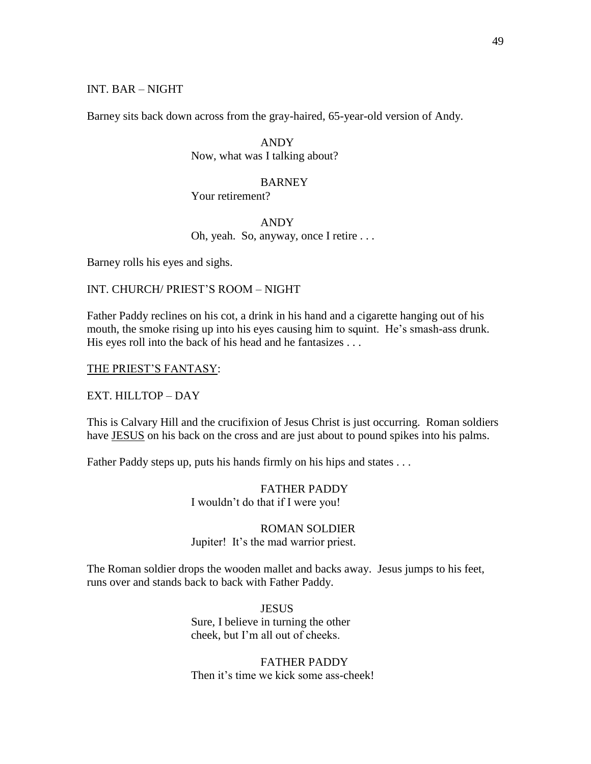INT. BAR – NIGHT

Barney sits back down across from the gray-haired, 65-year-old version of Andy.

ANDY
Now, what was I talking about?

BARNEY
Your retirement?

ANDY
Oh, yeah. So, anyway, once I retire . . .

Barney rolls his eyes and sighs.

INT. CHURCH/ PRIEST'S ROOM – NIGHT

Father Paddy reclines on his cot, a drink in his hand and a cigarette hanging out of his mouth, the smoke rising up into his eyes causing him to squint. He's smash-ass drunk. His eyes roll into the back of his head and he fantasizes . . .

<u>THE PRIEST'S FANTASY</u>:

EXT. HILLTOP – DAY

This is Calvary Hill and the crucifixion of Jesus Christ is just occurring. Roman soldiers have <u>JESUS</u> on his back on the cross and are just about to pound spikes into his palms.

Father Paddy steps up, puts his hands firmly on his hips and states . . .

FATHER PADDY
I wouldn't do that if I were you!

ROMAN SOLDIER
Jupiter! It's the mad warrior priest.

The Roman soldier drops the wooden mallet and backs away. Jesus jumps to his feet, runs over and stands back to back with Father Paddy.

JESUS
Sure, I believe in turning the other cheek, but I'm all out of cheeks.

FATHER PADDY
Then it's time we kick some ass-cheek!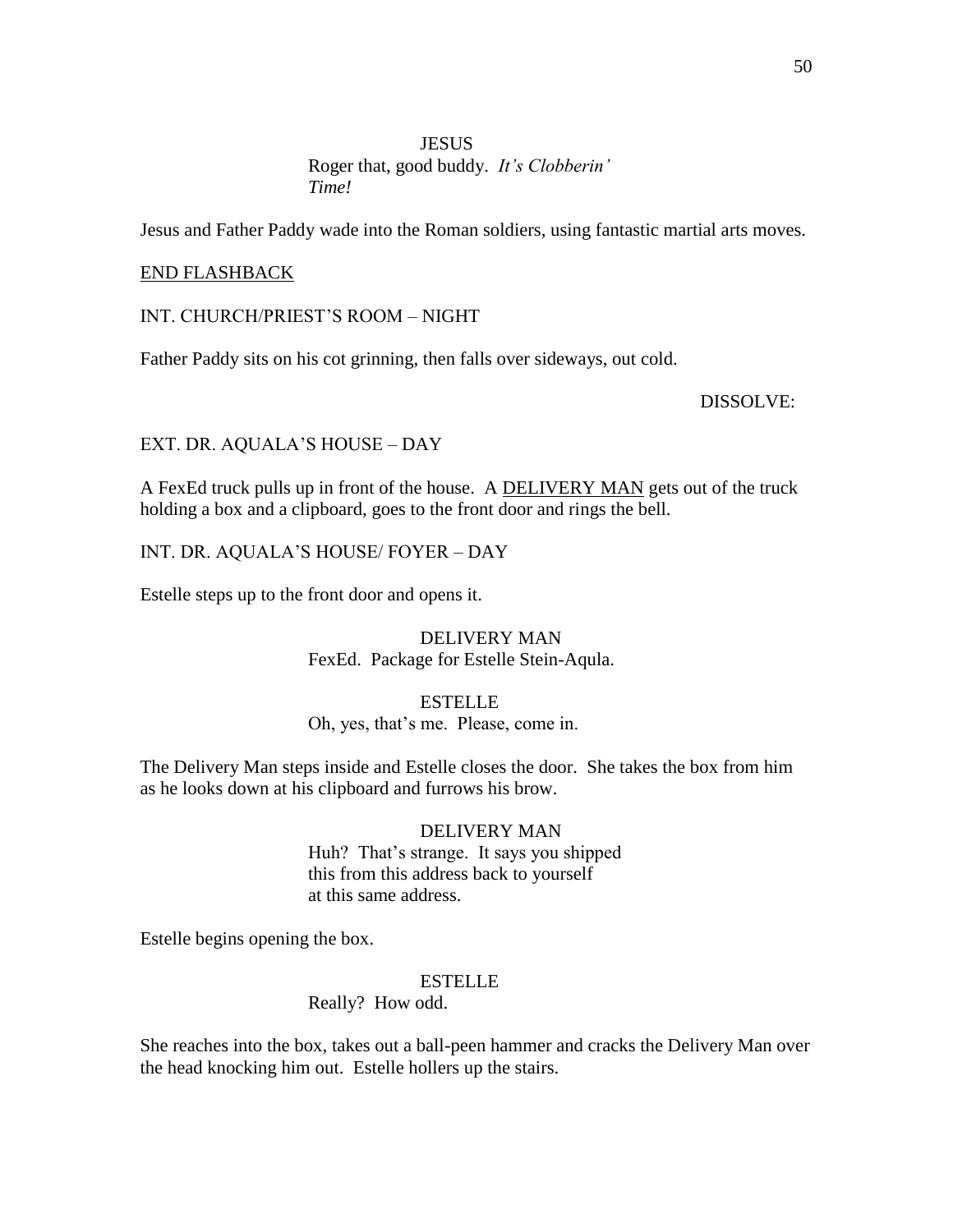JESUS

Roger that, good buddy. *It's Clobberin' Time!*

Jesus and Father Paddy wade into the Roman soldiers, using fantastic martial arts moves.

<u>END FLASHBACK</u>

INT. CHURCH/PRIEST'S ROOM – NIGHT

Father Paddy sits on his cot grinning, then falls over sideways, out cold.

DISSOLVE:

EXT. DR. AQUALA'S HOUSE – DAY

A FexEd truck pulls up in front of the house. A <u>DELIVERY MAN</u> gets out of the truck holding a box and a clipboard, goes to the front door and rings the bell.

INT. DR. AQUALA'S HOUSE/ FOYER – DAY

Estelle steps up to the front door and opens it.

DELIVERY MAN

FexEd. Package for Estelle Stein-Aqula.

ESTELLE

Oh, yes, that's me. Please, come in.

The Delivery Man steps inside and Estelle closes the door. She takes the box from him as he looks down at his clipboard and furrows his brow.

DELIVERY MAN

Huh? That's strange. It says you shipped this from this address back to yourself at this same address.

Estelle begins opening the box.

ESTELLE

Really? How odd.

She reaches into the box, takes out a ball-peen hammer and cracks the Delivery Man over the head knocking him out. Estelle hollers up the stairs.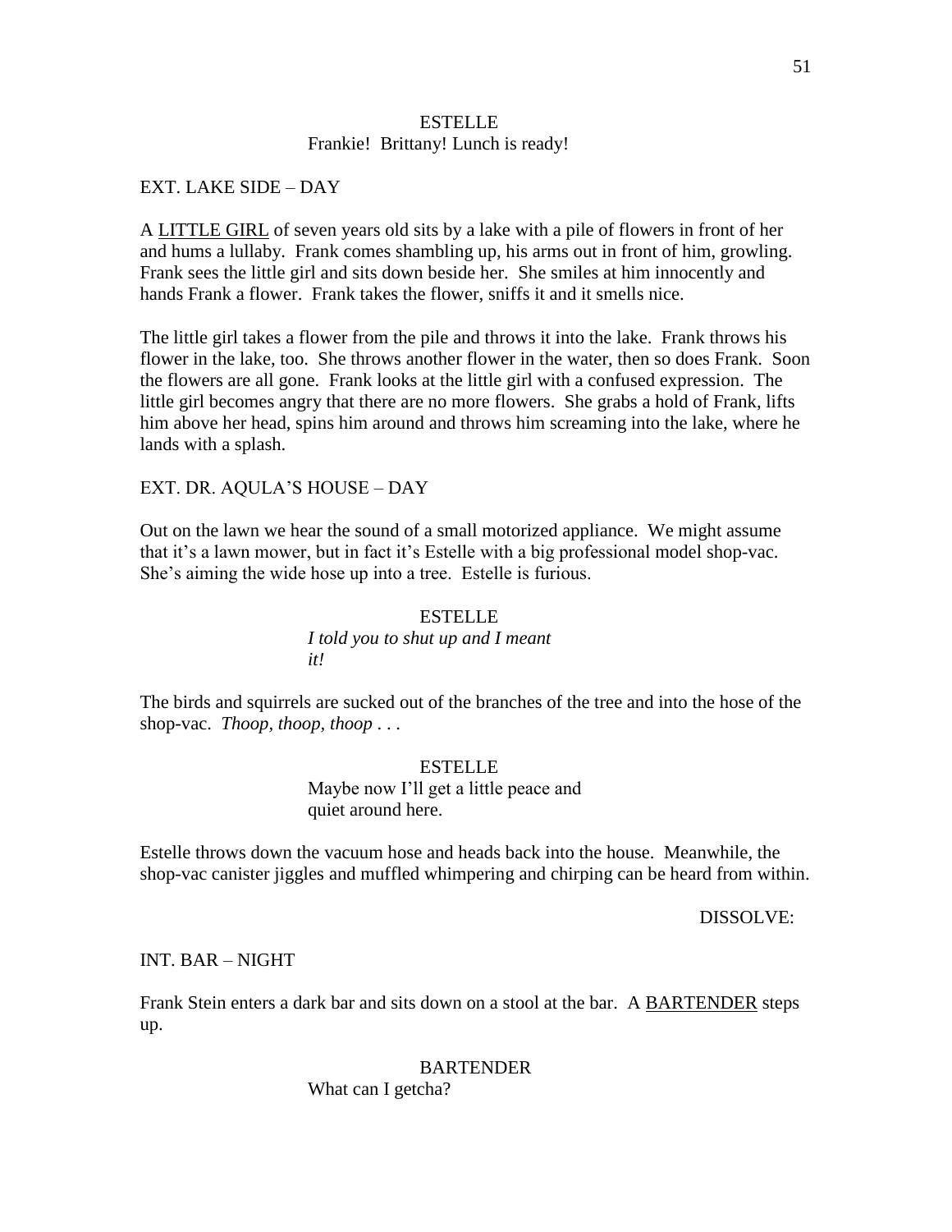ESTELLE
Frankie!  Brittany! Lunch is ready!

EXT. LAKE SIDE – DAY

A LITTLE GIRL of seven years old sits by a lake with a pile of flowers in front of her and hums a lullaby.  Frank comes shambling up, his arms out in front of him, growling.  Frank sees the little girl and sits down beside her.  She smiles at him innocently and hands Frank a flower.  Frank takes the flower, sniffs it and it smells nice.

The little girl takes a flower from the pile and throws it into the lake.  Frank throws his flower in the lake, too.  She throws another flower in the water, then so does Frank.  Soon the flowers are all gone.  Frank looks at the little girl with a confused expression.  The little girl becomes angry that there are no more flowers.  She grabs a hold of Frank, lifts him above her head, spins him around and throws him screaming into the lake, where he lands with a splash.

EXT. DR. AQULA'S HOUSE – DAY

Out on the lawn we hear the sound of a small motorized appliance.  We might assume that it's a lawn mower, but in fact it's Estelle with a big professional model shop-vac.  She's aiming the wide hose up into a tree.  Estelle is furious.

ESTELLE
*I told you to shut up and I meant it!*

The birds and squirrels are sucked out of the branches of the tree and into the hose of the shop-vac.  *Thoop, thoop, thoop . . .*

ESTELLE
Maybe now I'll get a little peace and quiet around here.

Estelle throws down the vacuum hose and heads back into the house.  Meanwhile, the shop-vac canister jiggles and muffled whimpering and chirping can be heard from within.

DISSOLVE:

INT. BAR – NIGHT

Frank Stein enters a dark bar and sits down on a stool at the bar.  A BARTENDER steps up.

BARTENDER
What can I getcha?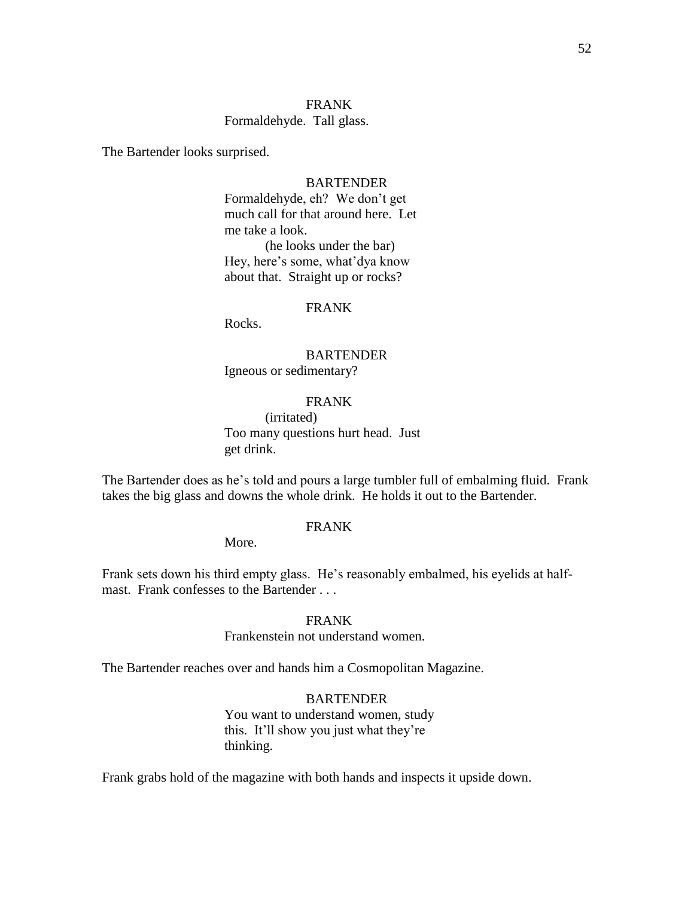FRANK
Formaldehyde. Tall glass.

The Bartender looks surprised.

BARTENDER
Formaldehyde, eh? We don't get much call for that around here. Let me take a look.
(he looks under the bar)
Hey, here's some, what'dya know about that. Straight up or rocks?

FRANK
Rocks.

BARTENDER
Igneous or sedimentary?

FRANK
(irritated)
Too many questions hurt head. Just get drink.

The Bartender does as he's told and pours a large tumbler full of embalming fluid. Frank takes the big glass and downs the whole drink. He holds it out to the Bartender.

FRANK
More.

Frank sets down his third empty glass. He's reasonably embalmed, his eyelids at half-mast. Frank confesses to the Bartender . . .

FRANK
Frankenstein not understand women.

The Bartender reaches over and hands him a Cosmopolitan Magazine.

BARTENDER
You want to understand women, study this. It'll show you just what they're thinking.

Frank grabs hold of the magazine with both hands and inspects it upside down.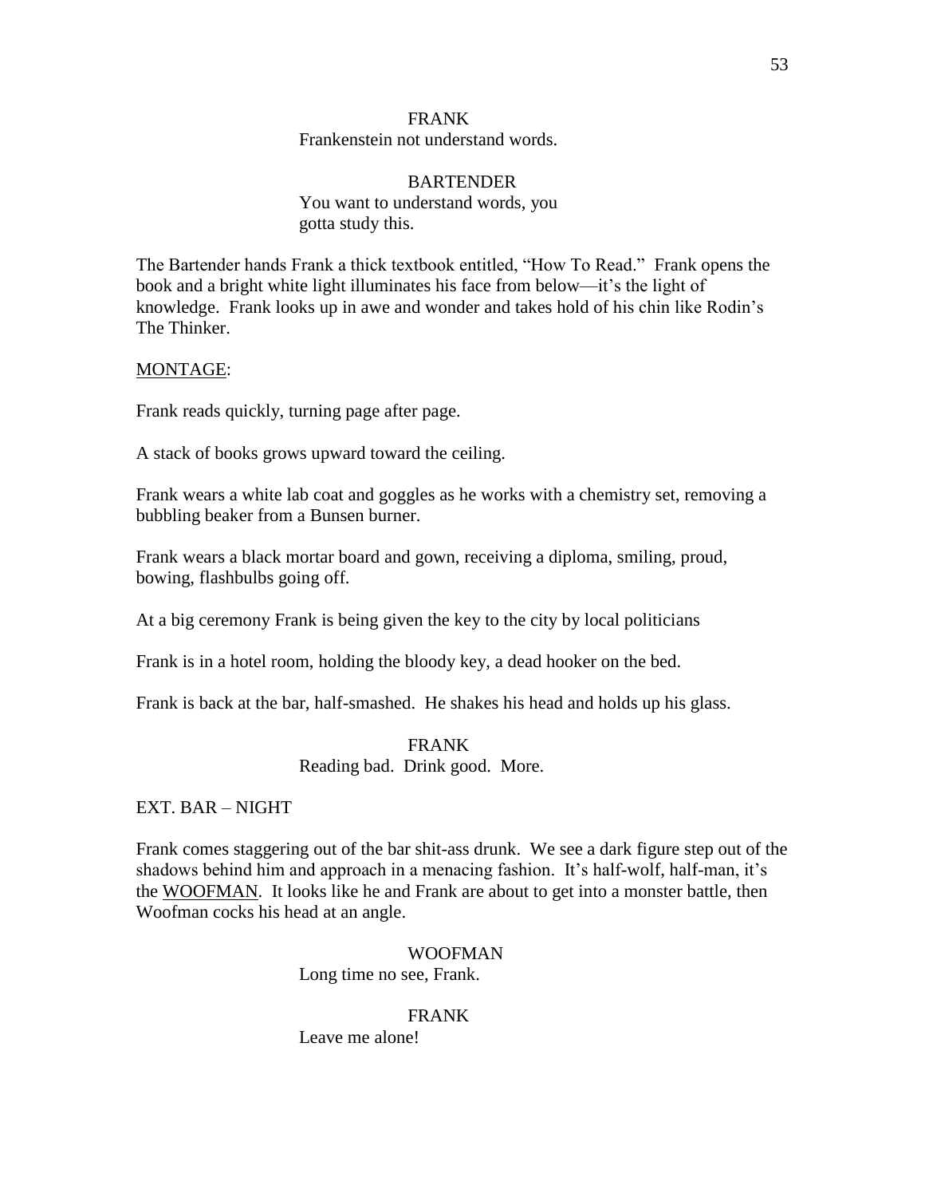FRANK
Frankenstein not understand words.

BARTENDER
You want to understand words, you gotta study this.

The Bartender hands Frank a thick textbook entitled, "How To Read." Frank opens the book and a bright white light illuminates his face from below—it's the light of knowledge. Frank looks up in awe and wonder and takes hold of his chin like Rodin's The Thinker.

MONTAGE:

Frank reads quickly, turning page after page.

A stack of books grows upward toward the ceiling.

Frank wears a white lab coat and goggles as he works with a chemistry set, removing a bubbling beaker from a Bunsen burner.

Frank wears a black mortar board and gown, receiving a diploma, smiling, proud, bowing, flashbulbs going off.

At a big ceremony Frank is being given the key to the city by local politicians

Frank is in a hotel room, holding the bloody key, a dead hooker on the bed.

Frank is back at the bar, half-smashed. He shakes his head and holds up his glass.

FRANK
Reading bad. Drink good. More.

EXT. BAR – NIGHT

Frank comes staggering out of the bar shit-ass drunk. We see a dark figure step out of the shadows behind him and approach in a menacing fashion. It's half-wolf, half-man, it's the WOOFMAN. It looks like he and Frank are about to get into a monster battle, then Woofman cocks his head at an angle.

WOOFMAN
Long time no see, Frank.

FRANK
Leave me alone!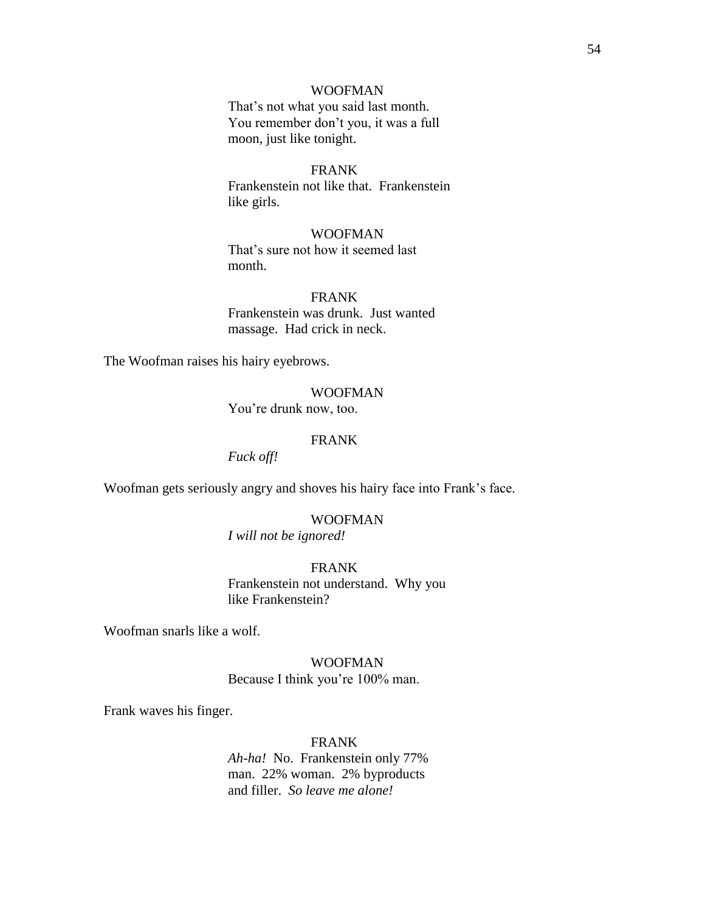WOOFMAN

That's not what you said last month. You remember don't you, it was a full moon, just like tonight.

FRANK

Frankenstein not like that. Frankenstein like girls.

WOOFMAN

That's sure not how it seemed last month.

FRANK

Frankenstein was drunk. Just wanted massage. Had crick in neck.

The Woofman raises his hairy eyebrows.

WOOFMAN

You're drunk now, too.

FRANK

*Fuck off!*

Woofman gets seriously angry and shoves his hairy face into Frank's face.

WOOFMAN

*I will not be ignored!*

FRANK

Frankenstein not understand. Why you like Frankenstein?

Woofman snarls like a wolf.

WOOFMAN

Because I think you're 100% man.

Frank waves his finger.

FRANK

*Ah-ha!* No. Frankenstein only 77% man. 22% woman. 2% byproducts and filler. *So leave me alone!*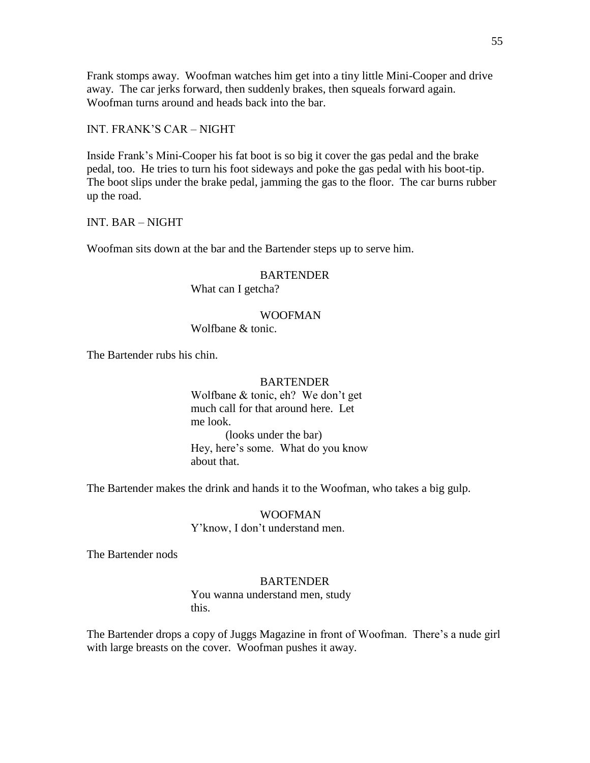Frank stomps away. Woofman watches him get into a tiny little Mini-Cooper and drive away. The car jerks forward, then suddenly brakes, then squeals forward again. Woofman turns around and heads back into the bar.

INT. FRANK'S CAR – NIGHT

Inside Frank's Mini-Cooper his fat boot is so big it cover the gas pedal and the brake pedal, too. He tries to turn his foot sideways and poke the gas pedal with his boot-tip. The boot slips under the brake pedal, jamming the gas to the floor. The car burns rubber up the road.

INT. BAR – NIGHT

Woofman sits down at the bar and the Bartender steps up to serve him.

BARTENDER
What can I getcha?

WOOFMAN
Wolfbane & tonic.

The Bartender rubs his chin.

BARTENDER
Wolfbane & tonic, eh? We don't get much call for that around here. Let me look.
(looks under the bar)
Hey, here's some. What do you know about that.

The Bartender makes the drink and hands it to the Woofman, who takes a big gulp.

WOOFMAN
Y'know, I don't understand men.

The Bartender nods

BARTENDER
You wanna understand men, study this.

The Bartender drops a copy of Juggs Magazine in front of Woofman. There's a nude girl with large breasts on the cover. Woofman pushes it away.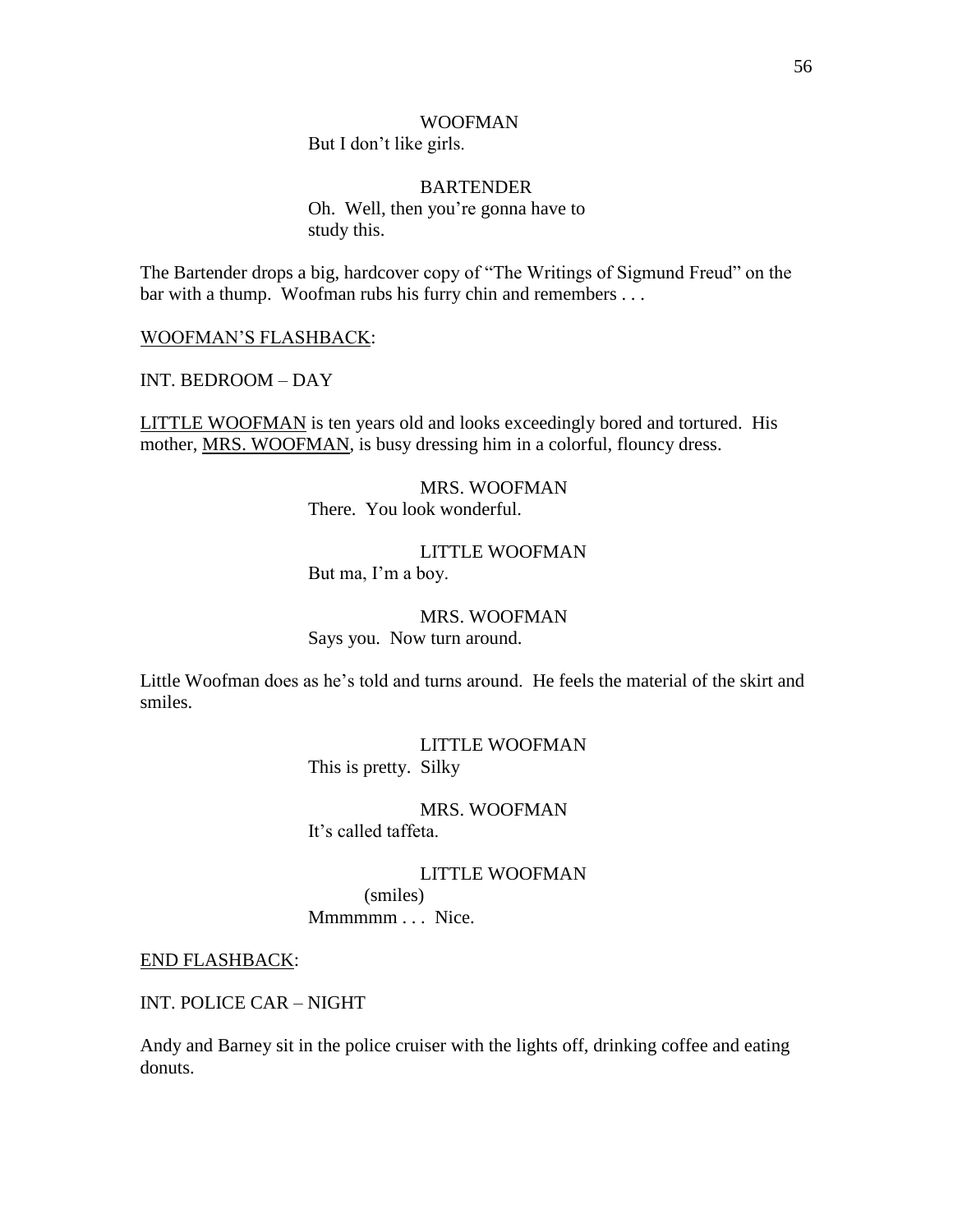WOOFMAN

But I don't like girls.

BARTENDER

Oh. Well, then you're gonna have to study this.

The Bartender drops a big, hardcover copy of "The Writings of Sigmund Freud" on the bar with a thump. Woofman rubs his furry chin and remembers . . .

<u>WOOFMAN'S FLASHBACK</u>:

INT. BEDROOM – DAY

<u>LITTLE WOOFMAN</u> is ten years old and looks exceedingly bored and tortured. His mother, <u>MRS. WOOFMAN</u>, is busy dressing him in a colorful, flouncy dress.

MRS. WOOFMAN

There. You look wonderful.

LITTLE WOOFMAN

But ma, I'm a boy.

MRS. WOOFMAN

Says you. Now turn around.

Little Woofman does as he's told and turns around. He feels the material of the skirt and smiles.

LITTLE WOOFMAN

This is pretty. Silky

MRS. WOOFMAN

It's called taffeta.

LITTLE WOOFMAN

(smiles)

Mmmmmm . . . Nice.

<u>END FLASHBACK</u>:

INT. POLICE CAR – NIGHT

Andy and Barney sit in the police cruiser with the lights off, drinking coffee and eating donuts.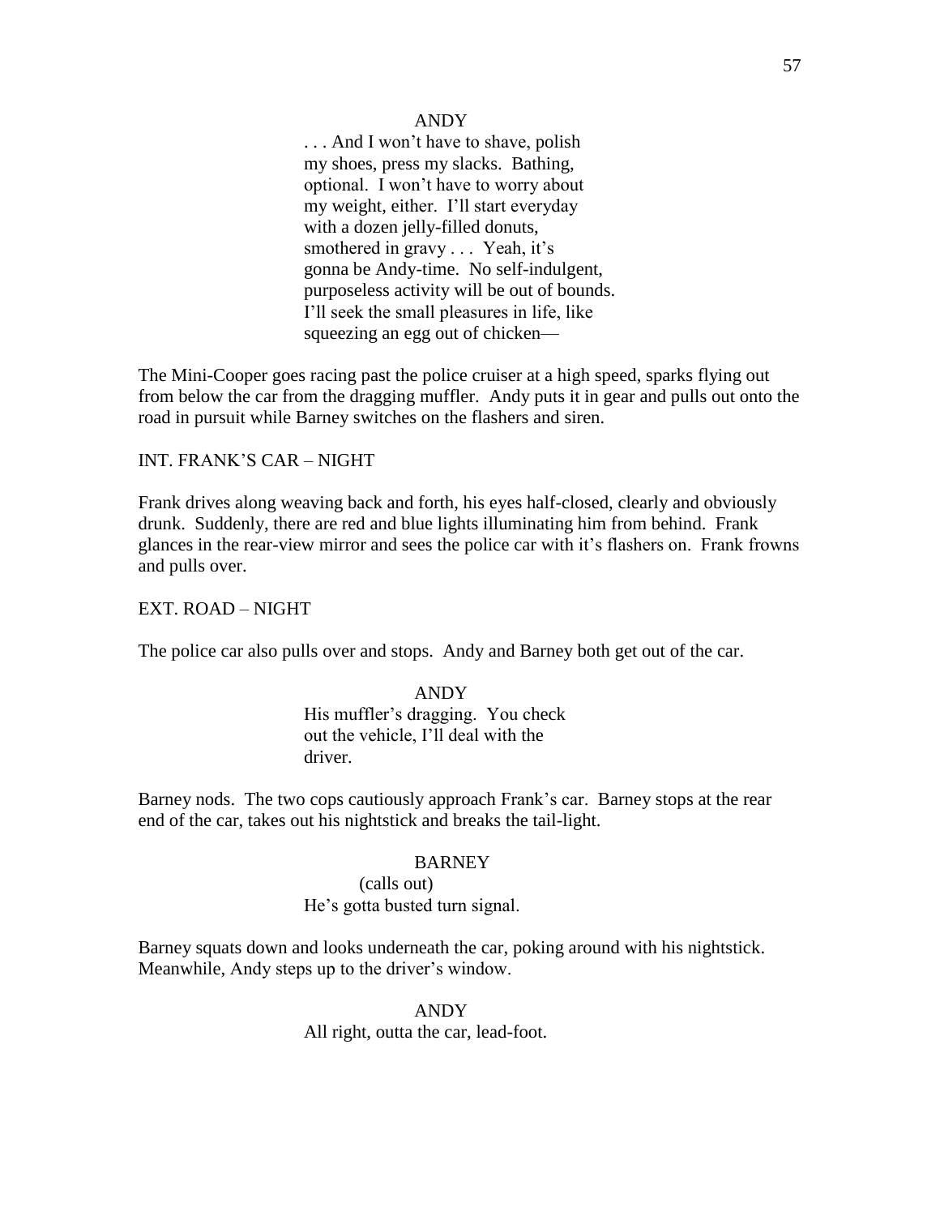ANDY

. . . And I won't have to shave, polish my shoes, press my slacks. Bathing, optional. I won't have to worry about my weight, either. I'll start everyday with a dozen jelly-filled donuts, smothered in gravy . . . Yeah, it's gonna be Andy-time. No self-indulgent, purposeless activity will be out of bounds. I'll seek the small pleasures in life, like squeezing an egg out of chicken—

The Mini-Cooper goes racing past the police cruiser at a high speed, sparks flying out from below the car from the dragging muffler. Andy puts it in gear and pulls out onto the road in pursuit while Barney switches on the flashers and siren.

INT. FRANK'S CAR – NIGHT

Frank drives along weaving back and forth, his eyes half-closed, clearly and obviously drunk. Suddenly, there are red and blue lights illuminating him from behind. Frank glances in the rear-view mirror and sees the police car with it's flashers on. Frank frowns and pulls over.

EXT. ROAD – NIGHT

The police car also pulls over and stops. Andy and Barney both get out of the car.

ANDY

His muffler's dragging. You check out the vehicle, I'll deal with the driver.

Barney nods. The two cops cautiously approach Frank's car. Barney stops at the rear end of the car, takes out his nightstick and breaks the tail-light.

BARNEY

(calls out)

He's gotta busted turn signal.

Barney squats down and looks underneath the car, poking around with his nightstick. Meanwhile, Andy steps up to the driver's window.

ANDY

All right, outta the car, lead-foot.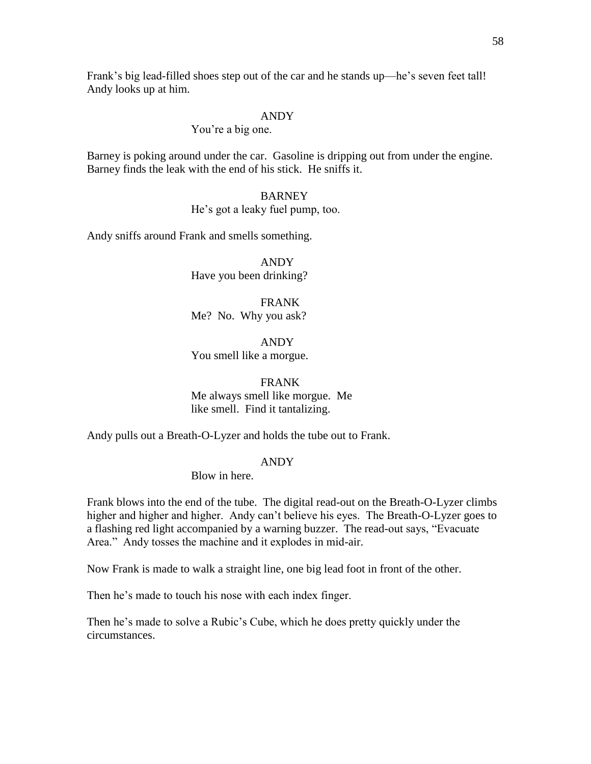Frank's big lead-filled shoes step out of the car and he stands up—he's seven feet tall! Andy looks up at him.

ANDY
You're a big one.

Barney is poking around under the car. Gasoline is dripping out from under the engine. Barney finds the leak with the end of his stick. He sniffs it.

BARNEY
He's got a leaky fuel pump, too.

Andy sniffs around Frank and smells something.

ANDY
Have you been drinking?

FRANK
Me? No. Why you ask?

ANDY
You smell like a morgue.

FRANK
Me always smell like morgue. Me like smell. Find it tantalizing.

Andy pulls out a Breath-O-Lyzer and holds the tube out to Frank.

ANDY
Blow in here.

Frank blows into the end of the tube. The digital read-out on the Breath-O-Lyzer climbs higher and higher and higher. Andy can't believe his eyes. The Breath-O-Lyzer goes to a flashing red light accompanied by a warning buzzer. The read-out says, "Evacuate Area." Andy tosses the machine and it explodes in mid-air.

Now Frank is made to walk a straight line, one big lead foot in front of the other.

Then he's made to touch his nose with each index finger.

Then he's made to solve a Rubic's Cube, which he does pretty quickly under the circumstances.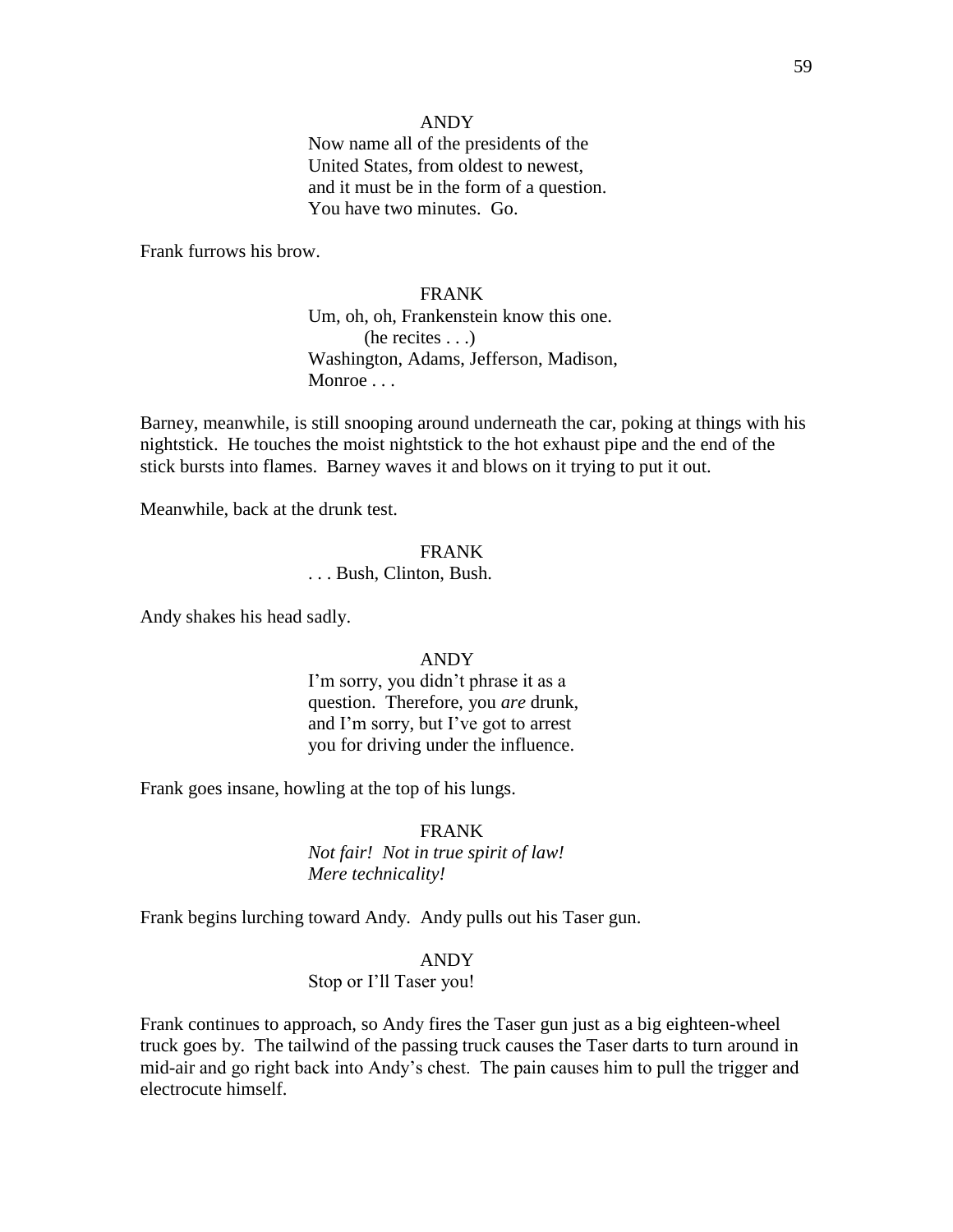ANDY

Now name all of the presidents of the United States, from oldest to newest, and it must be in the form of a question. You have two minutes. Go.

Frank furrows his brow.

FRANK

Um, oh, oh, Frankenstein know this one.

(he recites . . .)

Washington, Adams, Jefferson, Madison, Monroe . . .

Barney, meanwhile, is still snooping around underneath the car, poking at things with his nightstick. He touches the moist nightstick to the hot exhaust pipe and the end of the stick bursts into flames. Barney waves it and blows on it trying to put it out.

Meanwhile, back at the drunk test.

FRANK

. . . Bush, Clinton, Bush.

Andy shakes his head sadly.

ANDY

I'm sorry, you didn't phrase it as a question. Therefore, you *are* drunk, and I'm sorry, but I've got to arrest you for driving under the influence.

Frank goes insane, howling at the top of his lungs.

FRANK

*Not fair! Not in true spirit of law! Mere technicality!*

Frank begins lurching toward Andy. Andy pulls out his Taser gun.

ANDY

Stop or I'll Taser you!

Frank continues to approach, so Andy fires the Taser gun just as a big eighteen-wheel truck goes by. The tailwind of the passing truck causes the Taser darts to turn around in mid-air and go right back into Andy's chest. The pain causes him to pull the trigger and electrocute himself.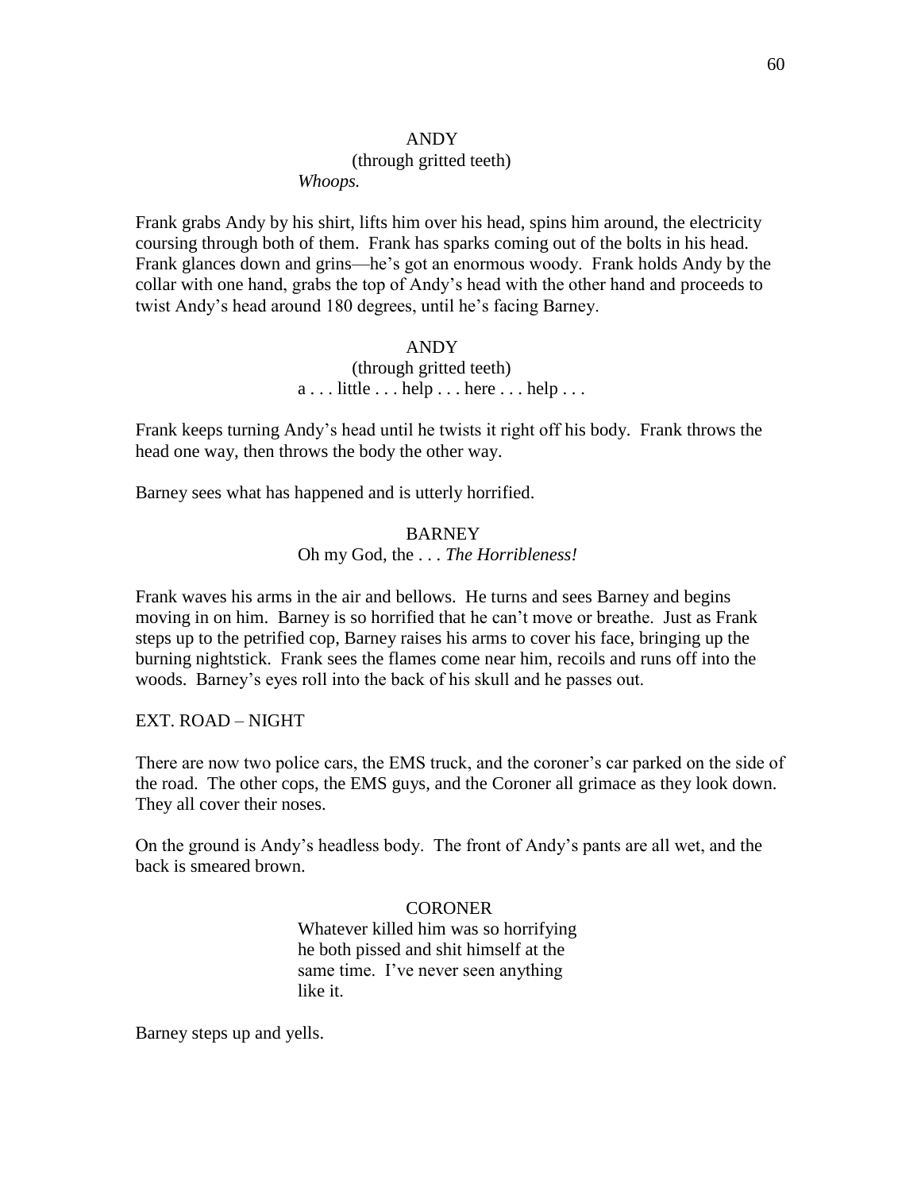ANDY
(through gritted teeth)
*Whoops.*

Frank grabs Andy by his shirt, lifts him over his head, spins him around, the electricity coursing through both of them. Frank has sparks coming out of the bolts in his head. Frank glances down and grins—he's got an enormous woody. Frank holds Andy by the collar with one hand, grabs the top of Andy's head with the other hand and proceeds to twist Andy's head around 180 degrees, until he's facing Barney.

ANDY
(through gritted teeth)
a . . . little . . . help . . . here . . . help . . .

Frank keeps turning Andy's head until he twists it right off his body. Frank throws the head one way, then throws the body the other way.

Barney sees what has happened and is utterly horrified.

BARNEY
Oh my God, the . . . *The Horribleness!*

Frank waves his arms in the air and bellows. He turns and sees Barney and begins moving in on him. Barney is so horrified that he can't move or breathe. Just as Frank steps up to the petrified cop, Barney raises his arms to cover his face, bringing up the burning nightstick. Frank sees the flames come near him, recoils and runs off into the woods. Barney's eyes roll into the back of his skull and he passes out.

EXT. ROAD – NIGHT

There are now two police cars, the EMS truck, and the coroner's car parked on the side of the road. The other cops, the EMS guys, and the Coroner all grimace as they look down. They all cover their noses.

On the ground is Andy's headless body. The front of Andy's pants are all wet, and the back is smeared brown.

CORONER
Whatever killed him was so horrifying he both pissed and shit himself at the same time. I've never seen anything like it.

Barney steps up and yells.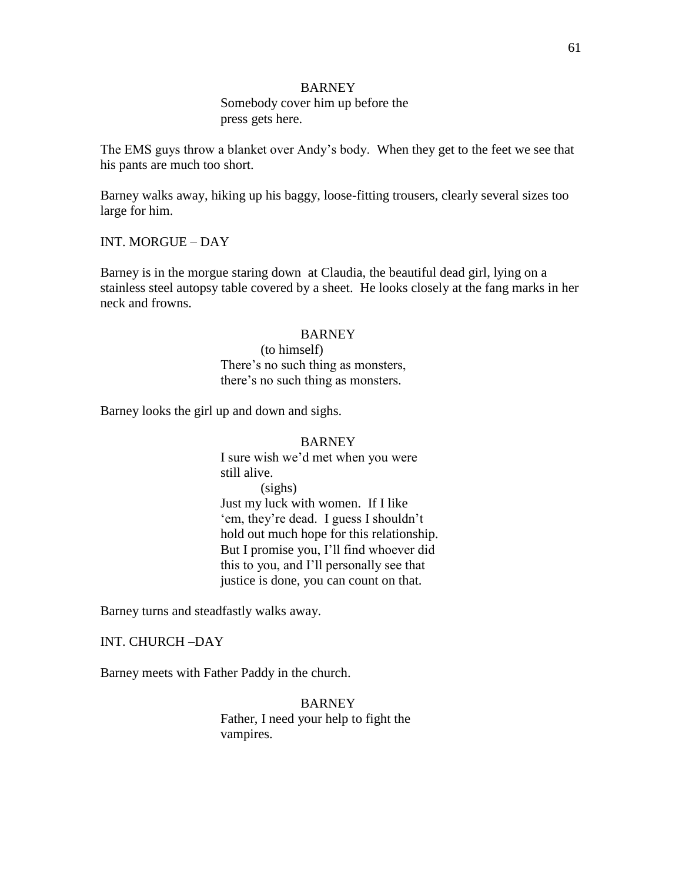BARNEY

Somebody cover him up before the press gets here.

The EMS guys throw a blanket over Andy's body. When they get to the feet we see that his pants are much too short.

Barney walks away, hiking up his baggy, loose-fitting trousers, clearly several sizes too large for him.

INT. MORGUE – DAY

Barney is in the morgue staring down at Claudia, the beautiful dead girl, lying on a stainless steel autopsy table covered by a sheet. He looks closely at the fang marks in her neck and frowns.

BARNEY

(to himself)

There's no such thing as monsters, there's no such thing as monsters.

Barney looks the girl up and down and sighs.

BARNEY

I sure wish we'd met when you were still alive.

(sighs)

Just my luck with women. If I like 'em, they're dead. I guess I shouldn't hold out much hope for this relationship. But I promise you, I'll find whoever did this to you, and I'll personally see that justice is done, you can count on that.

Barney turns and steadfastly walks away.

INT. CHURCH –DAY

Barney meets with Father Paddy in the church.

BARNEY

Father, I need your help to fight the vampires.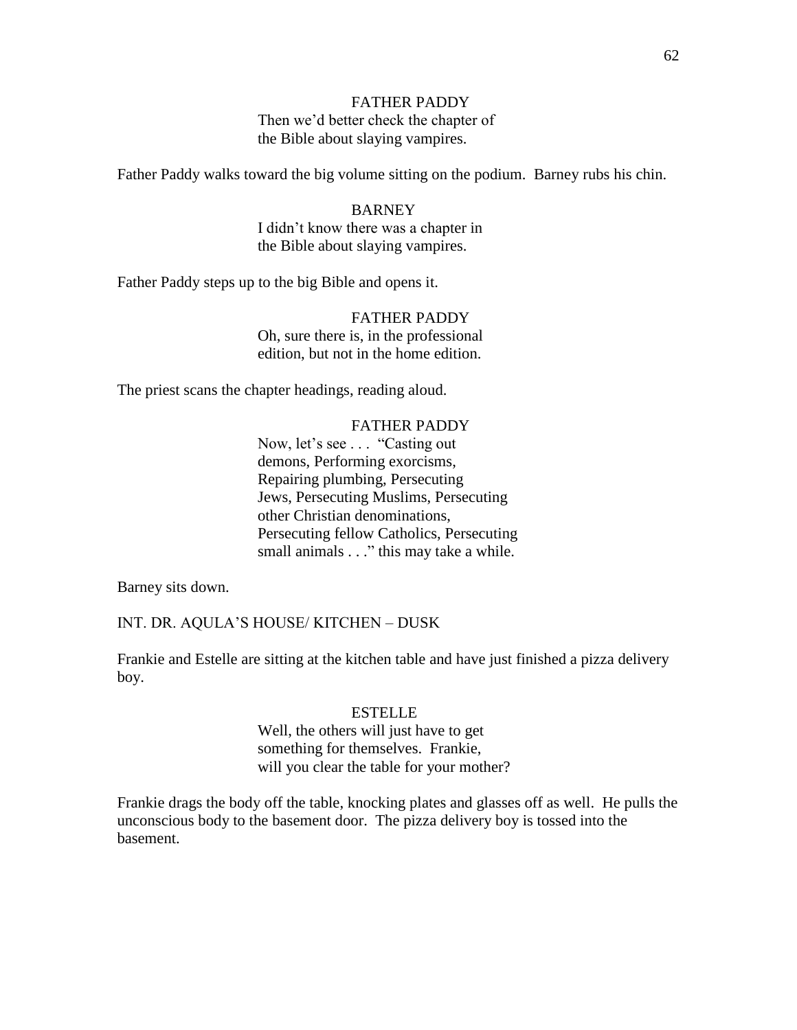FATHER PADDY

Then we'd better check the chapter of the Bible about slaying vampires.

Father Paddy walks toward the big volume sitting on the podium. Barney rubs his chin.

BARNEY

I didn't know there was a chapter in the Bible about slaying vampires.

Father Paddy steps up to the big Bible and opens it.

FATHER PADDY

Oh, sure there is, in the professional edition, but not in the home edition.

The priest scans the chapter headings, reading aloud.

FATHER PADDY

Now, let's see . . . "Casting out demons, Performing exorcisms, Repairing plumbing, Persecuting Jews, Persecuting Muslims, Persecuting other Christian denominations, Persecuting fellow Catholics, Persecuting small animals . . ." this may take a while.

Barney sits down.

INT. DR. AQULA'S HOUSE/ KITCHEN – DUSK

Frankie and Estelle are sitting at the kitchen table and have just finished a pizza delivery boy.

ESTELLE

Well, the others will just have to get something for themselves. Frankie, will you clear the table for your mother?

Frankie drags the body off the table, knocking plates and glasses off as well. He pulls the unconscious body to the basement door. The pizza delivery boy is tossed into the basement.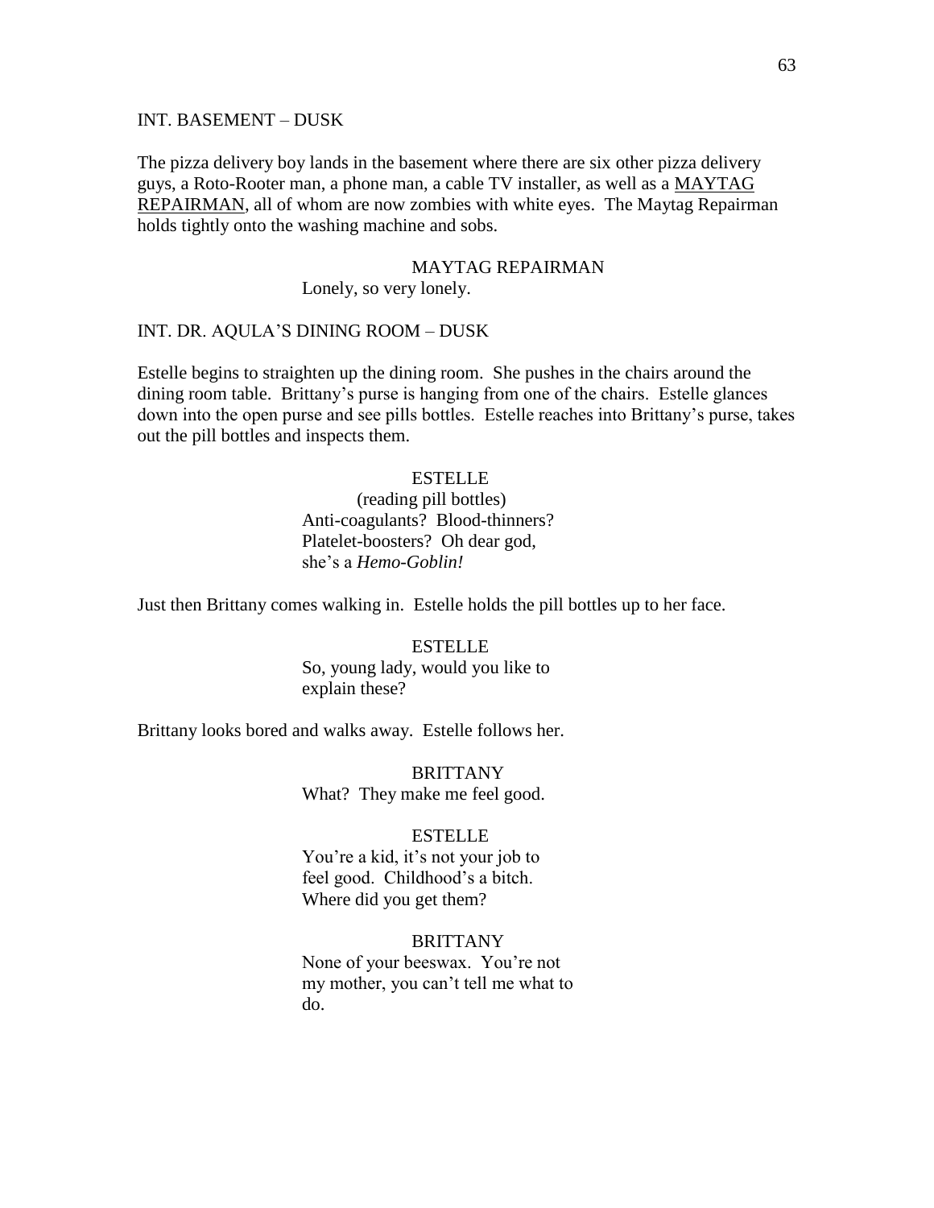INT. BASEMENT – DUSK

The pizza delivery boy lands in the basement where there are six other pizza delivery guys, a Roto-Rooter man, a phone man, a cable TV installer, as well as a <u>MAYTAG REPAIRMAN</u>, all of whom are now zombies with white eyes. The Maytag Repairman holds tightly onto the washing machine and sobs.

MAYTAG REPAIRMAN
Lonely, so very lonely.

INT. DR. AQULA'S DINING ROOM – DUSK

Estelle begins to straighten up the dining room. She pushes in the chairs around the dining room table. Brittany's purse is hanging from one of the chairs. Estelle glances down into the open purse and see pills bottles. Estelle reaches into Brittany's purse, takes out the pill bottles and inspects them.

ESTELLE
(reading pill bottles)
Anti-coagulants? Blood-thinners? Platelet-boosters? Oh dear god, she's a *Hemo-Goblin!*

Just then Brittany comes walking in. Estelle holds the pill bottles up to her face.

ESTELLE
So, young lady, would you like to explain these?

Brittany looks bored and walks away. Estelle follows her.

BRITTANY
What? They make me feel good.

ESTELLE
You're a kid, it's not your job to feel good. Childhood's a bitch. Where did you get them?

BRITTANY
None of your beeswax. You're not my mother, you can't tell me what to do.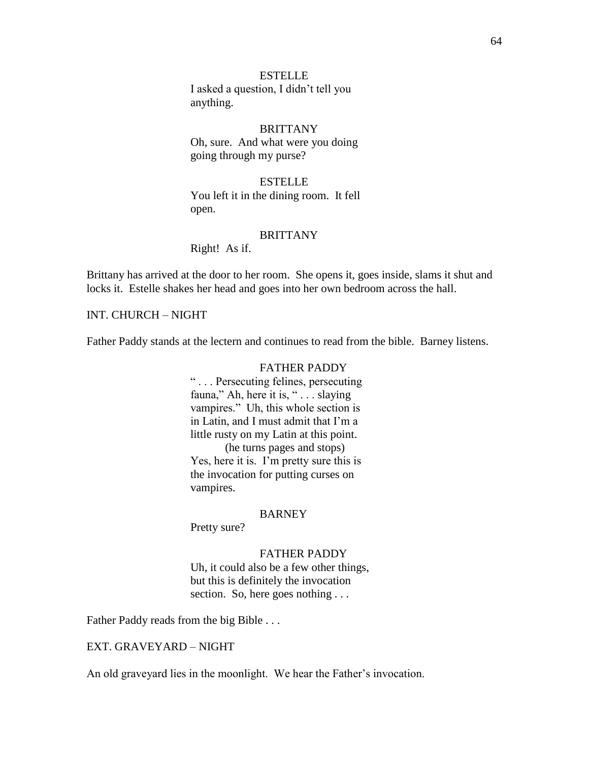ESTELLE

I asked a question, I didn't tell you anything.

BRITTANY

Oh, sure. And what were you doing going through my purse?

ESTELLE

You left it in the dining room. It fell open.

BRITTANY

Right! As if.

Brittany has arrived at the door to her room. She opens it, goes inside, slams it shut and locks it. Estelle shakes her head and goes into her own bedroom across the hall.

INT. CHURCH – NIGHT

Father Paddy stands at the lectern and continues to read from the bible. Barney listens.

FATHER PADDY

" . . . Persecuting felines, persecuting fauna," Ah, here it is, " . . . slaying vampires." Uh, this whole section is in Latin, and I must admit that I'm a little rusty on my Latin at this point.

(he turns pages and stops)

Yes, here it is. I'm pretty sure this is the invocation for putting curses on vampires.

BARNEY

Pretty sure?

FATHER PADDY

Uh, it could also be a few other things, but this is definitely the invocation section. So, here goes nothing . . .

Father Paddy reads from the big Bible . . .

EXT. GRAVEYARD – NIGHT

An old graveyard lies in the moonlight. We hear the Father's invocation.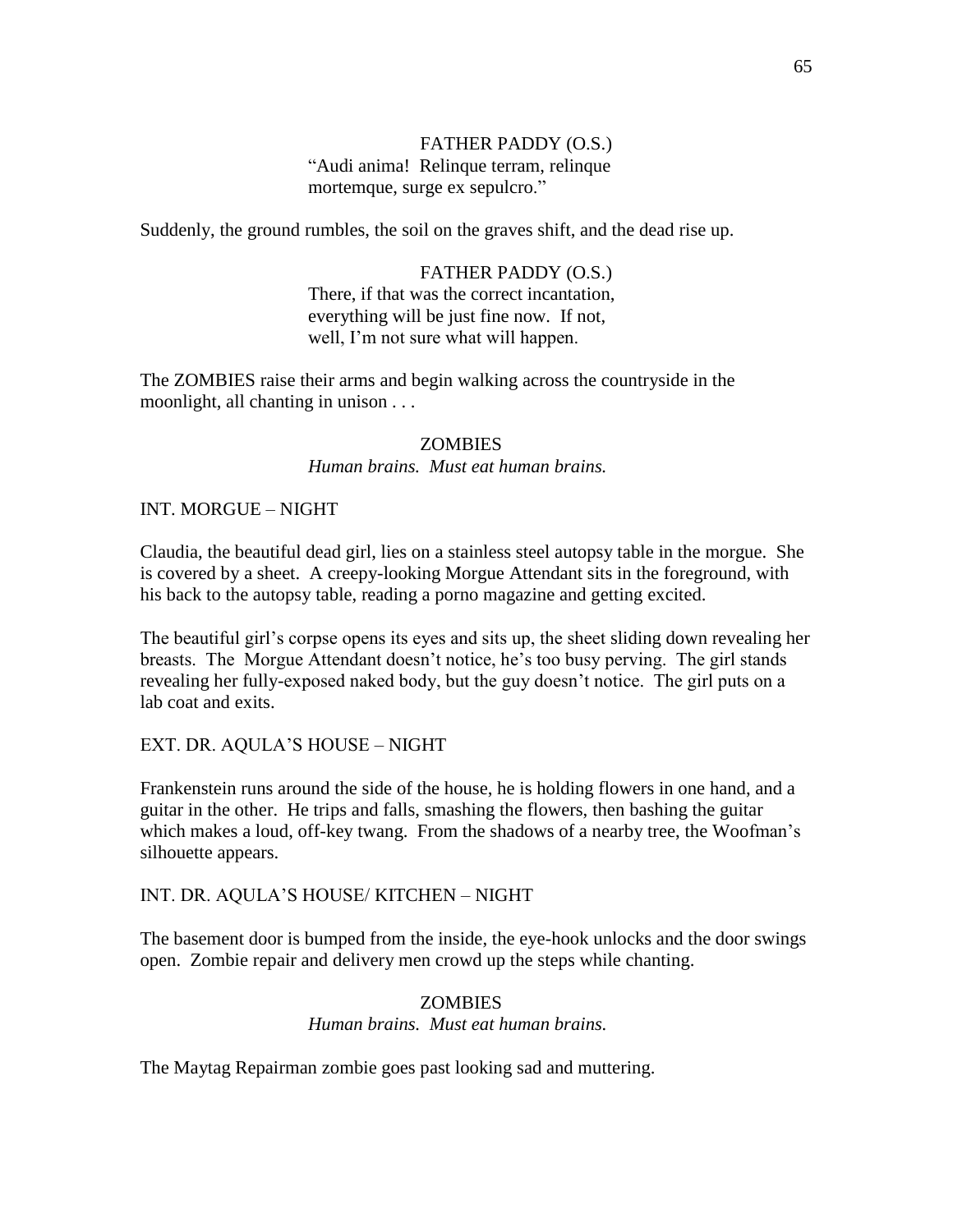FATHER PADDY (O.S.)
"Audi anima! Relinque terram, relinque mortemque, surge ex sepulcro."

Suddenly, the ground rumbles, the soil on the graves shift, and the dead rise up.

FATHER PADDY (O.S.)
There, if that was the correct incantation, everything will be just fine now. If not, well, I'm not sure what will happen.

The ZOMBIES raise their arms and begin walking across the countryside in the moonlight, all chanting in unison . . .

ZOMBIES
*Human brains. Must eat human brains.*

INT. MORGUE – NIGHT

Claudia, the beautiful dead girl, lies on a stainless steel autopsy table in the morgue. She is covered by a sheet. A creepy-looking Morgue Attendant sits in the foreground, with his back to the autopsy table, reading a porno magazine and getting excited.

The beautiful girl's corpse opens its eyes and sits up, the sheet sliding down revealing her breasts. The Morgue Attendant doesn't notice, he's too busy perving. The girl stands revealing her fully-exposed naked body, but the guy doesn't notice. The girl puts on a lab coat and exits.

EXT. DR. AQULA'S HOUSE – NIGHT

Frankenstein runs around the side of the house, he is holding flowers in one hand, and a guitar in the other. He trips and falls, smashing the flowers, then bashing the guitar which makes a loud, off-key twang. From the shadows of a nearby tree, the Woofman's silhouette appears.

INT. DR. AQULA'S HOUSE/ KITCHEN – NIGHT

The basement door is bumped from the inside, the eye-hook unlocks and the door swings open. Zombie repair and delivery men crowd up the steps while chanting.

ZOMBIES
*Human brains. Must eat human brains.*

The Maytag Repairman zombie goes past looking sad and muttering.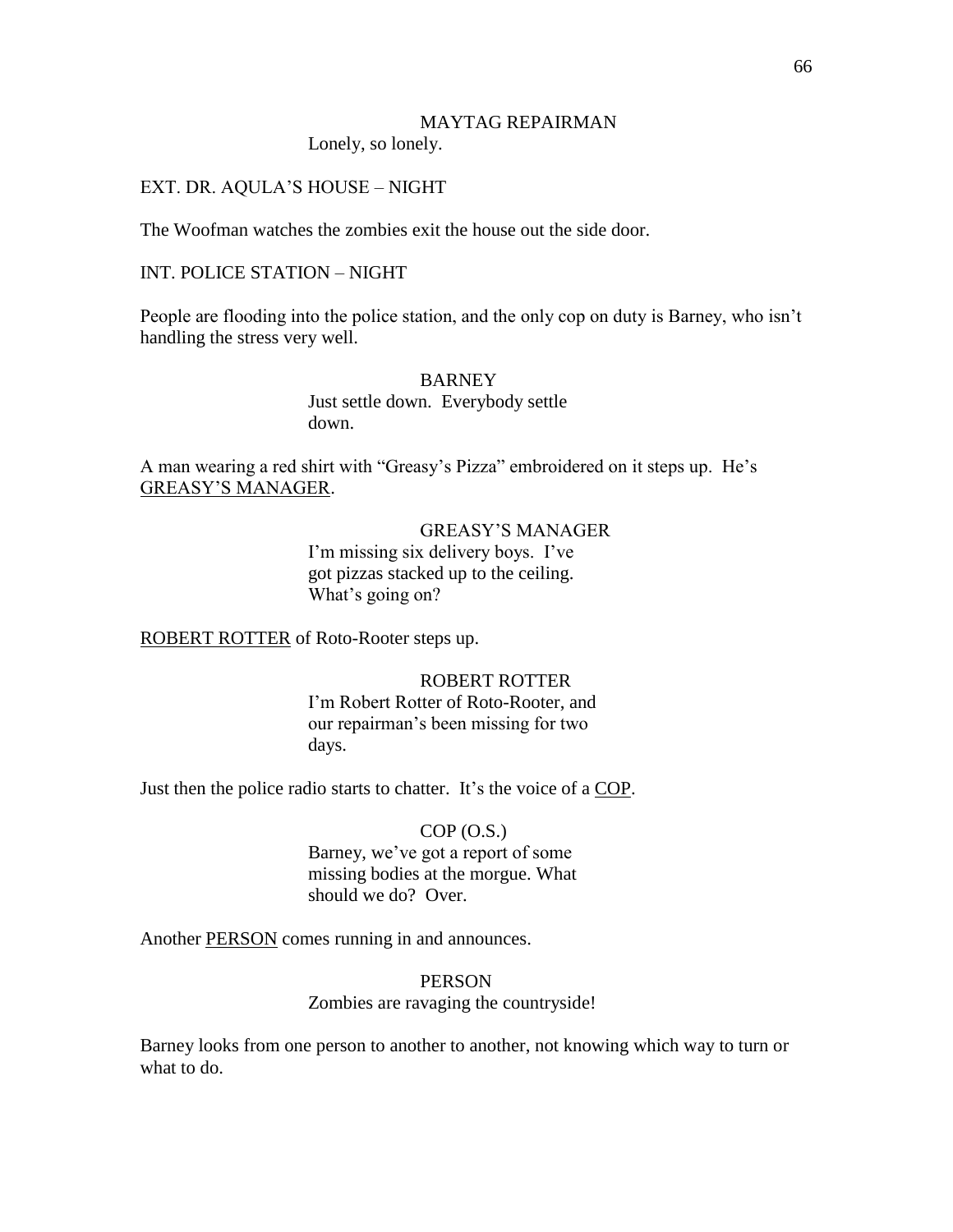MAYTAG REPAIRMAN

Lonely, so lonely.

EXT. DR. AQULA'S HOUSE – NIGHT

The Woofman watches the zombies exit the house out the side door.

INT. POLICE STATION – NIGHT

People are flooding into the police station, and the only cop on duty is Barney, who isn't handling the stress very well.

BARNEY

Just settle down. Everybody settle down.

A man wearing a red shirt with "Greasy's Pizza" embroidered on it steps up. He's <u>GREASY'S MANAGER</u>.

GREASY'S MANAGER

I'm missing six delivery boys. I've got pizzas stacked up to the ceiling. What's going on?

<u>ROBERT ROTTER</u> of Roto-Rooter steps up.

ROBERT ROTTER

I'm Robert Rotter of Roto-Rooter, and our repairman's been missing for two days.

Just then the police radio starts to chatter. It's the voice of a <u>COP</u>.

COP (O.S.)

Barney, we've got a report of some missing bodies at the morgue. What should we do? Over.

Another <u>PERSON</u> comes running in and announces.

PERSON

Zombies are ravaging the countryside!

Barney looks from one person to another to another, not knowing which way to turn or what to do.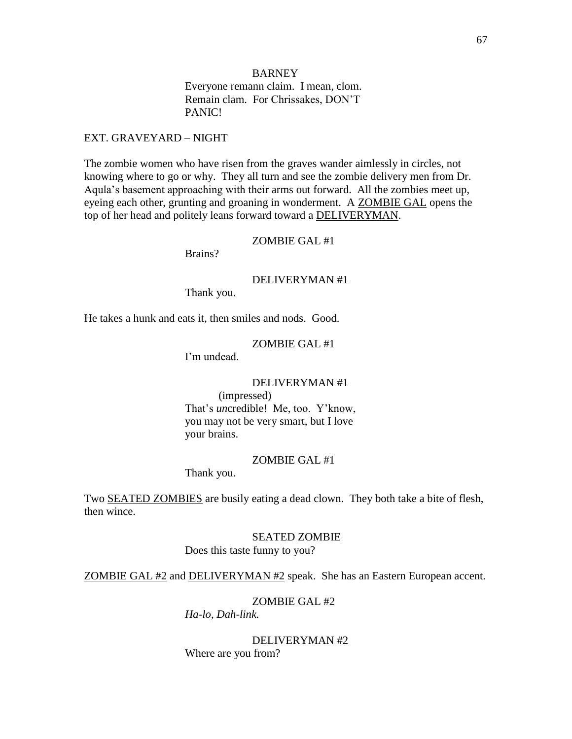BARNEY

Everyone remann claim. I mean, clom. Remain clam. For Chrissakes, DON'T PANIC!

EXT. GRAVEYARD – NIGHT

The zombie women who have risen from the graves wander aimlessly in circles, not knowing where to go or why. They all turn and see the zombie delivery men from Dr. Aqula's basement approaching with their arms out forward. All the zombies meet up, eyeing each other, grunting and groaning in wonderment. A ZOMBIE GAL opens the top of her head and politely leans forward toward a DELIVERYMAN.

ZOMBIE GAL #1

Brains?

DELIVERYMAN #1

Thank you.

He takes a hunk and eats it, then smiles and nods. Good.

ZOMBIE GAL #1

I'm undead.

DELIVERYMAN #1

(impressed)

That's *un*credible! Me, too. Y'know, you may not be very smart, but I love your brains.

ZOMBIE GAL #1

Thank you.

Two SEATED ZOMBIES are busily eating a dead clown. They both take a bite of flesh, then wince.

SEATED ZOMBIE

Does this taste funny to you?

ZOMBIE GAL #2 and DELIVERYMAN #2 speak. She has an Eastern European accent.

ZOMBIE GAL #2

*Ha-lo, Dah-link.*

DELIVERYMAN #2

Where are you from?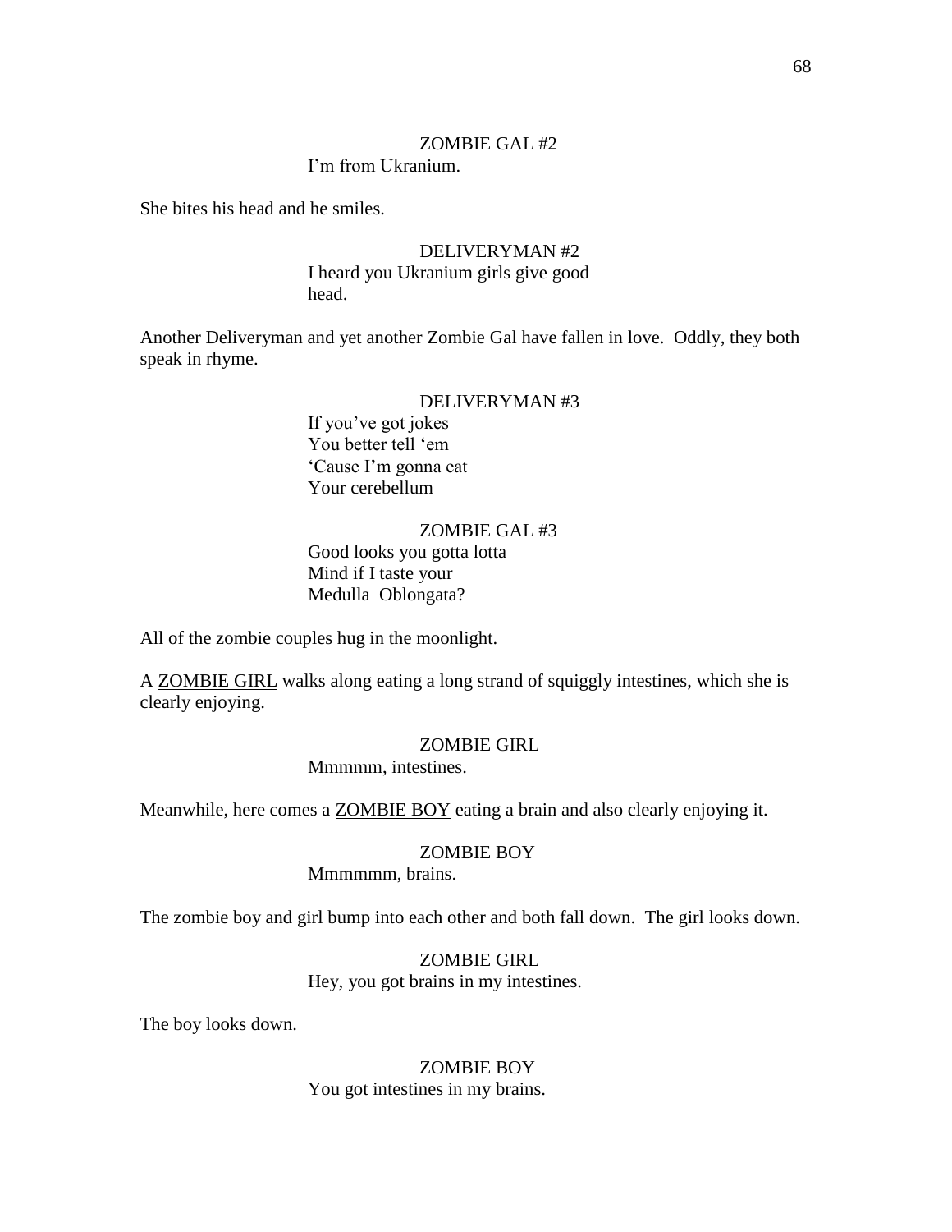ZOMBIE GAL #2

I'm from Ukranium.

She bites his head and he smiles.

DELIVERYMAN #2

I heard you Ukranium girls give good head.

Another Deliveryman and yet another Zombie Gal have fallen in love. Oddly, they both speak in rhyme.

DELIVERYMAN #3

If you've got jokes
You better tell 'em
'Cause I'm gonna eat
Your cerebellum

ZOMBIE GAL #3

Good looks you gotta lotta
Mind if I taste your
Medulla Oblongata?

All of the zombie couples hug in the moonlight.

A <u>ZOMBIE GIRL</u> walks along eating a long strand of squiggly intestines, which she is clearly enjoying.

ZOMBIE GIRL

Mmmmm, intestines.

Meanwhile, here comes a <u>ZOMBIE BOY</u> eating a brain and also clearly enjoying it.

ZOMBIE BOY

Mmmmmm, brains.

The zombie boy and girl bump into each other and both fall down. The girl looks down.

ZOMBIE GIRL

Hey, you got brains in my intestines.

The boy looks down.

ZOMBIE BOY

You got intestines in my brains.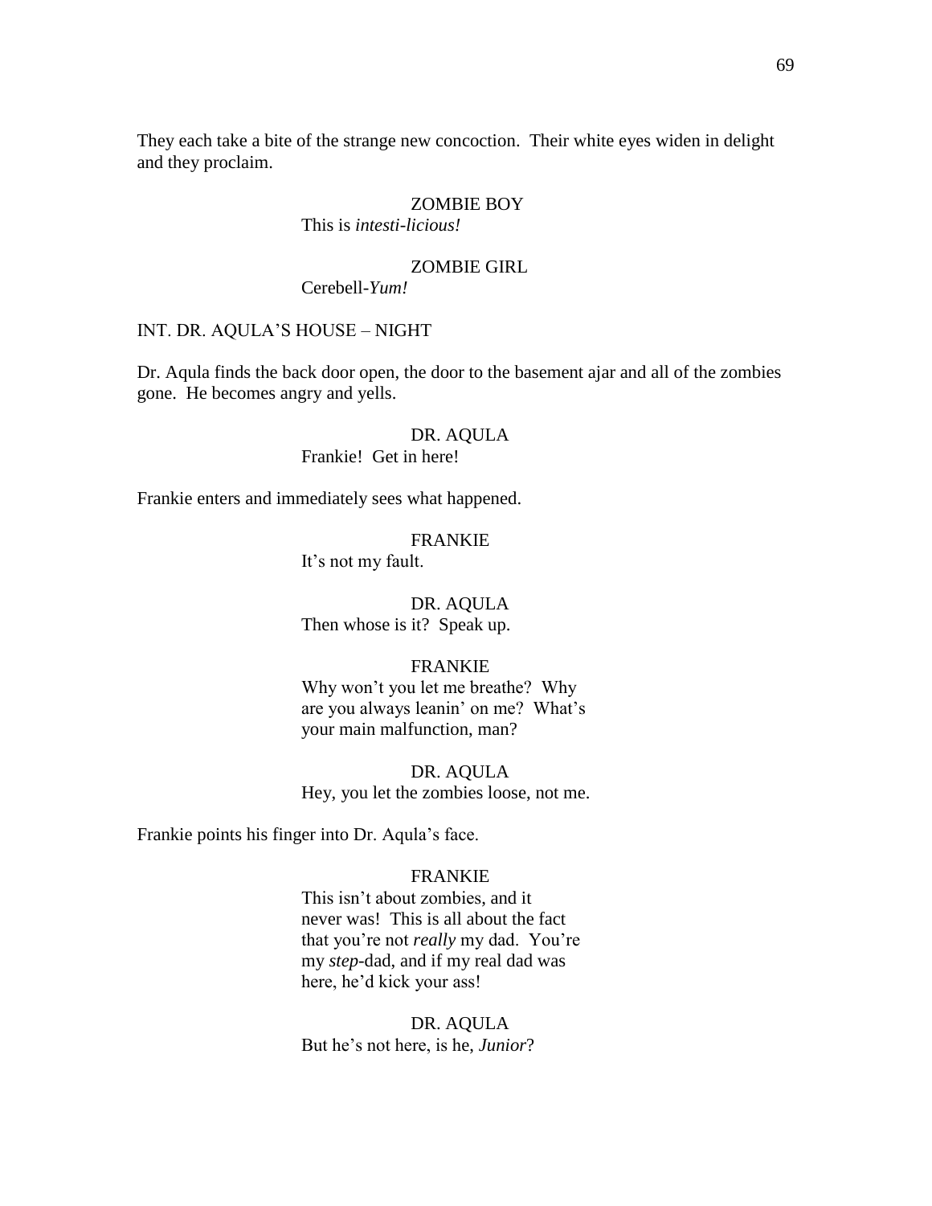They each take a bite of the strange new concoction. Their white eyes widen in delight and they proclaim.

ZOMBIE BOY

This is *intesti-licious!*

ZOMBIE GIRL

Cerebell-*Yum!*

INT. DR. AQULA'S HOUSE – NIGHT

Dr. Aqula finds the back door open, the door to the basement ajar and all of the zombies gone. He becomes angry and yells.

DR. AQULA

Frankie! Get in here!

Frankie enters and immediately sees what happened.

FRANKIE

It's not my fault.

DR. AQULA

Then whose is it? Speak up.

FRANKIE

Why won't you let me breathe? Why are you always leanin' on me? What's your main malfunction, man?

DR. AQULA

Hey, you let the zombies loose, not me.

Frankie points his finger into Dr. Aqula's face.

FRANKIE

This isn't about zombies, and it never was! This is all about the fact that you're not *really* my dad. You're my *step*-dad, and if my real dad was here, he'd kick your ass!

DR. AQULA

But he's not here, is he, *Junior*?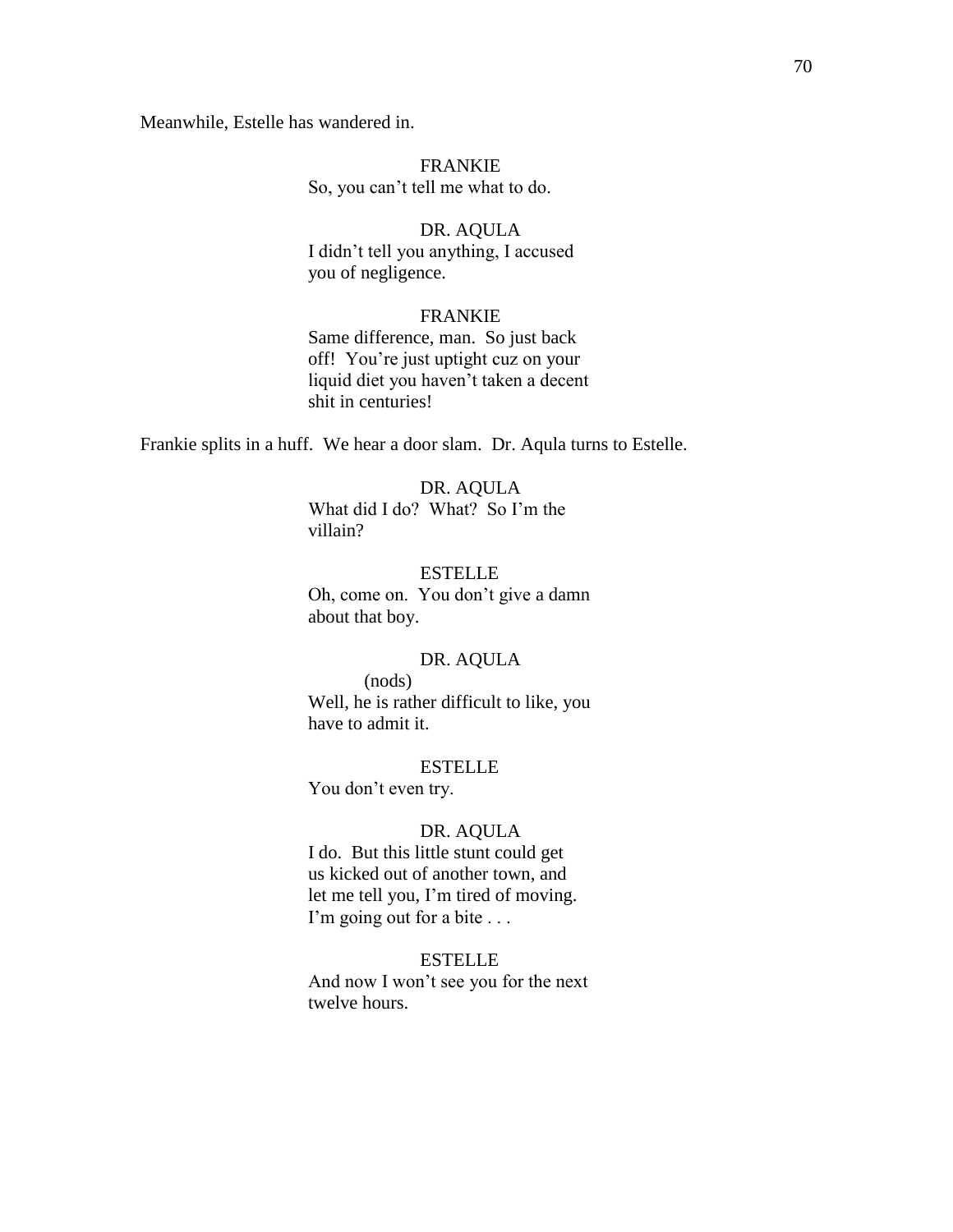Meanwhile, Estelle has wandered in.

FRANKIE
So, you can't tell me what to do.

DR. AQULA
I didn't tell you anything, I accused you of negligence.

FRANKIE
Same difference, man. So just back off! You're just uptight cuz on your liquid diet you haven't taken a decent shit in centuries!

Frankie splits in a huff. We hear a door slam. Dr. Aqula turns to Estelle.

DR. AQULA
What did I do? What? So I'm the villain?

ESTELLE
Oh, come on. You don't give a damn about that boy.

DR. AQULA
(nods)
Well, he is rather difficult to like, you have to admit it.

ESTELLE
You don't even try.

DR. AQULA
I do. But this little stunt could get us kicked out of another town, and let me tell you, I'm tired of moving. I'm going out for a bite . . .

ESTELLE
And now I won't see you for the next twelve hours.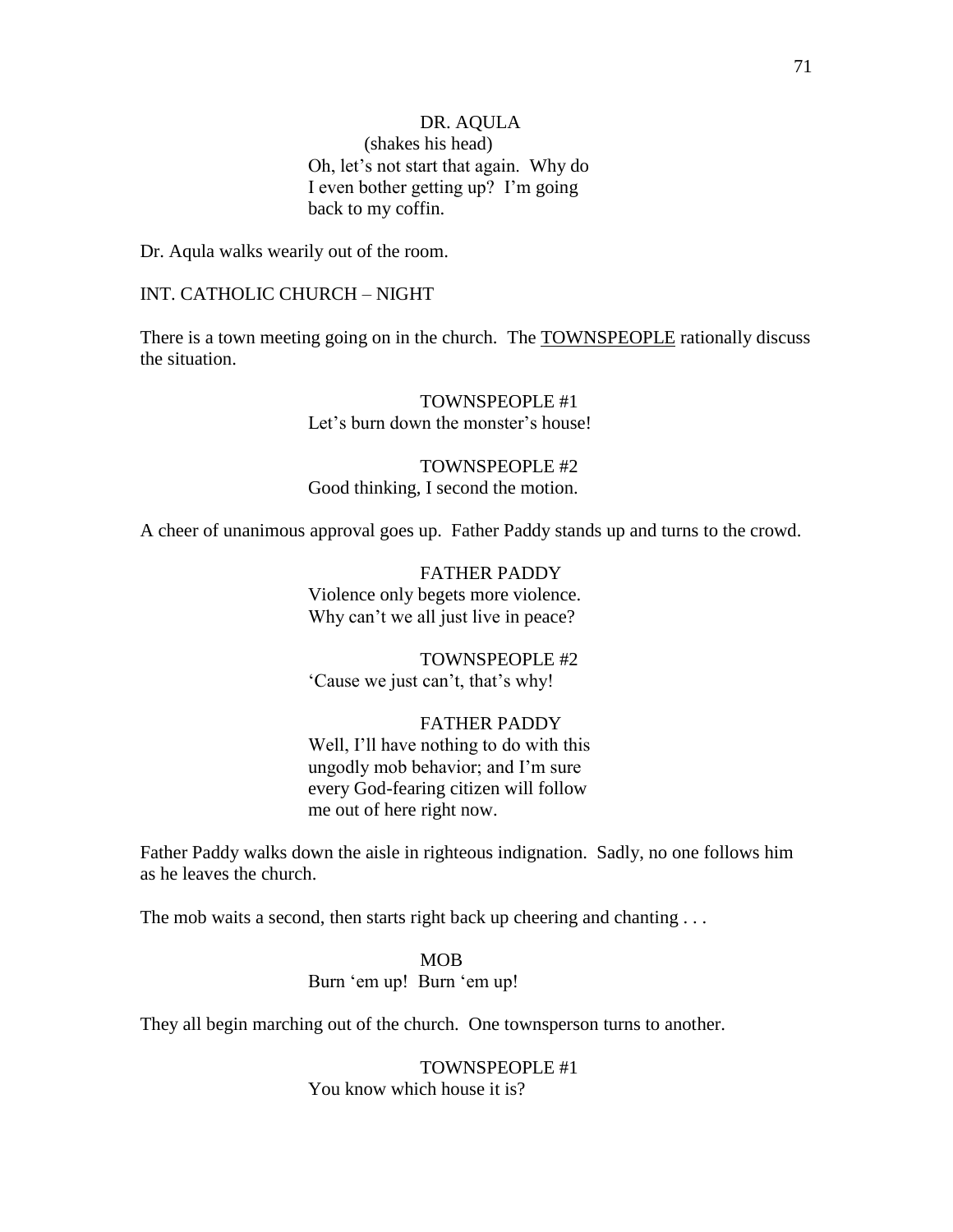DR. AQULA
(shakes his head)
Oh, let's not start that again. Why do I even bother getting up? I'm going back to my coffin.

Dr. Aqula walks wearily out of the room.

INT. CATHOLIC CHURCH – NIGHT

There is a town meeting going on in the church. The TOWNSPEOPLE rationally discuss the situation.

TOWNSPEOPLE #1
Let's burn down the monster's house!

TOWNSPEOPLE #2
Good thinking, I second the motion.

A cheer of unanimous approval goes up. Father Paddy stands up and turns to the crowd.

FATHER PADDY
Violence only begets more violence. Why can't we all just live in peace?

TOWNSPEOPLE #2
'Cause we just can't, that's why!

FATHER PADDY
Well, I'll have nothing to do with this ungodly mob behavior; and I'm sure every God-fearing citizen will follow me out of here right now.

Father Paddy walks down the aisle in righteous indignation. Sadly, no one follows him as he leaves the church.

The mob waits a second, then starts right back up cheering and chanting . . .

MOB
Burn 'em up! Burn 'em up!

They all begin marching out of the church. One townsperson turns to another.

TOWNSPEOPLE #1
You know which house it is?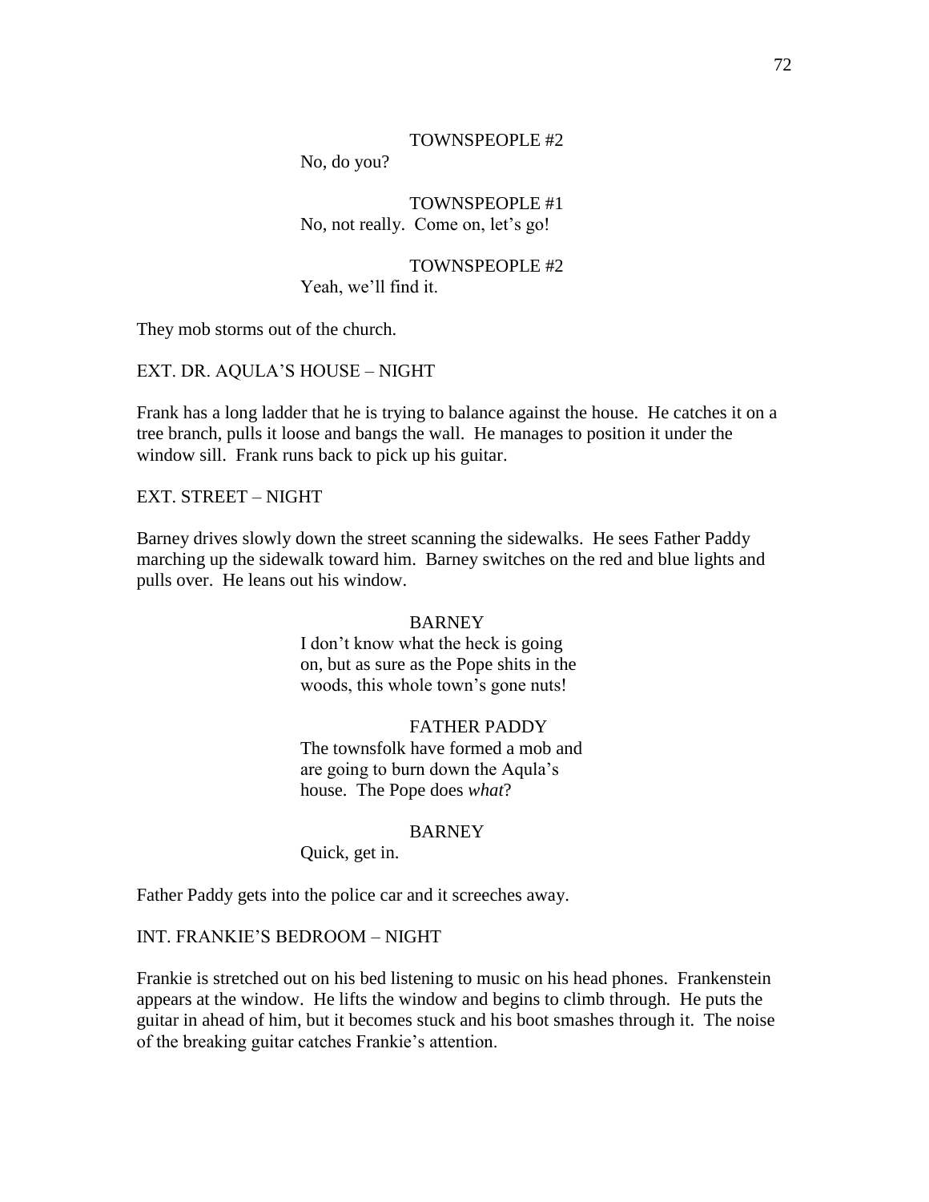TOWNSPEOPLE #2

No, do you?

TOWNSPEOPLE #1

No, not really. Come on, let's go!

TOWNSPEOPLE #2

Yeah, we'll find it.

They mob storms out of the church.

EXT. DR. AQULA'S HOUSE – NIGHT

Frank has a long ladder that he is trying to balance against the house. He catches it on a tree branch, pulls it loose and bangs the wall. He manages to position it under the window sill. Frank runs back to pick up his guitar.

EXT. STREET – NIGHT

Barney drives slowly down the street scanning the sidewalks. He sees Father Paddy marching up the sidewalk toward him. Barney switches on the red and blue lights and pulls over. He leans out his window.

BARNEY

I don't know what the heck is going on, but as sure as the Pope shits in the woods, this whole town's gone nuts!

FATHER PADDY

The townsfolk have formed a mob and are going to burn down the Aqula's house. The Pope does *what*?

BARNEY

Quick, get in.

Father Paddy gets into the police car and it screeches away.

INT. FRANKIE'S BEDROOM – NIGHT

Frankie is stretched out on his bed listening to music on his head phones. Frankenstein appears at the window. He lifts the window and begins to climb through. He puts the guitar in ahead of him, but it becomes stuck and his boot smashes through it. The noise of the breaking guitar catches Frankie's attention.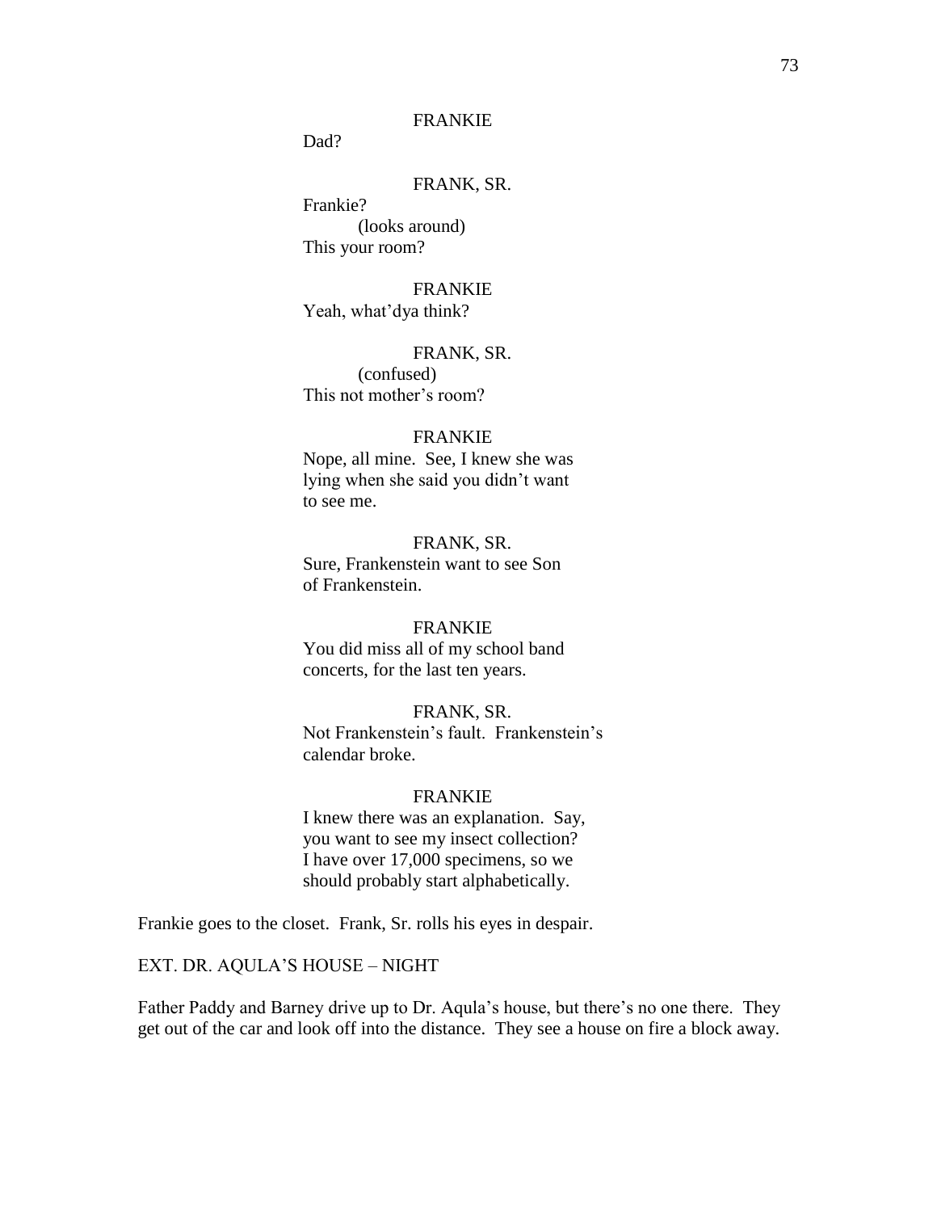FRANKIE

Dad?

FRANK, SR.

Frankie?

(looks around)

This your room?

FRANKIE

Yeah, what'dya think?

FRANK, SR.

(confused)

This not mother's room?

FRANKIE

Nope, all mine. See, I knew she was lying when she said you didn't want to see me.

FRANK, SR.

Sure, Frankenstein want to see Son of Frankenstein.

FRANKIE

You did miss all of my school band concerts, for the last ten years.

FRANK, SR.

Not Frankenstein's fault. Frankenstein's calendar broke.

FRANKIE

I knew there was an explanation. Say, you want to see my insect collection? I have over 17,000 specimens, so we should probably start alphabetically.

Frankie goes to the closet. Frank, Sr. rolls his eyes in despair.

EXT. DR. AQULA'S HOUSE – NIGHT

Father Paddy and Barney drive up to Dr. Aqula's house, but there's no one there. They get out of the car and look off into the distance. They see a house on fire a block away.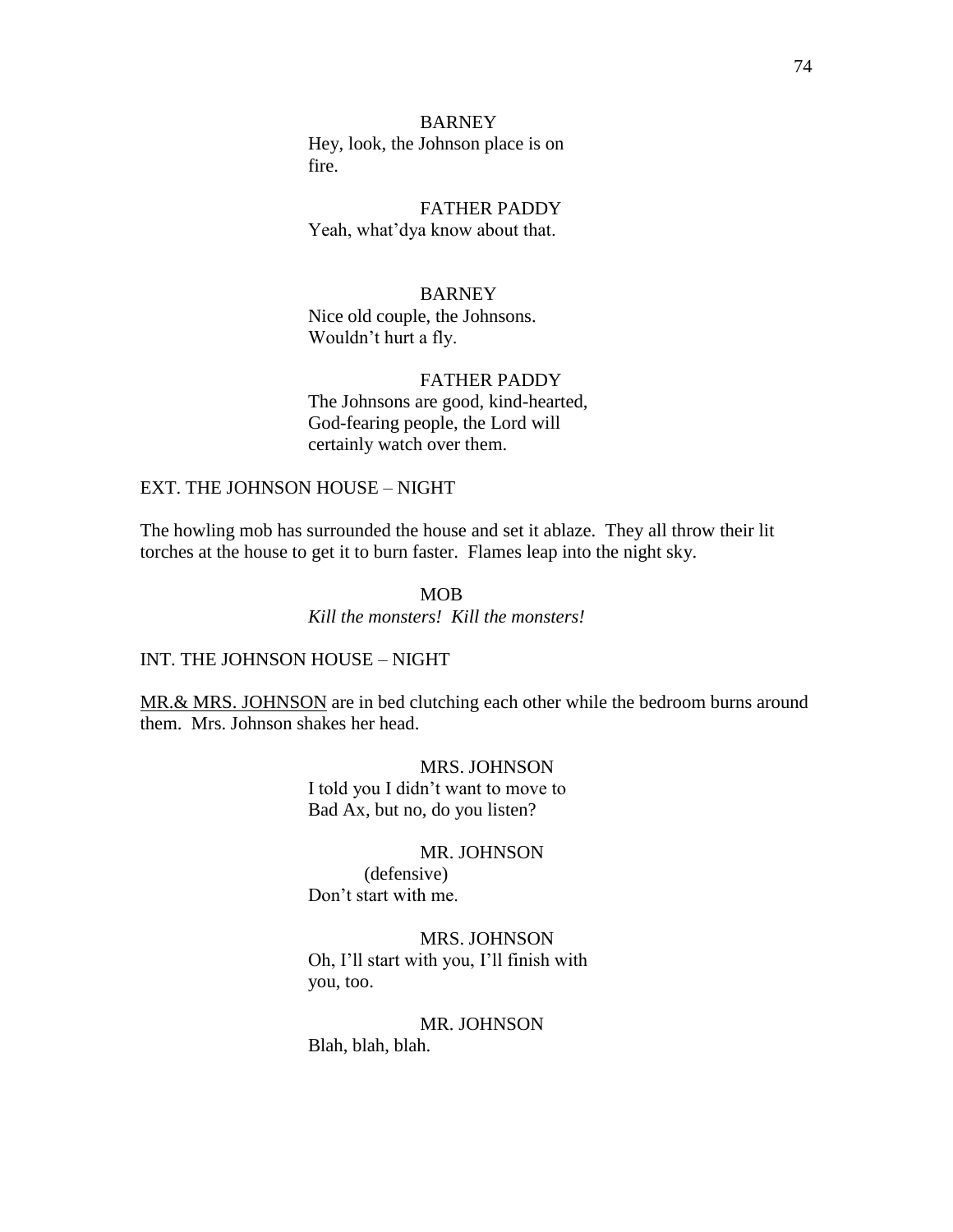BARNEY
Hey, look, the Johnson place is on fire.

FATHER PADDY
Yeah, what'dya know about that.

BARNEY
Nice old couple, the Johnsons. Wouldn't hurt a fly.

FATHER PADDY
The Johnsons are good, kind-hearted, God-fearing people, the Lord will certainly watch over them.

EXT. THE JOHNSON HOUSE – NIGHT

The howling mob has surrounded the house and set it ablaze. They all throw their lit torches at the house to get it to burn faster. Flames leap into the night sky.

MOB
*Kill the monsters! Kill the monsters!*

INT. THE JOHNSON HOUSE – NIGHT

MR.& MRS. JOHNSON are in bed clutching each other while the bedroom burns around them. Mrs. Johnson shakes her head.

MRS. JOHNSON
I told you I didn't want to move to Bad Ax, but no, do you listen?

MR. JOHNSON
(defensive)
Don't start with me.

MRS. JOHNSON
Oh, I'll start with you, I'll finish with you, too.

MR. JOHNSON
Blah, blah, blah.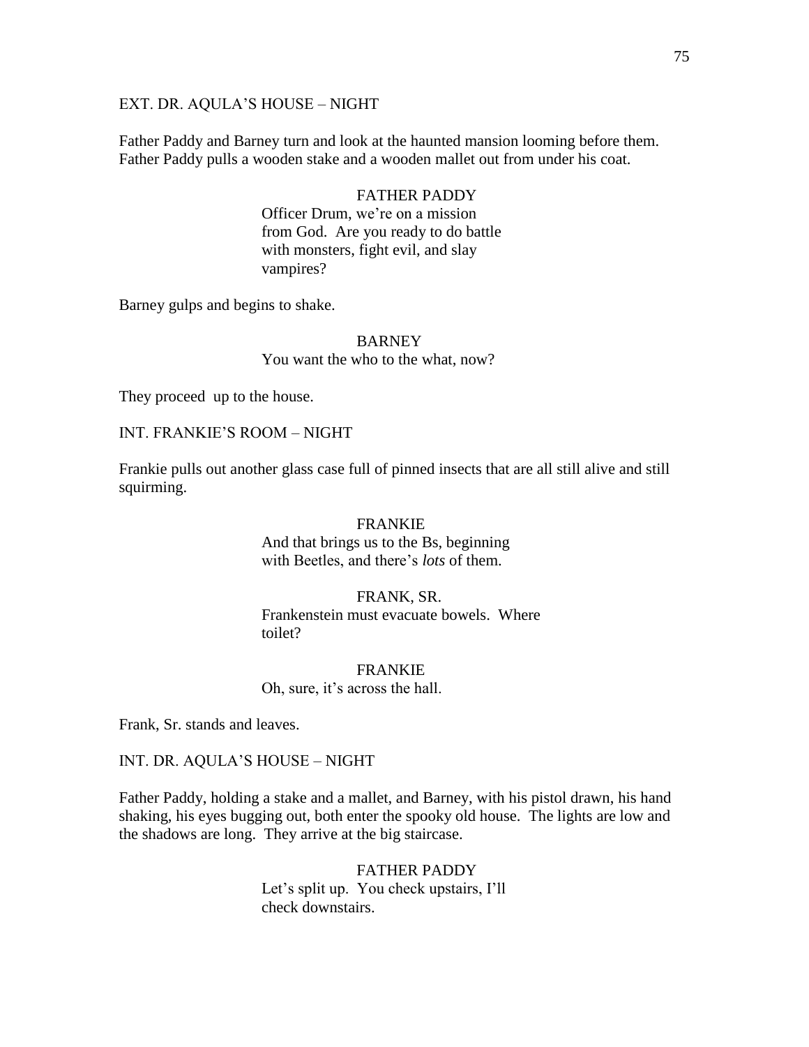EXT. DR. AQULA'S HOUSE – NIGHT

Father Paddy and Barney turn and look at the haunted mansion looming before them. Father Paddy pulls a wooden stake and a wooden mallet out from under his coat.

FATHER PADDY
Officer Drum, we're on a mission from God. Are you ready to do battle with monsters, fight evil, and slay vampires?

Barney gulps and begins to shake.

BARNEY
You want the who to the what, now?

They proceed up to the house.

INT. FRANKIE'S ROOM – NIGHT

Frankie pulls out another glass case full of pinned insects that are all still alive and still squirming.

FRANKIE
And that brings us to the Bs, beginning with Beetles, and there's *lots* of them.

FRANK, SR.
Frankenstein must evacuate bowels. Where toilet?

FRANKIE
Oh, sure, it's across the hall.

Frank, Sr. stands and leaves.

INT. DR. AQULA'S HOUSE – NIGHT

Father Paddy, holding a stake and a mallet, and Barney, with his pistol drawn, his hand shaking, his eyes bugging out, both enter the spooky old house. The lights are low and the shadows are long. They arrive at the big staircase.

FATHER PADDY
Let's split up. You check upstairs, I'll check downstairs.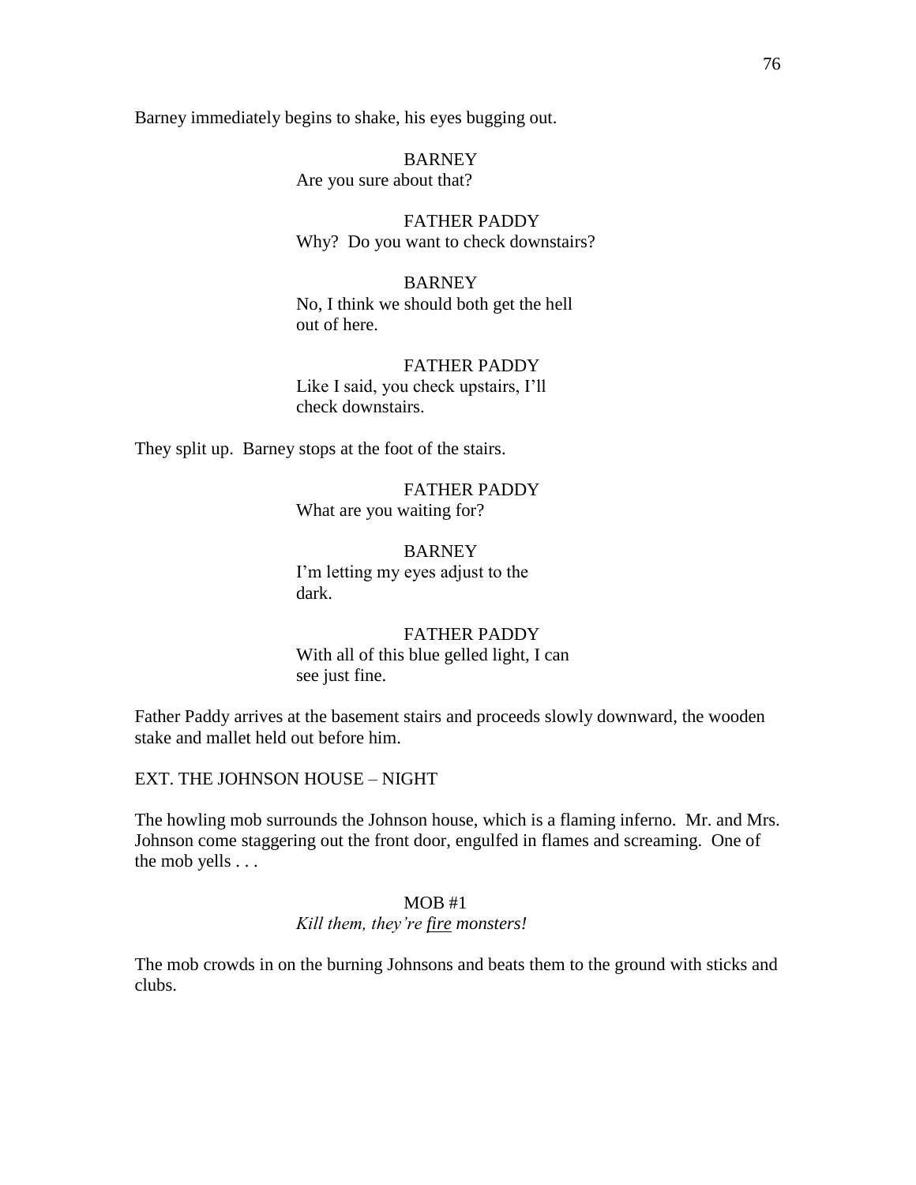Barney immediately begins to shake, his eyes bugging out.

BARNEY
Are you sure about that?

FATHER PADDY
Why? Do you want to check downstairs?

BARNEY
No, I think we should both get the hell out of here.

FATHER PADDY
Like I said, you check upstairs, I'll check downstairs.

They split up. Barney stops at the foot of the stairs.

FATHER PADDY
What are you waiting for?

BARNEY
I'm letting my eyes adjust to the dark.

FATHER PADDY
With all of this blue gelled light, I can see just fine.

Father Paddy arrives at the basement stairs and proceeds slowly downward, the wooden stake and mallet held out before him.

EXT. THE JOHNSON HOUSE – NIGHT

The howling mob surrounds the Johnson house, which is a flaming inferno. Mr. and Mrs. Johnson come staggering out the front door, engulfed in flames and screaming. One of the mob yells . . .

MOB #1
*Kill them, they're* <u>*fire*</u> *monsters!*

The mob crowds in on the burning Johnsons and beats them to the ground with sticks and clubs.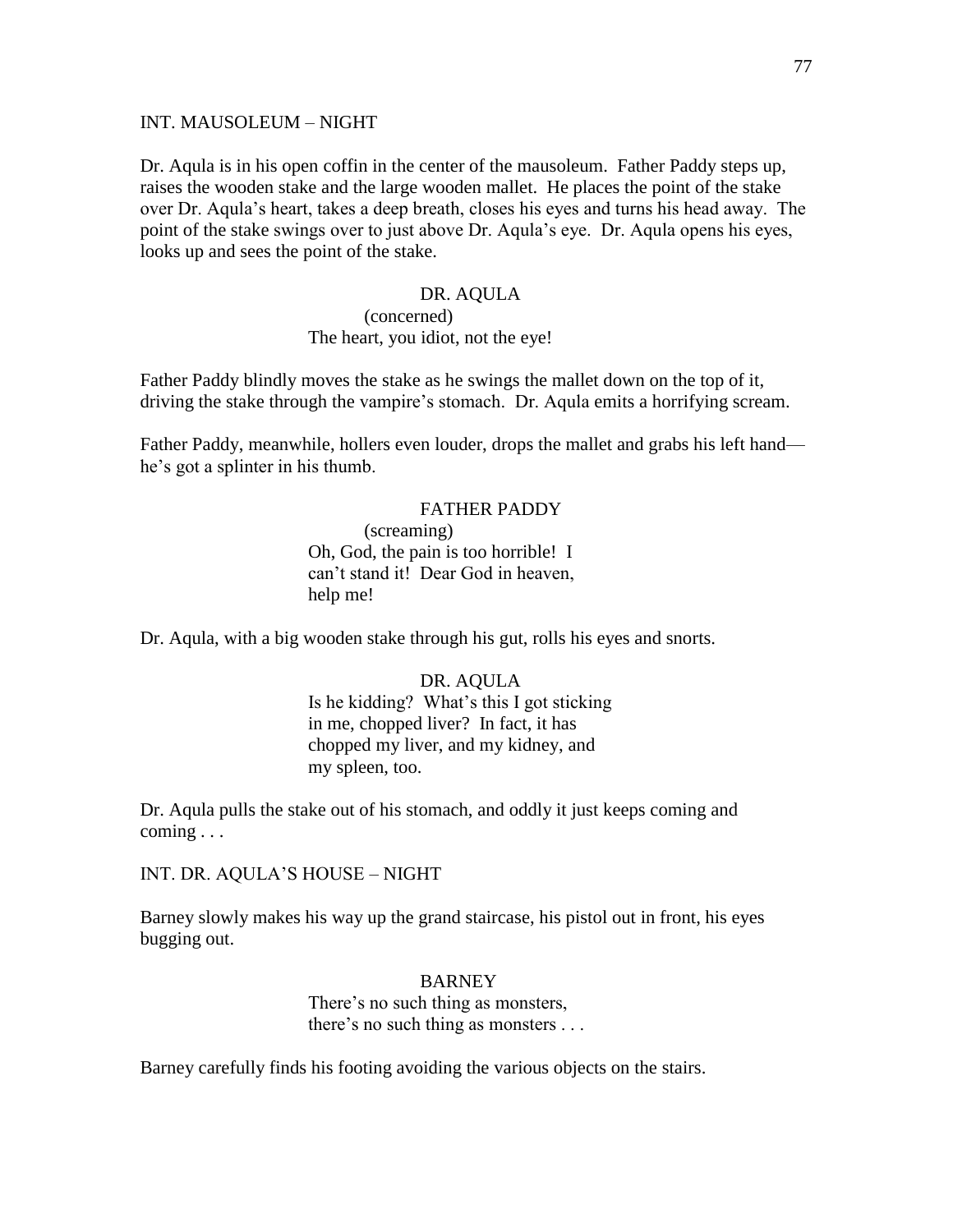INT. MAUSOLEUM – NIGHT

Dr. Aqula is in his open coffin in the center of the mausoleum. Father Paddy steps up, raises the wooden stake and the large wooden mallet. He places the point of the stake over Dr. Aqula's heart, takes a deep breath, closes his eyes and turns his head away. The point of the stake swings over to just above Dr. Aqula's eye. Dr. Aqula opens his eyes, looks up and sees the point of the stake.

DR. AQULA
(concerned)
The heart, you idiot, not the eye!

Father Paddy blindly moves the stake as he swings the mallet down on the top of it, driving the stake through the vampire's stomach. Dr. Aqula emits a horrifying scream.

Father Paddy, meanwhile, hollers even louder, drops the mallet and grabs his left hand—he's got a splinter in his thumb.

FATHER PADDY
(screaming)
Oh, God, the pain is too horrible! I can't stand it! Dear God in heaven, help me!

Dr. Aqula, with a big wooden stake through his gut, rolls his eyes and snorts.

DR. AQULA
Is he kidding? What's this I got sticking in me, chopped liver? In fact, it has chopped my liver, and my kidney, and my spleen, too.

Dr. Aqula pulls the stake out of his stomach, and oddly it just keeps coming and coming . . .

INT. DR. AQULA'S HOUSE – NIGHT

Barney slowly makes his way up the grand staircase, his pistol out in front, his eyes bugging out.

BARNEY
There's no such thing as monsters, there's no such thing as monsters . . .

Barney carefully finds his footing avoiding the various objects on the stairs.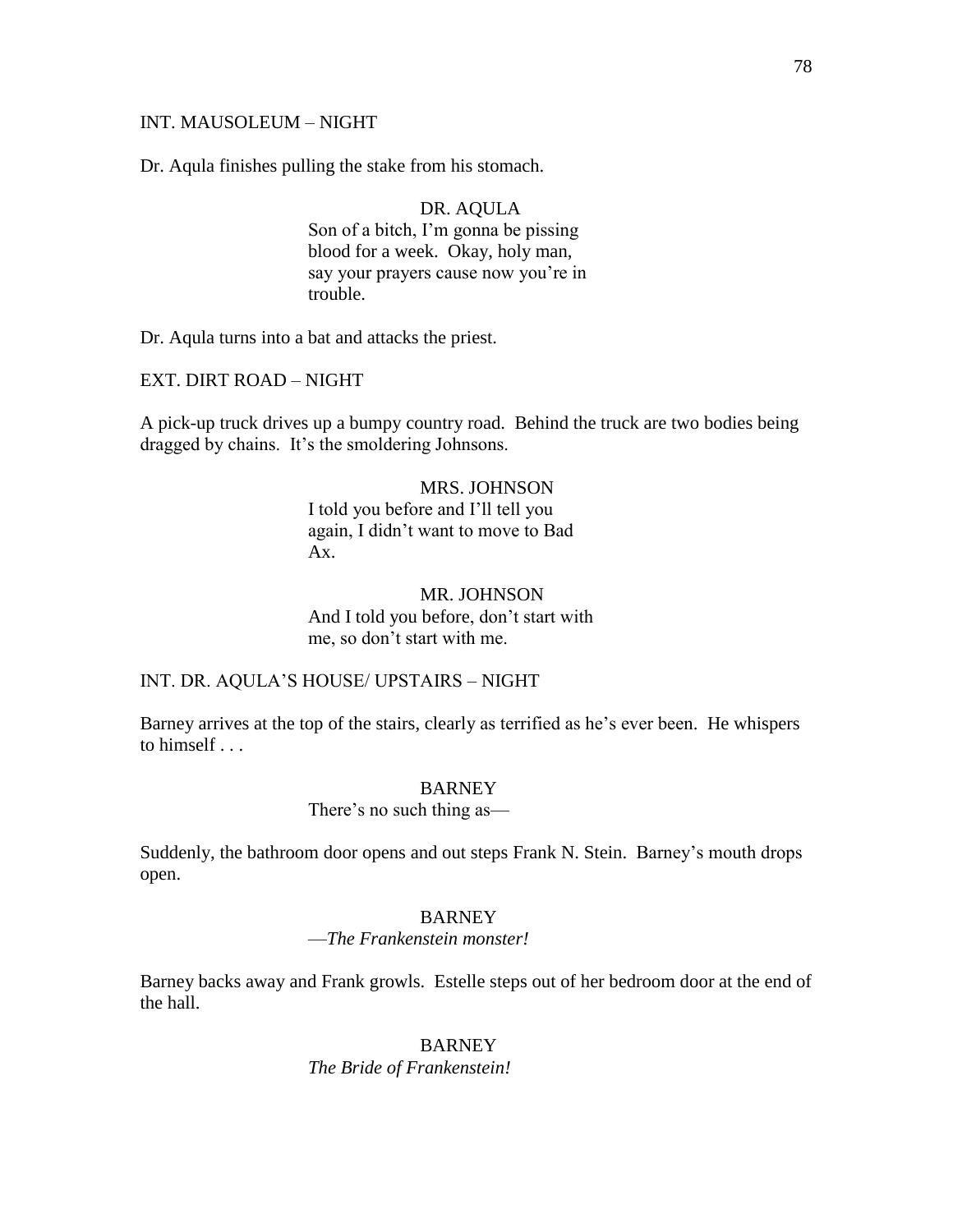INT. MAUSOLEUM – NIGHT

Dr. Aqula finishes pulling the stake from his stomach.

DR. AQULA
Son of a bitch, I'm gonna be pissing blood for a week. Okay, holy man, say your prayers cause now you're in trouble.

Dr. Aqula turns into a bat and attacks the priest.

EXT. DIRT ROAD – NIGHT

A pick-up truck drives up a bumpy country road. Behind the truck are two bodies being dragged by chains. It's the smoldering Johnsons.

MRS. JOHNSON
I told you before and I'll tell you again, I didn't want to move to Bad Ax.

MR. JOHNSON
And I told you before, don't start with me, so don't start with me.

INT. DR. AQULA'S HOUSE/ UPSTAIRS – NIGHT

Barney arrives at the top of the stairs, clearly as terrified as he's ever been. He whispers to himself . . .

BARNEY
There's no such thing as—

Suddenly, the bathroom door opens and out steps Frank N. Stein. Barney's mouth drops open.

BARNEY
—*The Frankenstein monster!*

Barney backs away and Frank growls. Estelle steps out of her bedroom door at the end of the hall.

BARNEY
*The Bride of Frankenstein!*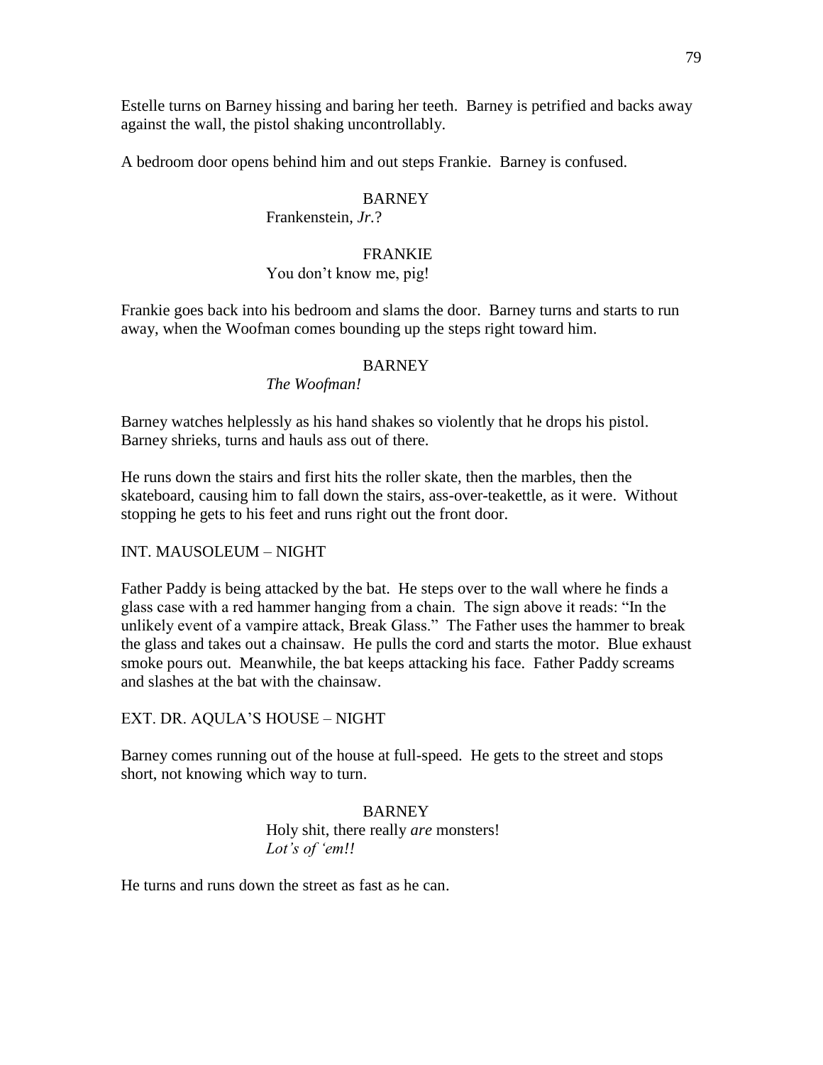Estelle turns on Barney hissing and baring her teeth. Barney is petrified and backs away against the wall, the pistol shaking uncontrollably.

A bedroom door opens behind him and out steps Frankie. Barney is confused.

BARNEY
Frankenstein, *Jr.*?

FRANKIE
You don't know me, pig!

Frankie goes back into his bedroom and slams the door. Barney turns and starts to run away, when the Woofman comes bounding up the steps right toward him.

BARNEY
*The Woofman!*

Barney watches helplessly as his hand shakes so violently that he drops his pistol. Barney shrieks, turns and hauls ass out of there.

He runs down the stairs and first hits the roller skate, then the marbles, then the skateboard, causing him to fall down the stairs, ass-over-teakettle, as it were. Without stopping he gets to his feet and runs right out the front door.

INT. MAUSOLEUM – NIGHT

Father Paddy is being attacked by the bat. He steps over to the wall where he finds a glass case with a red hammer hanging from a chain. The sign above it reads: "In the unlikely event of a vampire attack, Break Glass." The Father uses the hammer to break the glass and takes out a chainsaw. He pulls the cord and starts the motor. Blue exhaust smoke pours out. Meanwhile, the bat keeps attacking his face. Father Paddy screams and slashes at the bat with the chainsaw.

EXT. DR. AQULA'S HOUSE – NIGHT

Barney comes running out of the house at full-speed. He gets to the street and stops short, not knowing which way to turn.

BARNEY
Holy shit, there really *are* monsters!
*Lot's of 'em!!*

He turns and runs down the street as fast as he can.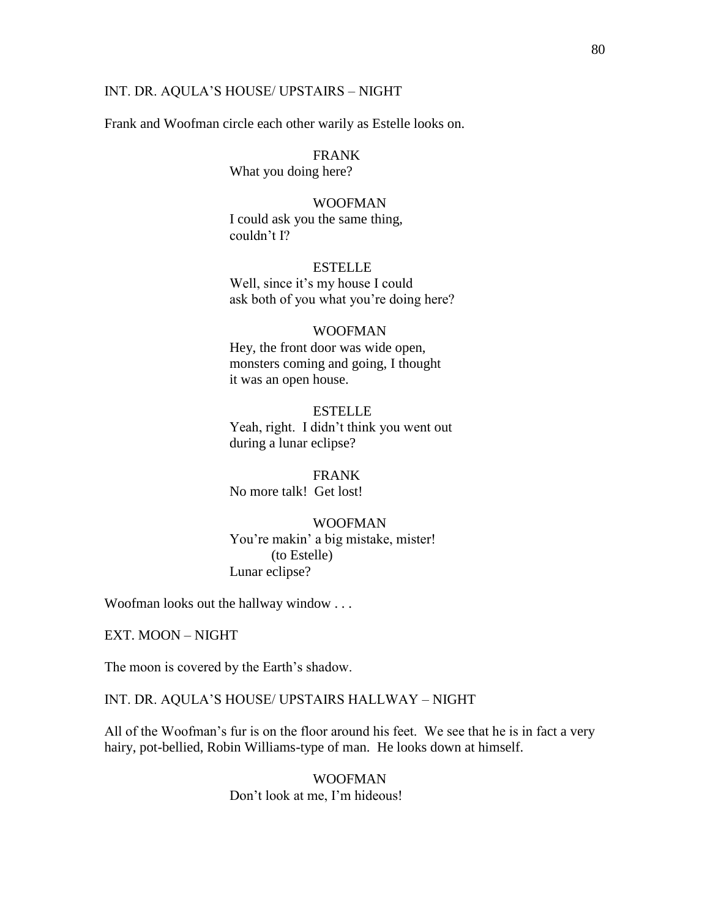INT. DR. AQULA'S HOUSE/ UPSTAIRS – NIGHT

Frank and Woofman circle each other warily as Estelle looks on.

FRANK
What you doing here?

WOOFMAN
I could ask you the same thing, couldn't I?

ESTELLE
Well, since it's my house I could ask both of you what you're doing here?

WOOFMAN
Hey, the front door was wide open, monsters coming and going, I thought it was an open house.

ESTELLE
Yeah, right. I didn't think you went out during a lunar eclipse?

FRANK
No more talk! Get lost!

WOOFMAN
You're makin' a big mistake, mister!
(to Estelle)
Lunar eclipse?

Woofman looks out the hallway window . . .

EXT. MOON – NIGHT

The moon is covered by the Earth's shadow.

INT. DR. AQULA'S HOUSE/ UPSTAIRS HALLWAY – NIGHT

All of the Woofman's fur is on the floor around his feet. We see that he is in fact a very hairy, pot-bellied, Robin Williams-type of man. He looks down at himself.

WOOFMAN
Don't look at me, I'm hideous!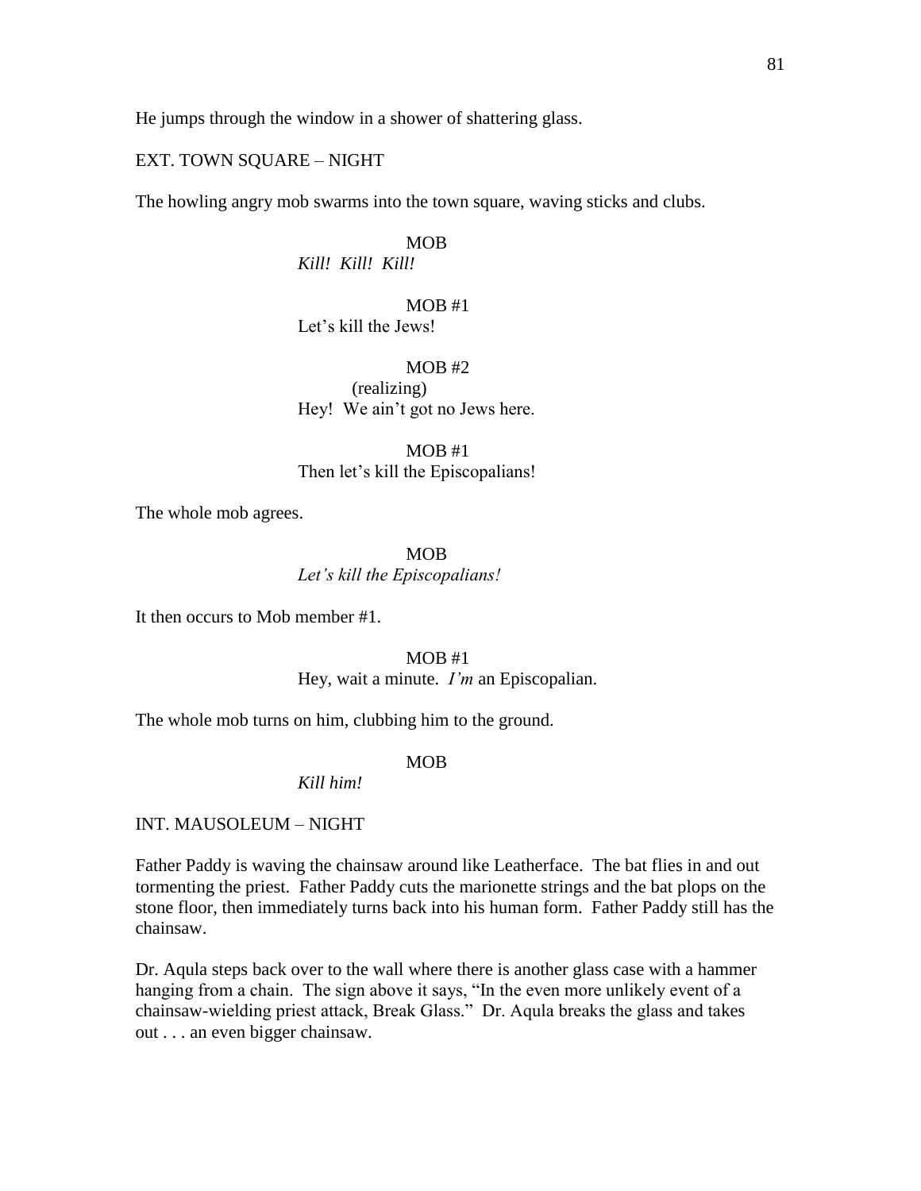He jumps through the window in a shower of shattering glass.

EXT. TOWN SQUARE – NIGHT

The howling angry mob swarms into the town square, waving sticks and clubs.

MOB
*Kill! Kill! Kill!*

MOB #1
Let's kill the Jews!

MOB #2
(realizing)
Hey! We ain't got no Jews here.

MOB #1
Then let's kill the Episcopalians!

The whole mob agrees.

MOB
*Let's kill the Episcopalians!*

It then occurs to Mob member #1.

MOB #1
Hey, wait a minute. *I'm* an Episcopalian.

The whole mob turns on him, clubbing him to the ground.

MOB
*Kill him!*

INT. MAUSOLEUM – NIGHT

Father Paddy is waving the chainsaw around like Leatherface. The bat flies in and out tormenting the priest. Father Paddy cuts the marionette strings and the bat plops on the stone floor, then immediately turns back into his human form. Father Paddy still has the chainsaw.

Dr. Aqula steps back over to the wall where there is another glass case with a hammer hanging from a chain. The sign above it says, "In the even more unlikely event of a chainsaw-wielding priest attack, Break Glass." Dr. Aqula breaks the glass and takes out . . . an even bigger chainsaw.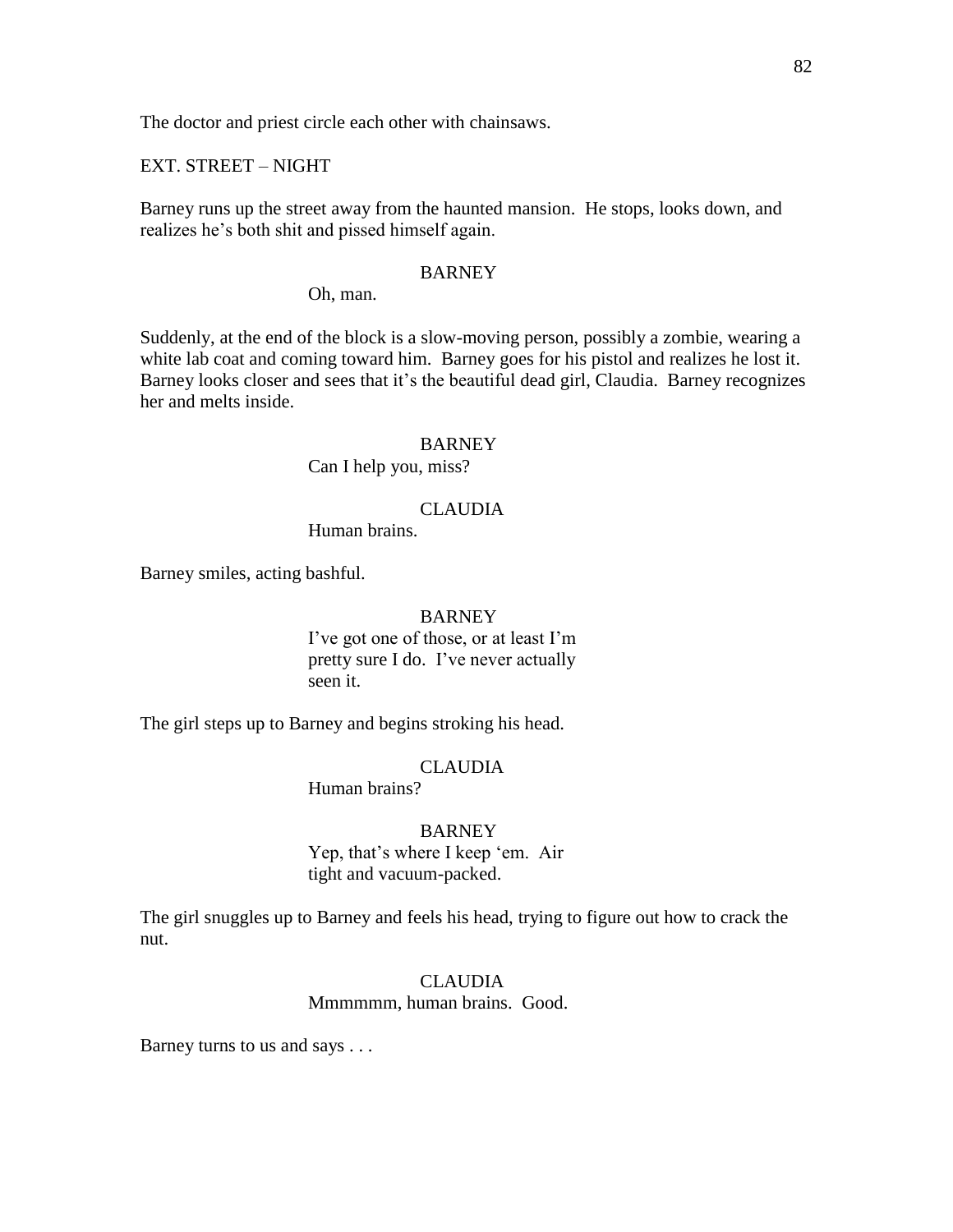The doctor and priest circle each other with chainsaws.

EXT. STREET – NIGHT

Barney runs up the street away from the haunted mansion. He stops, looks down, and realizes he's both shit and pissed himself again.

BARNEY
Oh, man.

Suddenly, at the end of the block is a slow-moving person, possibly a zombie, wearing a white lab coat and coming toward him. Barney goes for his pistol and realizes he lost it. Barney looks closer and sees that it's the beautiful dead girl, Claudia. Barney recognizes her and melts inside.

BARNEY
Can I help you, miss?

CLAUDIA
Human brains.

Barney smiles, acting bashful.

BARNEY
I've got one of those, or at least I'm pretty sure I do. I've never actually seen it.

The girl steps up to Barney and begins stroking his head.

CLAUDIA
Human brains?

BARNEY
Yep, that's where I keep 'em. Air tight and vacuum-packed.

The girl snuggles up to Barney and feels his head, trying to figure out how to crack the nut.

CLAUDIA
Mmmmmm, human brains. Good.

Barney turns to us and says . . .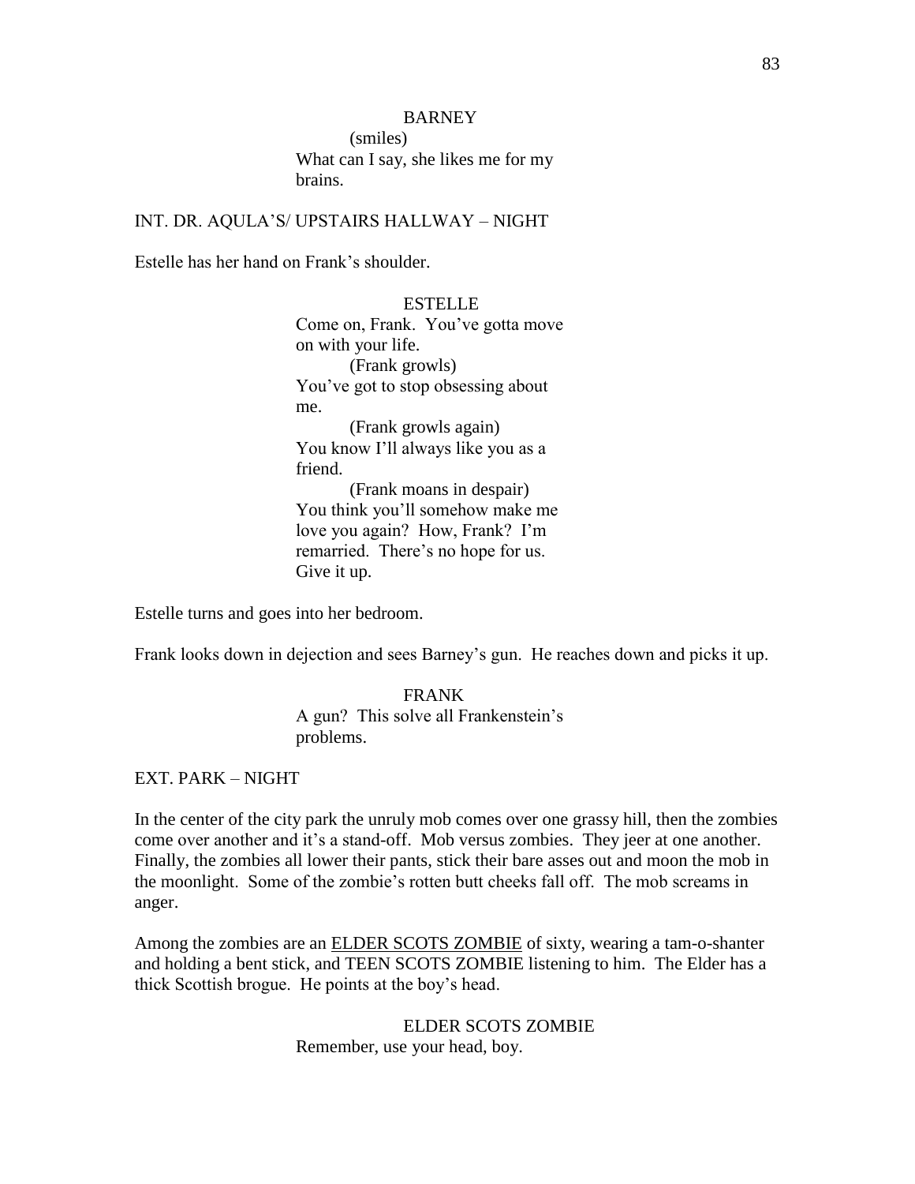BARNEY
(smiles)
What can I say, she likes me for my brains.

INT. DR. AQULA'S/ UPSTAIRS HALLWAY – NIGHT

Estelle has her hand on Frank's shoulder.

ESTELLE
Come on, Frank. You've gotta move on with your life.
(Frank growls)
You've got to stop obsessing about me.
(Frank growls again)
You know I'll always like you as a friend.
(Frank moans in despair)
You think you'll somehow make me love you again? How, Frank? I'm remarried. There's no hope for us. Give it up.

Estelle turns and goes into her bedroom.

Frank looks down in dejection and sees Barney's gun. He reaches down and picks it up.

FRANK
A gun? This solve all Frankenstein's problems.

EXT. PARK – NIGHT

In the center of the city park the unruly mob comes over one grassy hill, then the zombies come over another and it's a stand-off. Mob versus zombies. They jeer at one another. Finally, the zombies all lower their pants, stick their bare asses out and moon the mob in the moonlight. Some of the zombie's rotten butt cheeks fall off. The mob screams in anger.

Among the zombies are an ELDER SCOTS ZOMBIE of sixty, wearing a tam-o-shanter and holding a bent stick, and TEEN SCOTS ZOMBIE listening to him. The Elder has a thick Scottish brogue. He points at the boy's head.

ELDER SCOTS ZOMBIE
Remember, use your head, boy.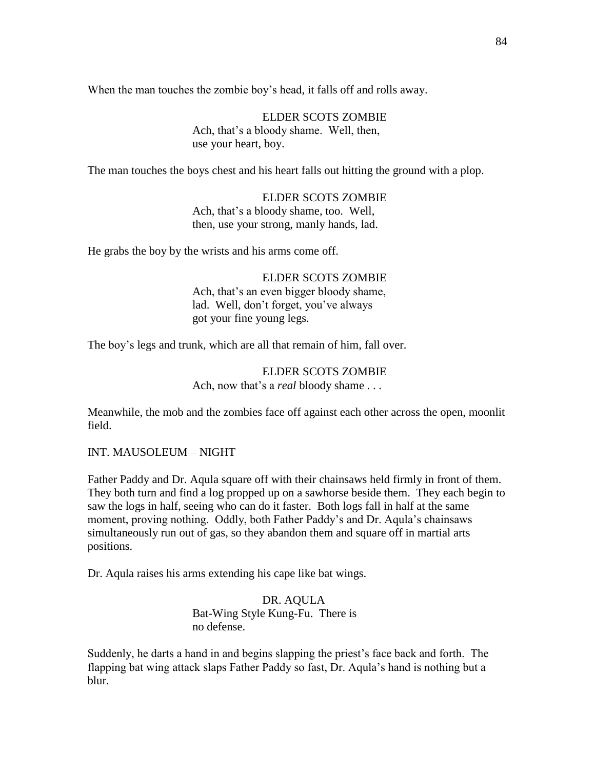When the man touches the zombie boy's head, it falls off and rolls away.

ELDER SCOTS ZOMBIE
Ach, that's a bloody shame. Well, then,
use your heart, boy.

The man touches the boys chest and his heart falls out hitting the ground with a plop.

ELDER SCOTS ZOMBIE
Ach, that's a bloody shame, too. Well,
then, use your strong, manly hands, lad.

He grabs the boy by the wrists and his arms come off.

ELDER SCOTS ZOMBIE
Ach, that's an even bigger bloody shame,
lad. Well, don't forget, you've always
got your fine young legs.

The boy's legs and trunk, which are all that remain of him, fall over.

ELDER SCOTS ZOMBIE
Ach, now that's a *real* bloody shame . . .

Meanwhile, the mob and the zombies face off against each other across the open, moonlit field.

INT. MAUSOLEUM – NIGHT

Father Paddy and Dr. Aqula square off with their chainsaws held firmly in front of them. They both turn and find a log propped up on a sawhorse beside them. They each begin to saw the logs in half, seeing who can do it faster. Both logs fall in half at the same moment, proving nothing. Oddly, both Father Paddy's and Dr. Aqula's chainsaws simultaneously run out of gas, so they abandon them and square off in martial arts positions.

Dr. Aqula raises his arms extending his cape like bat wings.

DR. AQULA
Bat-Wing Style Kung-Fu. There is
no defense.

Suddenly, he darts a hand in and begins slapping the priest's face back and forth. The flapping bat wing attack slaps Father Paddy so fast, Dr. Aqula's hand is nothing but a blur.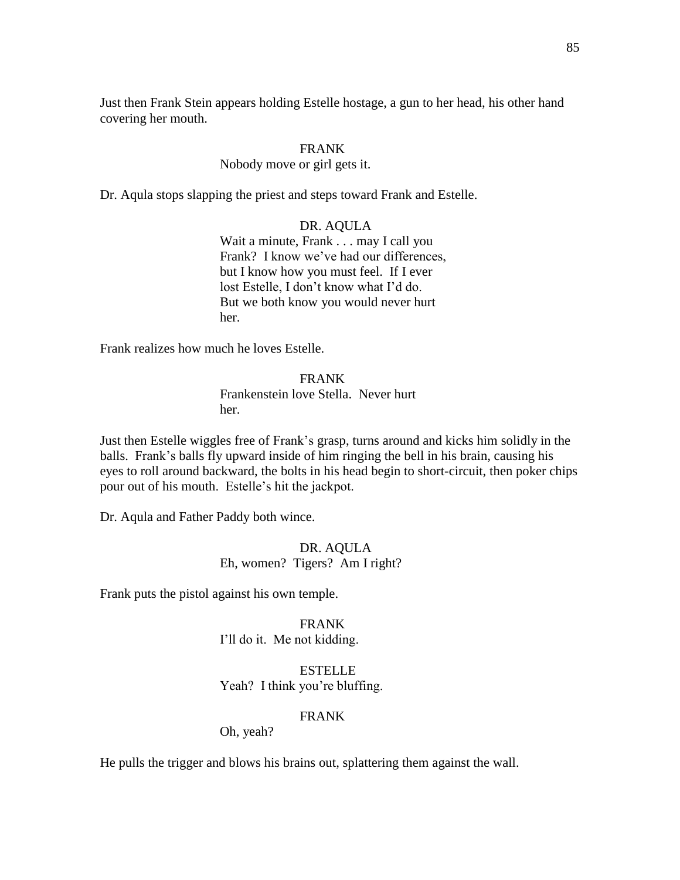Just then Frank Stein appears holding Estelle hostage, a gun to her head, his other hand covering her mouth.

FRANK
Nobody move or girl gets it.

Dr. Aqula stops slapping the priest and steps toward Frank and Estelle.

DR. AQULA
Wait a minute, Frank . . . may I call you Frank? I know we've had our differences, but I know how you must feel. If I ever lost Estelle, I don't know what I'd do. But we both know you would never hurt her.

Frank realizes how much he loves Estelle.

FRANK
Frankenstein love Stella. Never hurt her.

Just then Estelle wiggles free of Frank's grasp, turns around and kicks him solidly in the balls. Frank's balls fly upward inside of him ringing the bell in his brain, causing his eyes to roll around backward, the bolts in his head begin to short-circuit, then poker chips pour out of his mouth. Estelle's hit the jackpot.

Dr. Aqula and Father Paddy both wince.

DR. AQULA
Eh, women? Tigers? Am I right?

Frank puts the pistol against his own temple.

FRANK
I'll do it. Me not kidding.

ESTELLE
Yeah? I think you're bluffing.

FRANK
Oh, yeah?

He pulls the trigger and blows his brains out, splattering them against the wall.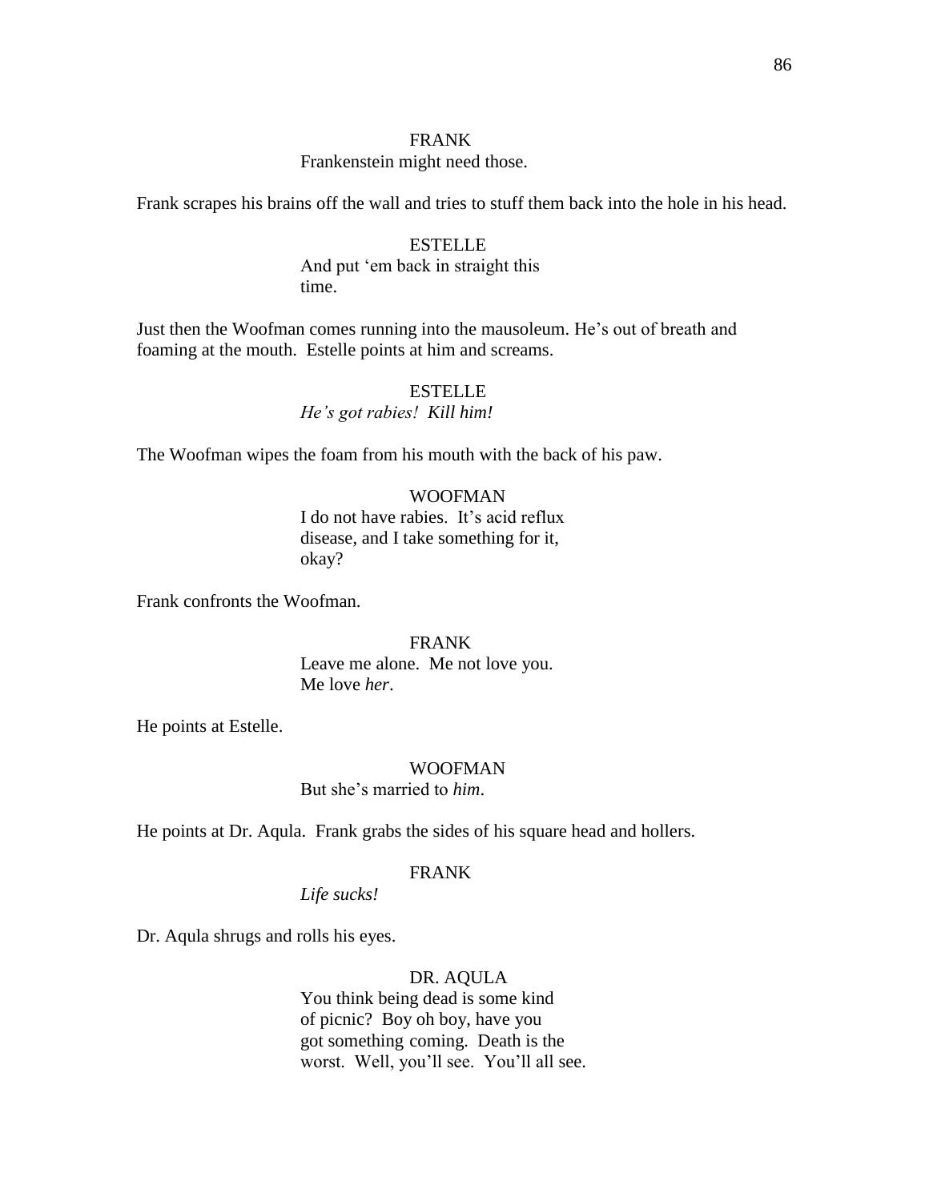FRANK

Frankenstein might need those.

Frank scrapes his brains off the wall and tries to stuff them back into the hole in his head.

ESTELLE

And put 'em back in straight this time.

Just then the Woofman comes running into the mausoleum. He's out of breath and foaming at the mouth. Estelle points at him and screams.

ESTELLE

*He's got rabies! Kill him!*

The Woofman wipes the foam from his mouth with the back of his paw.

WOOFMAN

I do not have rabies. It's acid reflux disease, and I take something for it, okay?

Frank confronts the Woofman.

FRANK

Leave me alone. Me not love you. Me love *her*.

He points at Estelle.

WOOFMAN

But she's married to *him*.

He points at Dr. Aqula. Frank grabs the sides of his square head and hollers.

FRANK

*Life sucks!*

Dr. Aqula shrugs and rolls his eyes.

DR. AQULA

You think being dead is some kind of picnic? Boy oh boy, have you got something coming. Death is the worst. Well, you'll see. You'll all see.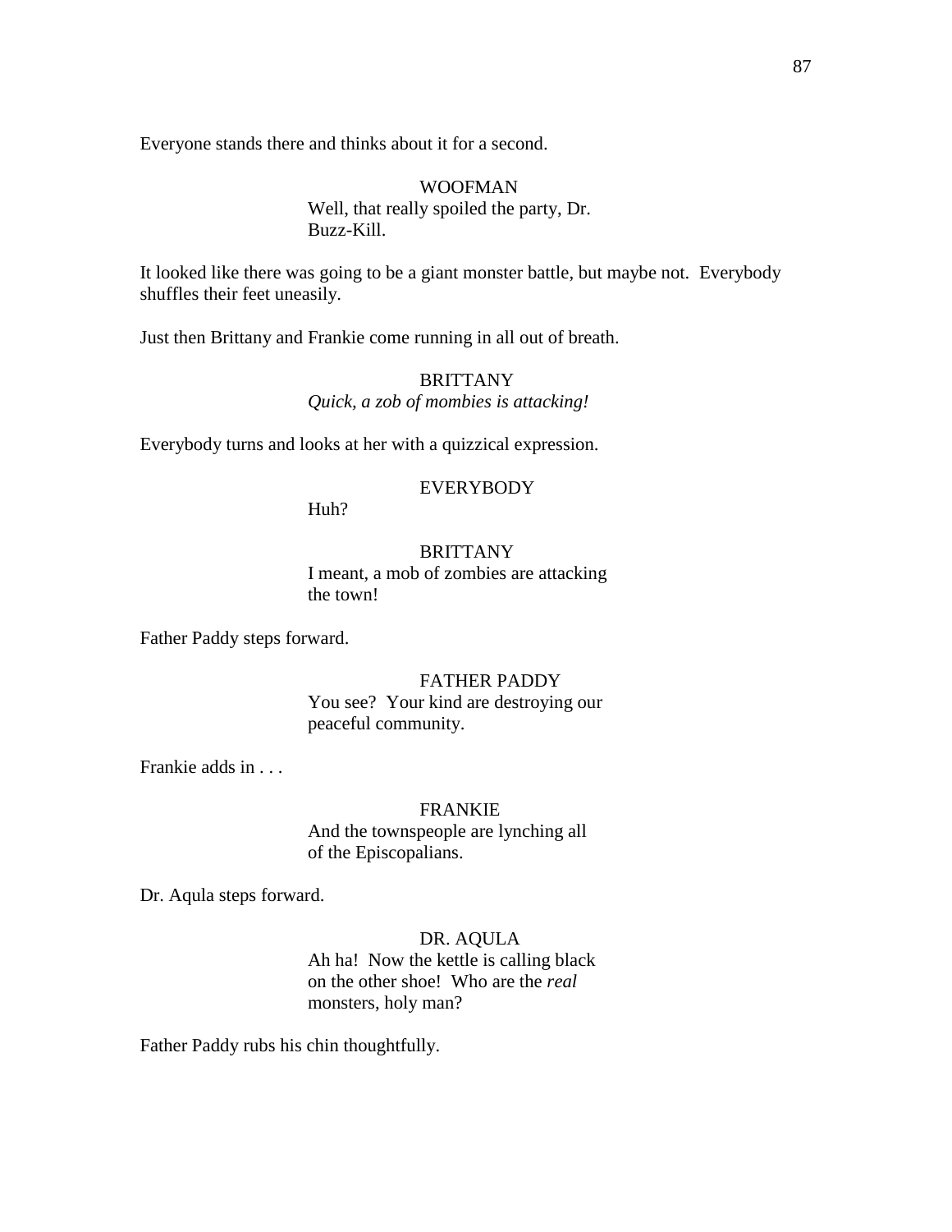Everyone stands there and thinks about it for a second.

WOOFMAN
Well, that really spoiled the party, Dr. Buzz-Kill.

It looked like there was going to be a giant monster battle, but maybe not. Everybody shuffles their feet uneasily.

Just then Brittany and Frankie come running in all out of breath.

BRITTANY
*Quick, a zob of mombies is attacking!*

Everybody turns and looks at her with a quizzical expression.

EVERYBODY
Huh?

BRITTANY
I meant, a mob of zombies are attacking the town!

Father Paddy steps forward.

FATHER PADDY
You see? Your kind are destroying our peaceful community.

Frankie adds in . . .

FRANKIE
And the townspeople are lynching all of the Episcopalians.

Dr. Aqula steps forward.

DR. AQULA
Ah ha! Now the kettle is calling black on the other shoe! Who are the *real* monsters, holy man?

Father Paddy rubs his chin thoughtfully.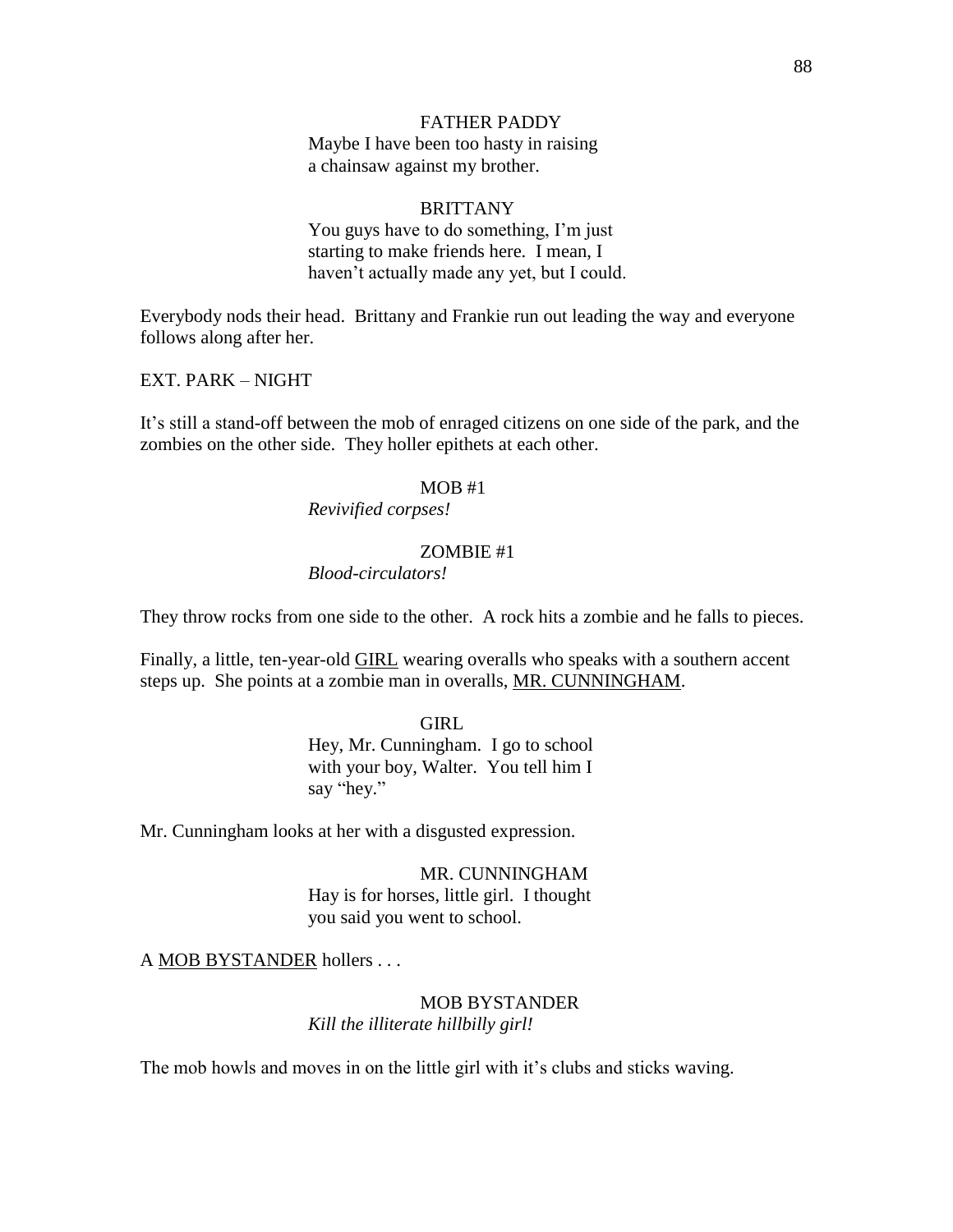FATHER PADDY

Maybe I have been too hasty in raising a chainsaw against my brother.

BRITTANY

You guys have to do something, I'm just starting to make friends here. I mean, I haven't actually made any yet, but I could.

Everybody nods their head. Brittany and Frankie run out leading the way and everyone follows along after her.

EXT. PARK – NIGHT

It's still a stand-off between the mob of enraged citizens on one side of the park, and the zombies on the other side. They holler epithets at each other.

MOB #1

*Revivified corpses!*

ZOMBIE #1

*Blood-circulators!*

They throw rocks from one side to the other. A rock hits a zombie and he falls to pieces.

Finally, a little, ten-year-old <u>GIRL</u> wearing overalls who speaks with a southern accent steps up. She points at a zombie man in overalls, <u>MR. CUNNINGHAM</u>.

GIRL

Hey, Mr. Cunningham. I go to school with your boy, Walter. You tell him I say "hey."

Mr. Cunningham looks at her with a disgusted expression.

MR. CUNNINGHAM

Hay is for horses, little girl. I thought you said you went to school.

A <u>MOB BYSTANDER</u> hollers . . .

MOB BYSTANDER

*Kill the illiterate hillbilly girl!*

The mob howls and moves in on the little girl with it's clubs and sticks waving.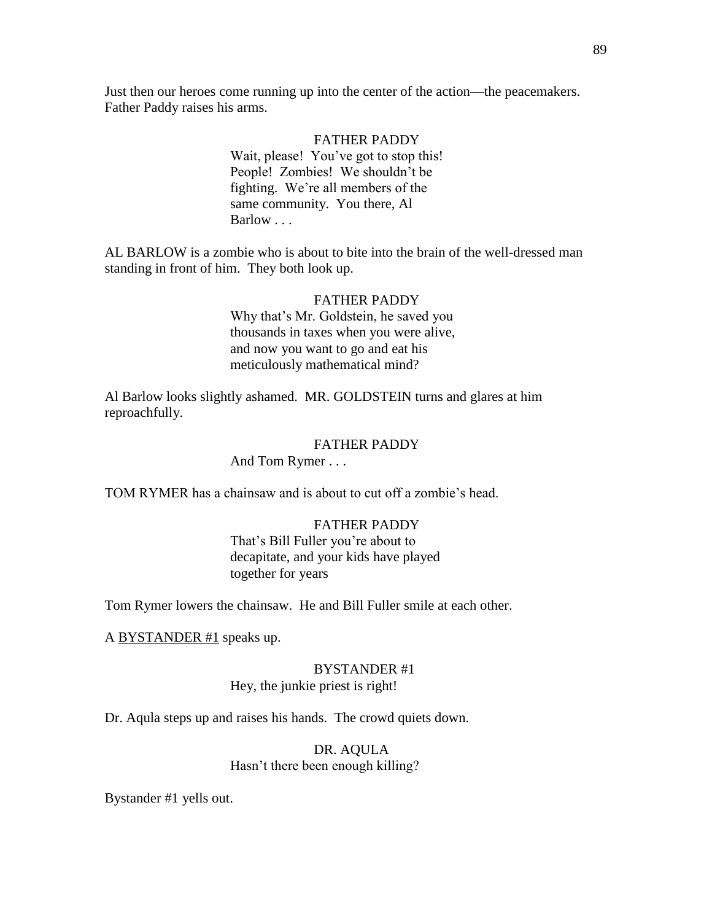Just then our heroes come running up into the center of the action—the peacemakers. Father Paddy raises his arms.

FATHER PADDY
Wait, please! You've got to stop this! People! Zombies! We shouldn't be fighting. We're all members of the same community. You there, Al Barlow . . .

AL BARLOW is a zombie who is about to bite into the brain of the well-dressed man standing in front of him. They both look up.

FATHER PADDY
Why that's Mr. Goldstein, he saved you thousands in taxes when you were alive, and now you want to go and eat his meticulously mathematical mind?

Al Barlow looks slightly ashamed. MR. GOLDSTEIN turns and glares at him reproachfully.

FATHER PADDY
And Tom Rymer . . .

TOM RYMER has a chainsaw and is about to cut off a zombie's head.

FATHER PADDY
That's Bill Fuller you're about to decapitate, and your kids have played together for years

Tom Rymer lowers the chainsaw. He and Bill Fuller smile at each other.

A <u>BYSTANDER #1</u> speaks up.

BYSTANDER #1
Hey, the junkie priest is right!

Dr. Aqula steps up and raises his hands. The crowd quiets down.

DR. AQULA
Hasn't there been enough killing?

Bystander #1 yells out.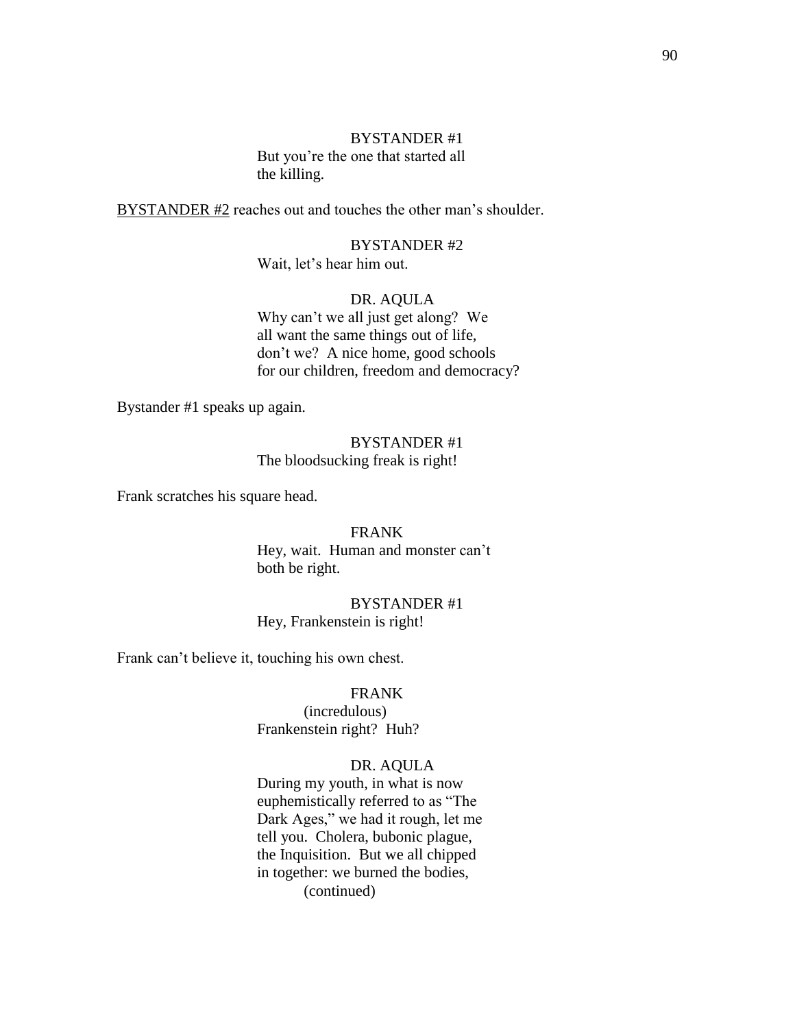BYSTANDER #1
But you're the one that started all the killing.

<u>BYSTANDER #2</u> reaches out and touches the other man's shoulder.

BYSTANDER #2
Wait, let's hear him out.

DR. AQULA
Why can't we all just get along? We all want the same things out of life, don't we? A nice home, good schools for our children, freedom and democracy?

Bystander #1 speaks up again.

BYSTANDER #1
The bloodsucking freak is right!

Frank scratches his square head.

FRANK
Hey, wait. Human and monster can't both be right.

BYSTANDER #1
Hey, Frankenstein is right!

Frank can't believe it, touching his own chest.

FRANK
(incredulous)
Frankenstein right? Huh?

DR. AQULA
During my youth, in what is now euphemistically referred to as "The Dark Ages," we had it rough, let me tell you. Cholera, bubonic plague, the Inquisition. But we all chipped in together: we burned the bodies,
(continued)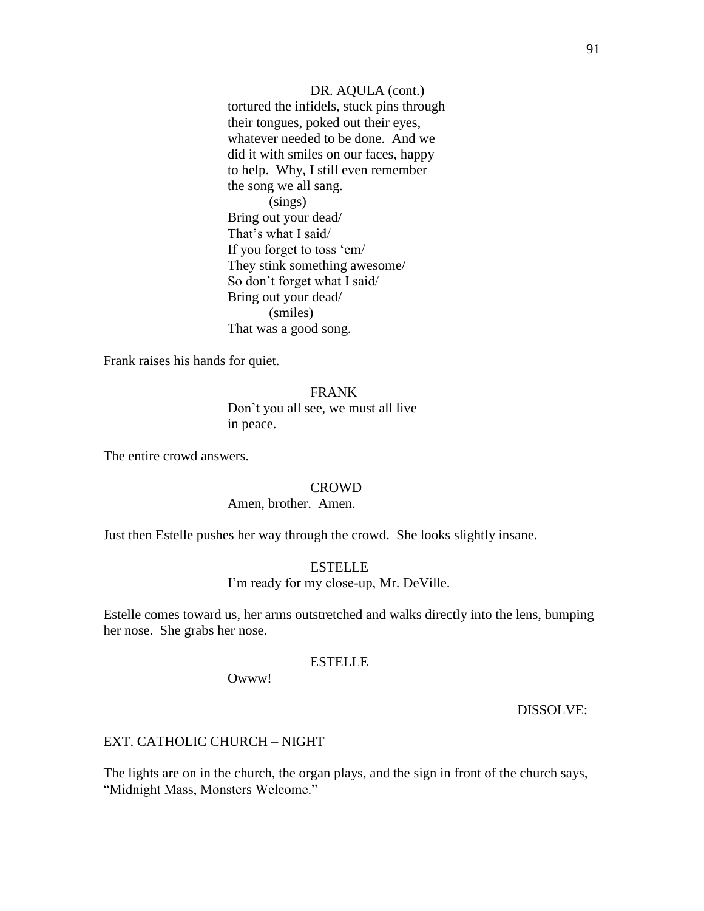DR. AQULA (cont.)

tortured the infidels, stuck pins through their tongues, poked out their eyes, whatever needed to be done. And we did it with smiles on our faces, happy to help. Why, I still even remember the song we all sang.

(sings)

Bring out your dead/
That's what I said/
If you forget to toss 'em/
They stink something awesome/
So don't forget what I said/
Bring out your dead/

(smiles)

That was a good song.

Frank raises his hands for quiet.

FRANK

Don't you all see, we must all live in peace.

The entire crowd answers.

CROWD

Amen, brother. Amen.

Just then Estelle pushes her way through the crowd. She looks slightly insane.

ESTELLE

I'm ready for my close-up, Mr. DeVille.

Estelle comes toward us, her arms outstretched and walks directly into the lens, bumping her nose. She grabs her nose.

ESTELLE

Owww!

DISSOLVE:

EXT. CATHOLIC CHURCH – NIGHT

The lights are on in the church, the organ plays, and the sign in front of the church says, "Midnight Mass, Monsters Welcome."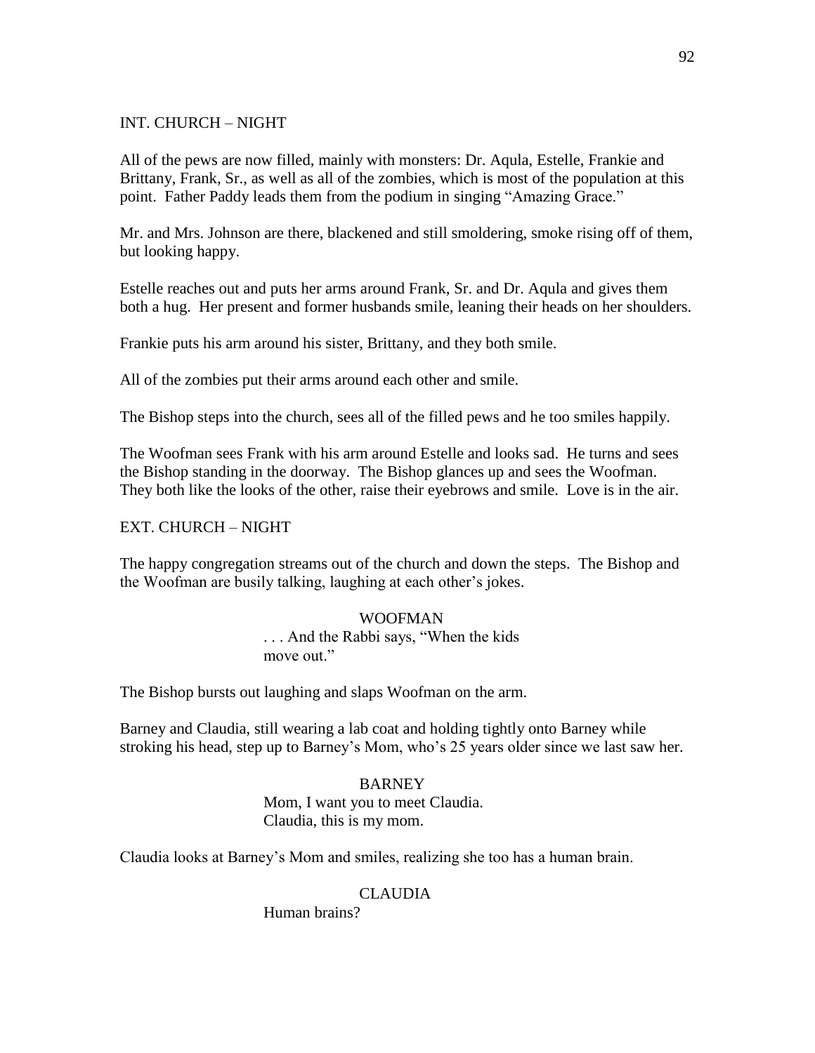INT. CHURCH – NIGHT

All of the pews are now filled, mainly with monsters: Dr. Aqula, Estelle, Frankie and Brittany, Frank, Sr., as well as all of the zombies, which is most of the population at this point. Father Paddy leads them from the podium in singing "Amazing Grace."

Mr. and Mrs. Johnson are there, blackened and still smoldering, smoke rising off of them, but looking happy.

Estelle reaches out and puts her arms around Frank, Sr. and Dr. Aqula and gives them both a hug. Her present and former husbands smile, leaning their heads on her shoulders.

Frankie puts his arm around his sister, Brittany, and they both smile.

All of the zombies put their arms around each other and smile.

The Bishop steps into the church, sees all of the filled pews and he too smiles happily.

The Woofman sees Frank with his arm around Estelle and looks sad. He turns and sees the Bishop standing in the doorway. The Bishop glances up and sees the Woofman. They both like the looks of the other, raise their eyebrows and smile. Love is in the air.

EXT. CHURCH – NIGHT

The happy congregation streams out of the church and down the steps. The Bishop and the Woofman are busily talking, laughing at each other's jokes.

WOOFMAN

. . . And the Rabbi says, "When the kids move out."

The Bishop bursts out laughing and slaps Woofman on the arm.

Barney and Claudia, still wearing a lab coat and holding tightly onto Barney while stroking his head, step up to Barney's Mom, who's 25 years older since we last saw her.

BARNEY

Mom, I want you to meet Claudia.
Claudia, this is my mom.

Claudia looks at Barney's Mom and smiles, realizing she too has a human brain.

CLAUDIA

Human brains?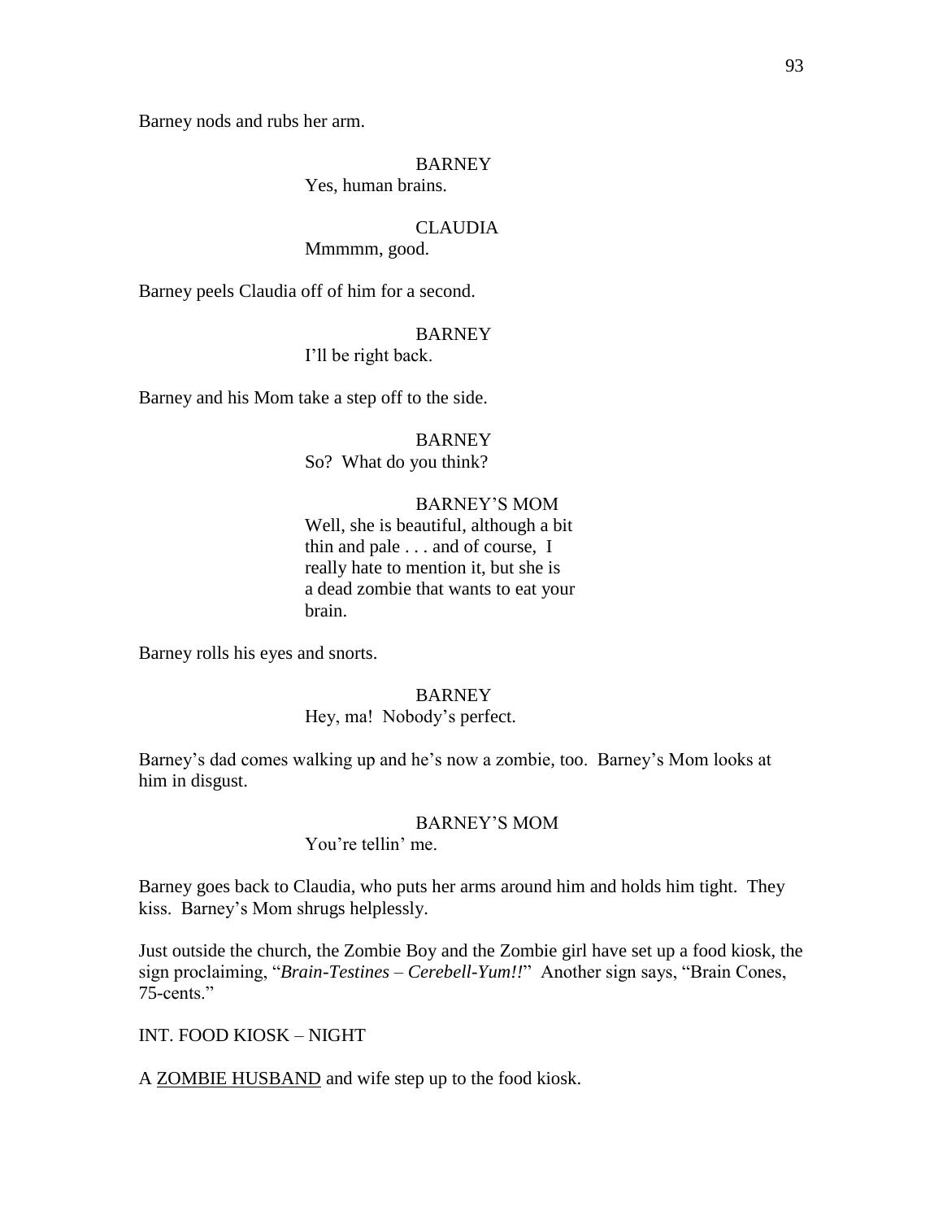Barney nods and rubs her arm.

BARNEY
Yes, human brains.

CLAUDIA
Mmmmm, good.

Barney peels Claudia off of him for a second.

BARNEY
I'll be right back.

Barney and his Mom take a step off to the side.

BARNEY
So? What do you think?

BARNEY'S MOM
Well, she is beautiful, although a bit thin and pale . . . and of course, I really hate to mention it, but she is a dead zombie that wants to eat your brain.

Barney rolls his eyes and snorts.

BARNEY
Hey, ma! Nobody's perfect.

Barney's dad comes walking up and he's now a zombie, too. Barney's Mom looks at him in disgust.

BARNEY'S MOM
You're tellin' me.

Barney goes back to Claudia, who puts her arms around him and holds him tight. They kiss. Barney's Mom shrugs helplessly.

Just outside the church, the Zombie Boy and the Zombie girl have set up a food kiosk, the sign proclaiming, "*Brain-Testines – Cerebell-Yum!!*" Another sign says, "Brain Cones, 75-cents."

INT. FOOD KIOSK – NIGHT

A ZOMBIE HUSBAND and wife step up to the food kiosk.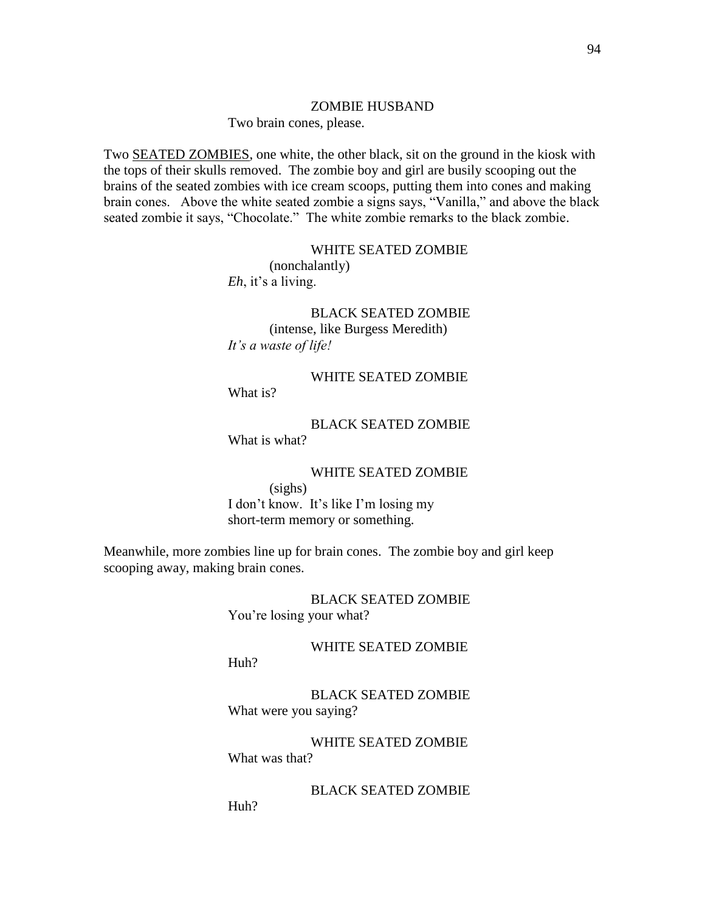ZOMBIE HUSBAND

Two brain cones, please.

Two SEATED ZOMBIES, one white, the other black, sit on the ground in the kiosk with the tops of their skulls removed. The zombie boy and girl are busily scooping out the brains of the seated zombies with ice cream scoops, putting them into cones and making brain cones. Above the white seated zombie a signs says, “Vanilla,” and above the black seated zombie it says, “Chocolate.” The white zombie remarks to the black zombie.

WHITE SEATED ZOMBIE

(nonchalantly)

*Eh*, it’s a living.

BLACK SEATED ZOMBIE

(intense, like Burgess Meredith)

*It’s a waste of life!*

WHITE SEATED ZOMBIE

What is?

BLACK SEATED ZOMBIE

What is what?

WHITE SEATED ZOMBIE

(sighs)

I don’t know. It’s like I’m losing my short-term memory or something.

Meanwhile, more zombies line up for brain cones. The zombie boy and girl keep scooping away, making brain cones.

BLACK SEATED ZOMBIE

You’re losing your what?

WHITE SEATED ZOMBIE

Huh?

BLACK SEATED ZOMBIE

What were you saying?

WHITE SEATED ZOMBIE

What was that?

BLACK SEATED ZOMBIE

Huh?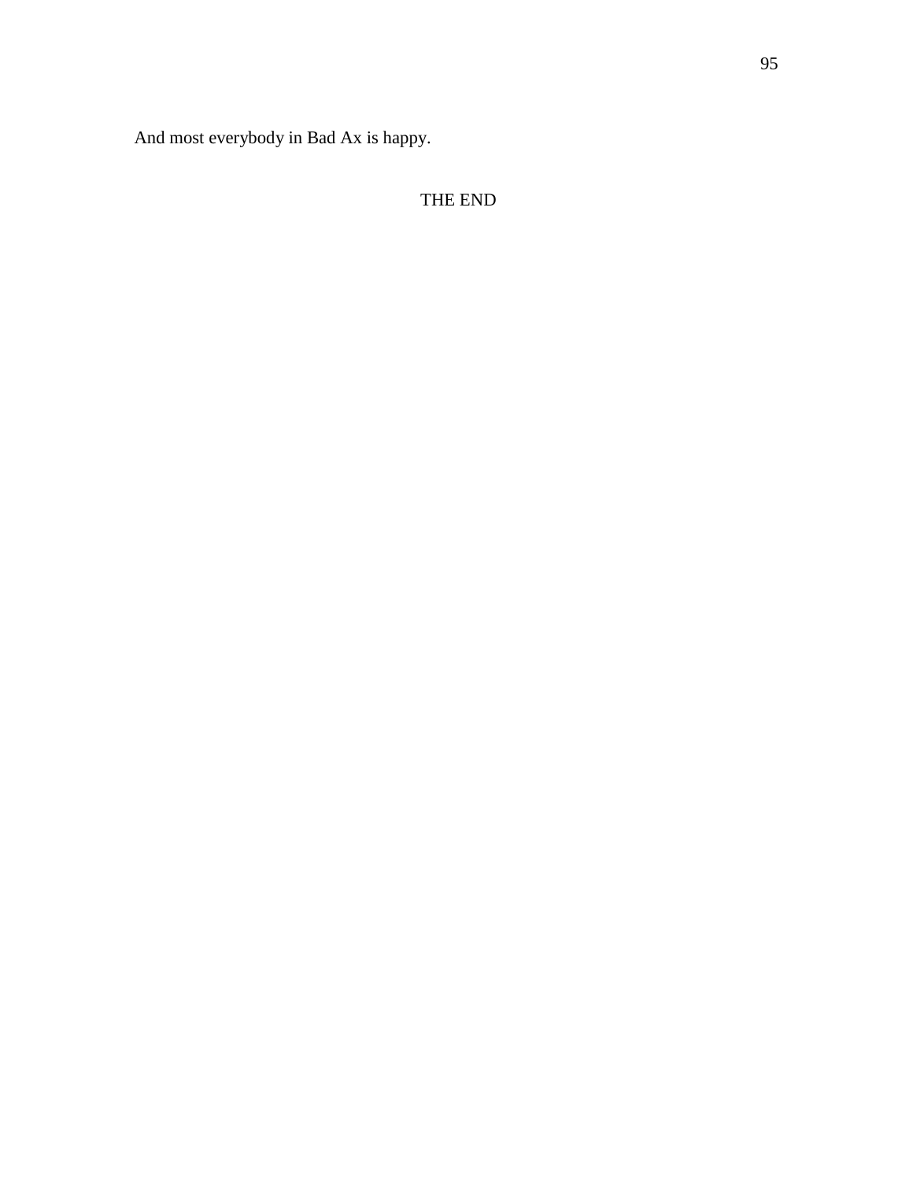And most everybody in Bad Ax is happy.

THE END